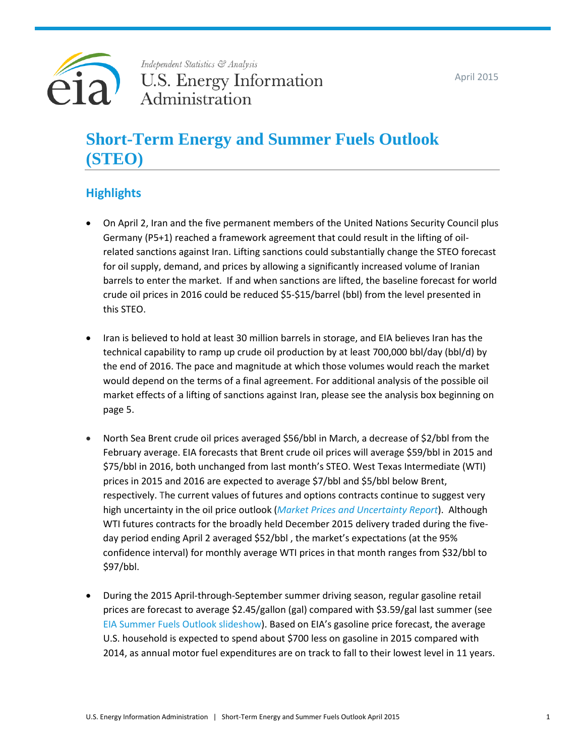Independent Statistics & Analysis
U.S. Energy Information Administration

April 2015

# Short-Term Energy and Summer Fuels Outlook (STEO)

## Highlights

- On April 2, Iran and the five permanent members of the United Nations Security Council plus Germany (P5+1) reached a framework agreement that could result in the lifting of oil-related sanctions against Iran. Lifting sanctions could substantially change the STEO forecast for oil supply, demand, and prices by allowing a significantly increased volume of Iranian barrels to enter the market. If and when sanctions are lifted, the baseline forecast for world crude oil prices in 2016 could be reduced $5-$15/barrel (bbl) from the level presented in this STEO.

- Iran is believed to hold at least 30 million barrels in storage, and EIA believes Iran has the technical capability to ramp up crude oil production by at least 700,000 bbl/day (bbl/d) by the end of 2016. The pace and magnitude at which those volumes would reach the market would depend on the terms of a final agreement. For additional analysis of the possible oil market effects of a lifting of sanctions against Iran, please see the analysis box beginning on page 5.

- North Sea Brent crude oil prices averaged $56/bbl in March, a decrease of $2/bbl from the February average. EIA forecasts that Brent crude oil prices will average $59/bbl in 2015 and $75/bbl in 2016, both unchanged from last month's STEO. West Texas Intermediate (WTI) prices in 2015 and 2016 are expected to average $7/bbl and $5/bbl below Brent, respectively. The current values of futures and options contracts continue to suggest very high uncertainty in the oil price outlook (*Market Prices and Uncertainty Report*). Although WTI futures contracts for the broadly held December 2015 delivery traded during the five-day period ending April 2 averaged $52/bbl , the market's expectations (at the 95% confidence interval) for monthly average WTI prices in that month ranges from $32/bbl to $97/bbl.

- During the 2015 April-through-September summer driving season, regular gasoline retail prices are forecast to average $2.45/gallon (gal) compared with $3.59/gal last summer (see EIA Summer Fuels Outlook slideshow). Based on EIA's gasoline price forecast, the average U.S. household is expected to spend about $700 less on gasoline in 2015 compared with 2014, as annual motor fuel expenditures are on track to fall to their lowest level in 11 years.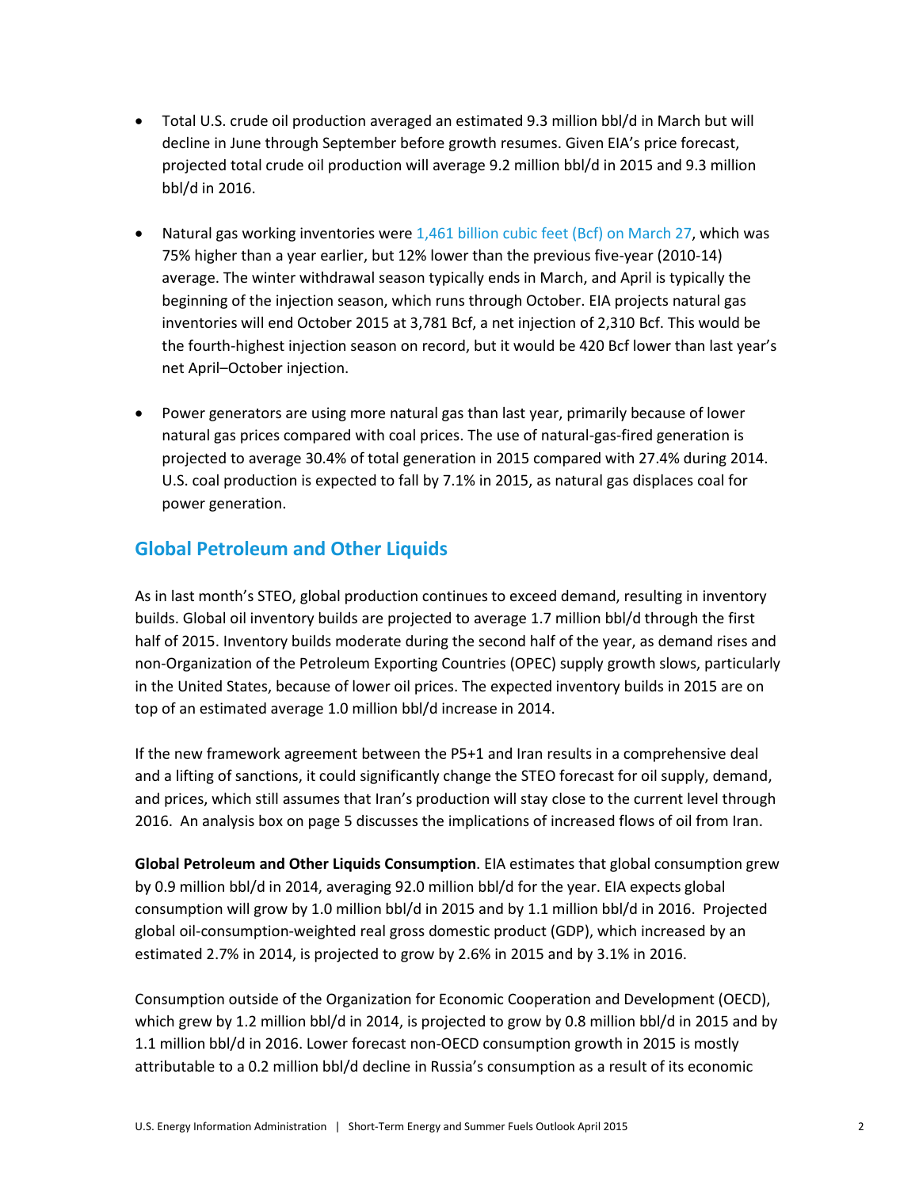- Total U.S. crude oil production averaged an estimated 9.3 million bbl/d in March but will decline in June through September before growth resumes. Given EIA's price forecast, projected total crude oil production will average 9.2 million bbl/d in 2015 and 9.3 million bbl/d in 2016.

- Natural gas working inventories were 1,461 billion cubic feet (Bcf) on March 27, which was 75% higher than a year earlier, but 12% lower than the previous five-year (2010-14) average. The winter withdrawal season typically ends in March, and April is typically the beginning of the injection season, which runs through October. EIA projects natural gas inventories will end October 2015 at 3,781 Bcf, a net injection of 2,310 Bcf. This would be the fourth-highest injection season on record, but it would be 420 Bcf lower than last year's net April–October injection.

- Power generators are using more natural gas than last year, primarily because of lower natural gas prices compared with coal prices. The use of natural-gas-fired generation is projected to average 30.4% of total generation in 2015 compared with 27.4% during 2014. U.S. coal production is expected to fall by 7.1% in 2015, as natural gas displaces coal for power generation.

## Global Petroleum and Other Liquids

As in last month's STEO, global production continues to exceed demand, resulting in inventory builds. Global oil inventory builds are projected to average 1.7 million bbl/d through the first half of 2015. Inventory builds moderate during the second half of the year, as demand rises and non-Organization of the Petroleum Exporting Countries (OPEC) supply growth slows, particularly in the United States, because of lower oil prices. The expected inventory builds in 2015 are on top of an estimated average 1.0 million bbl/d increase in 2014.

If the new framework agreement between the P5+1 and Iran results in a comprehensive deal and a lifting of sanctions, it could significantly change the STEO forecast for oil supply, demand, and prices, which still assumes that Iran's production will stay close to the current level through 2016. An analysis box on page 5 discusses the implications of increased flows of oil from Iran.

**Global Petroleum and Other Liquids Consumption**. EIA estimates that global consumption grew by 0.9 million bbl/d in 2014, averaging 92.0 million bbl/d for the year. EIA expects global consumption will grow by 1.0 million bbl/d in 2015 and by 1.1 million bbl/d in 2016. Projected global oil-consumption-weighted real gross domestic product (GDP), which increased by an estimated 2.7% in 2014, is projected to grow by 2.6% in 2015 and by 3.1% in 2016.

Consumption outside of the Organization for Economic Cooperation and Development (OECD), which grew by 1.2 million bbl/d in 2014, is projected to grow by 0.8 million bbl/d in 2015 and by 1.1 million bbl/d in 2016. Lower forecast non-OECD consumption growth in 2015 is mostly attributable to a 0.2 million bbl/d decline in Russia's consumption as a result of its economic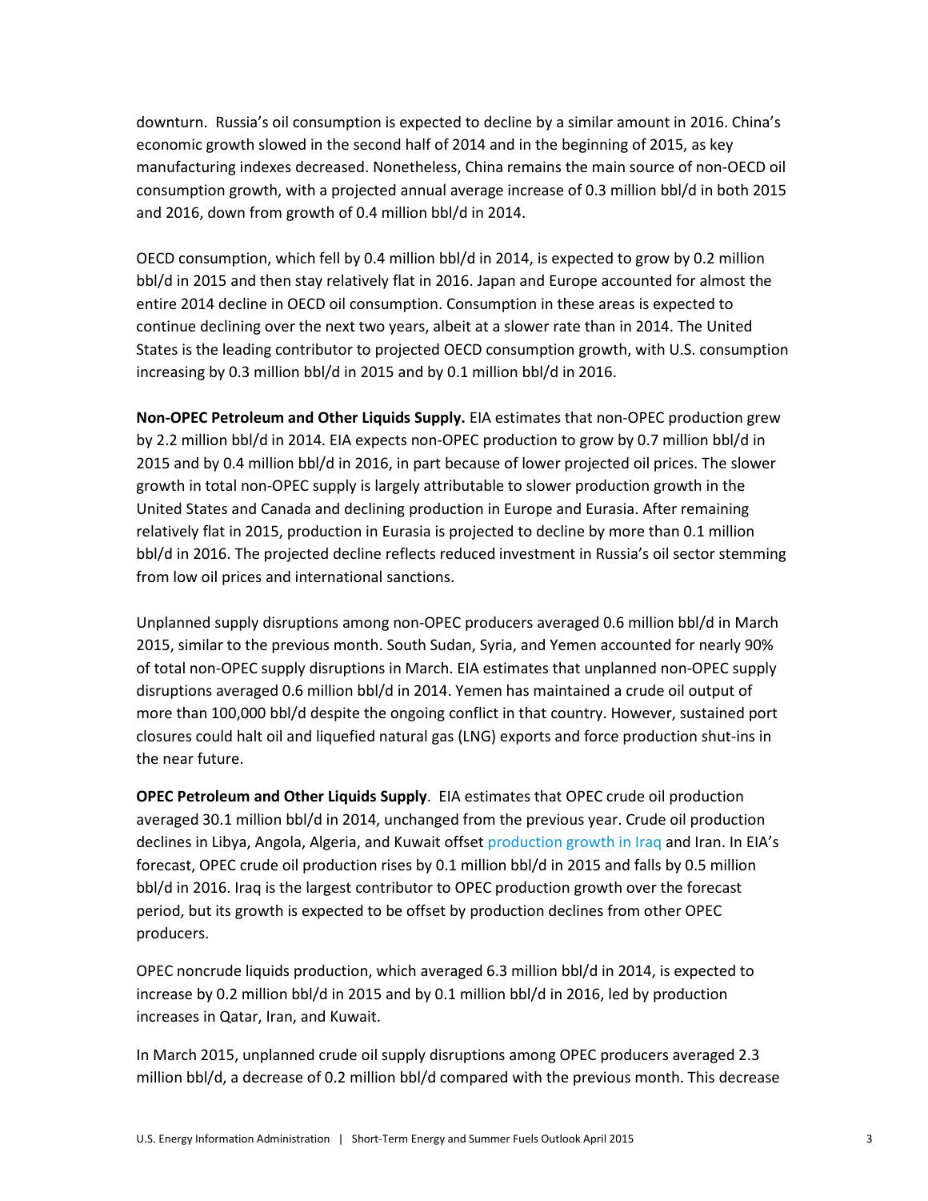downturn. Russia's oil consumption is expected to decline by a similar amount in 2016. China's economic growth slowed in the second half of 2014 and in the beginning of 2015, as key manufacturing indexes decreased. Nonetheless, China remains the main source of non-OECD oil consumption growth, with a projected annual average increase of 0.3 million bbl/d in both 2015 and 2016, down from growth of 0.4 million bbl/d in 2014.

OECD consumption, which fell by 0.4 million bbl/d in 2014, is expected to grow by 0.2 million bbl/d in 2015 and then stay relatively flat in 2016. Japan and Europe accounted for almost the entire 2014 decline in OECD oil consumption. Consumption in these areas is expected to continue declining over the next two years, albeit at a slower rate than in 2014. The United States is the leading contributor to projected OECD consumption growth, with U.S. consumption increasing by 0.3 million bbl/d in 2015 and by 0.1 million bbl/d in 2016.

**Non-OPEC Petroleum and Other Liquids Supply.** EIA estimates that non-OPEC production grew by 2.2 million bbl/d in 2014. EIA expects non-OPEC production to grow by 0.7 million bbl/d in 2015 and by 0.4 million bbl/d in 2016, in part because of lower projected oil prices. The slower growth in total non-OPEC supply is largely attributable to slower production growth in the United States and Canada and declining production in Europe and Eurasia. After remaining relatively flat in 2015, production in Eurasia is projected to decline by more than 0.1 million bbl/d in 2016. The projected decline reflects reduced investment in Russia's oil sector stemming from low oil prices and international sanctions.

Unplanned supply disruptions among non-OPEC producers averaged 0.6 million bbl/d in March 2015, similar to the previous month. South Sudan, Syria, and Yemen accounted for nearly 90% of total non-OPEC supply disruptions in March. EIA estimates that unplanned non-OPEC supply disruptions averaged 0.6 million bbl/d in 2014. Yemen has maintained a crude oil output of more than 100,000 bbl/d despite the ongoing conflict in that country. However, sustained port closures could halt oil and liquefied natural gas (LNG) exports and force production shut-ins in the near future.

**OPEC Petroleum and Other Liquids Supply**. EIA estimates that OPEC crude oil production averaged 30.1 million bbl/d in 2014, unchanged from the previous year. Crude oil production declines in Libya, Angola, Algeria, and Kuwait offset production growth in Iraq and Iran. In EIA's forecast, OPEC crude oil production rises by 0.1 million bbl/d in 2015 and falls by 0.5 million bbl/d in 2016. Iraq is the largest contributor to OPEC production growth over the forecast period, but its growth is expected to be offset by production declines from other OPEC producers.

OPEC noncrude liquids production, which averaged 6.3 million bbl/d in 2014, is expected to increase by 0.2 million bbl/d in 2015 and by 0.1 million bbl/d in 2016, led by production increases in Qatar, Iran, and Kuwait.

In March 2015, unplanned crude oil supply disruptions among OPEC producers averaged 2.3 million bbl/d, a decrease of 0.2 million bbl/d compared with the previous month. This decrease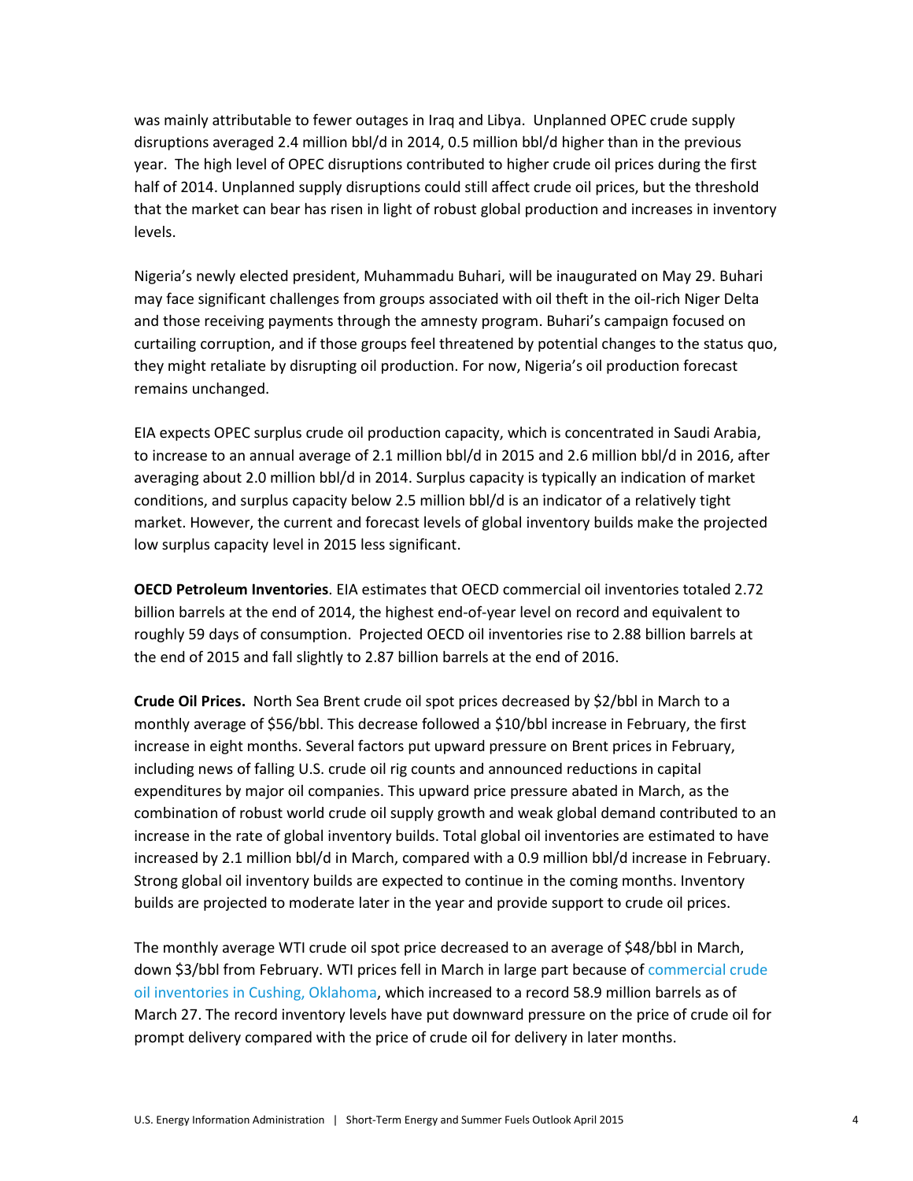was mainly attributable to fewer outages in Iraq and Libya. Unplanned OPEC crude supply disruptions averaged 2.4 million bbl/d in 2014, 0.5 million bbl/d higher than in the previous year. The high level of OPEC disruptions contributed to higher crude oil prices during the first half of 2014. Unplanned supply disruptions could still affect crude oil prices, but the threshold that the market can bear has risen in light of robust global production and increases in inventory levels.

Nigeria's newly elected president, Muhammadu Buhari, will be inaugurated on May 29. Buhari may face significant challenges from groups associated with oil theft in the oil-rich Niger Delta and those receiving payments through the amnesty program. Buhari's campaign focused on curtailing corruption, and if those groups feel threatened by potential changes to the status quo, they might retaliate by disrupting oil production. For now, Nigeria's oil production forecast remains unchanged.

EIA expects OPEC surplus crude oil production capacity, which is concentrated in Saudi Arabia, to increase to an annual average of 2.1 million bbl/d in 2015 and 2.6 million bbl/d in 2016, after averaging about 2.0 million bbl/d in 2014. Surplus capacity is typically an indication of market conditions, and surplus capacity below 2.5 million bbl/d is an indicator of a relatively tight market. However, the current and forecast levels of global inventory builds make the projected low surplus capacity level in 2015 less significant.

**OECD Petroleum Inventories**. EIA estimates that OECD commercial oil inventories totaled 2.72 billion barrels at the end of 2014, the highest end-of-year level on record and equivalent to roughly 59 days of consumption. Projected OECD oil inventories rise to 2.88 billion barrels at the end of 2015 and fall slightly to 2.87 billion barrels at the end of 2016.

**Crude Oil Prices.** North Sea Brent crude oil spot prices decreased by $2/bbl in March to a monthly average of $56/bbl. This decrease followed a $10/bbl increase in February, the first increase in eight months. Several factors put upward pressure on Brent prices in February, including news of falling U.S. crude oil rig counts and announced reductions in capital expenditures by major oil companies. This upward price pressure abated in March, as the combination of robust world crude oil supply growth and weak global demand contributed to an increase in the rate of global inventory builds. Total global oil inventories are estimated to have increased by 2.1 million bbl/d in March, compared with a 0.9 million bbl/d increase in February. Strong global oil inventory builds are expected to continue in the coming months. Inventory builds are projected to moderate later in the year and provide support to crude oil prices.

The monthly average WTI crude oil spot price decreased to an average of $48/bbl in March, down $3/bbl from February. WTI prices fell in March in large part because of commercial crude oil inventories in Cushing, Oklahoma, which increased to a record 58.9 million barrels as of March 27. The record inventory levels have put downward pressure on the price of crude oil for prompt delivery compared with the price of crude oil for delivery in later months.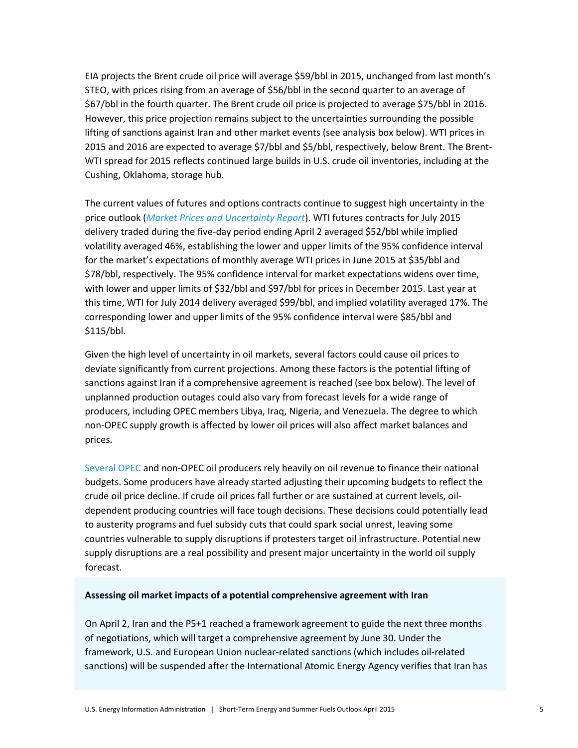EIA projects the Brent crude oil price will average $59/bbl in 2015, unchanged from last month's STEO, with prices rising from an average of $56/bbl in the second quarter to an average of $67/bbl in the fourth quarter. The Brent crude oil price is projected to average $75/bbl in 2016. However, this price projection remains subject to the uncertainties surrounding the possible lifting of sanctions against Iran and other market events (see analysis box below). WTI prices in 2015 and 2016 are expected to average $7/bbl and $5/bbl, respectively, below Brent. The Brent-WTI spread for 2015 reflects continued large builds in U.S. crude oil inventories, including at the Cushing, Oklahoma, storage hub.

The current values of futures and options contracts continue to suggest high uncertainty in the price outlook (*Market Prices and Uncertainty Report*). WTI futures contracts for July 2015 delivery traded during the five-day period ending April 2 averaged $52/bbl while implied volatility averaged 46%, establishing the lower and upper limits of the 95% confidence interval for the market's expectations of monthly average WTI prices in June 2015 at $35/bbl and $78/bbl, respectively. The 95% confidence interval for market expectations widens over time, with lower and upper limits of $32/bbl and $97/bbl for prices in December 2015. Last year at this time, WTI for July 2014 delivery averaged $99/bbl, and implied volatility averaged 17%. The corresponding lower and upper limits of the 95% confidence interval were $85/bbl and $115/bbl.

Given the high level of uncertainty in oil markets, several factors could cause oil prices to deviate significantly from current projections. Among these factors is the potential lifting of sanctions against Iran if a comprehensive agreement is reached (see box below). The level of unplanned production outages could also vary from forecast levels for a wide range of producers, including OPEC members Libya, Iraq, Nigeria, and Venezuela. The degree to which non-OPEC supply growth is affected by lower oil prices will also affect market balances and prices.

Several OPEC and non-OPEC oil producers rely heavily on oil revenue to finance their national budgets. Some producers have already started adjusting their upcoming budgets to reflect the crude oil price decline. If crude oil prices fall further or are sustained at current levels, oil-dependent producing countries will face tough decisions. These decisions could potentially lead to austerity programs and fuel subsidy cuts that could spark social unrest, leaving some countries vulnerable to supply disruptions if protesters target oil infrastructure. Potential new supply disruptions are a real possibility and present major uncertainty in the world oil supply forecast.

**Assessing oil market impacts of a potential comprehensive agreement with Iran**

On April 2, Iran and the P5+1 reached a framework agreement to guide the next three months of negotiations, which will target a comprehensive agreement by June 30. Under the framework, U.S. and European Union nuclear-related sanctions (which includes oil-related sanctions) will be suspended after the International Atomic Energy Agency verifies that Iran has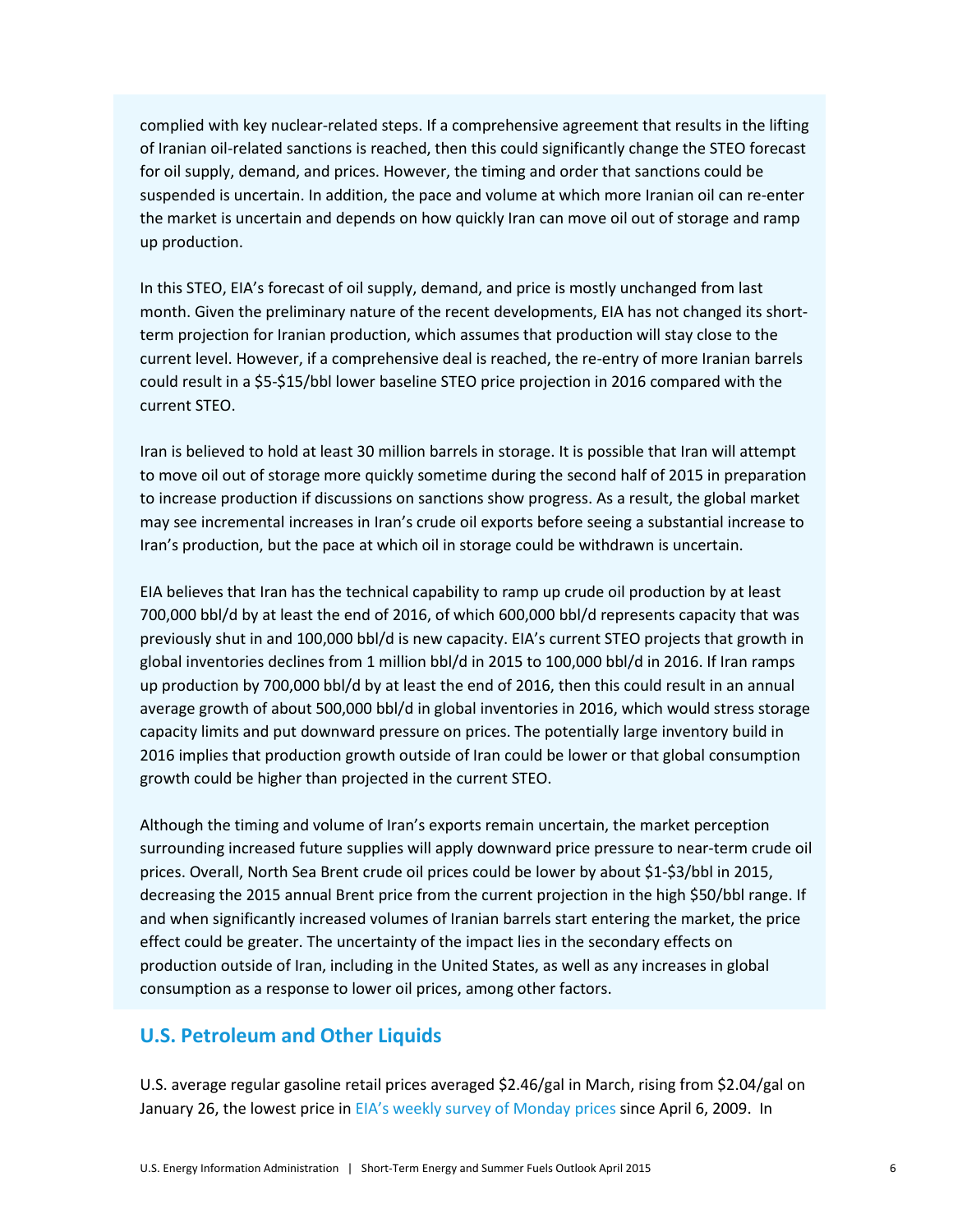complied with key nuclear-related steps. If a comprehensive agreement that results in the lifting of Iranian oil-related sanctions is reached, then this could significantly change the STEO forecast for oil supply, demand, and prices. However, the timing and order that sanctions could be suspended is uncertain. In addition, the pace and volume at which more Iranian oil can re-enter the market is uncertain and depends on how quickly Iran can move oil out of storage and ramp up production.

In this STEO, EIA's forecast of oil supply, demand, and price is mostly unchanged from last month. Given the preliminary nature of the recent developments, EIA has not changed its short-term projection for Iranian production, which assumes that production will stay close to the current level. However, if a comprehensive deal is reached, the re-entry of more Iranian barrels could result in a $5-$15/bbl lower baseline STEO price projection in 2016 compared with the current STEO.

Iran is believed to hold at least 30 million barrels in storage. It is possible that Iran will attempt to move oil out of storage more quickly sometime during the second half of 2015 in preparation to increase production if discussions on sanctions show progress. As a result, the global market may see incremental increases in Iran's crude oil exports before seeing a substantial increase to Iran's production, but the pace at which oil in storage could be withdrawn is uncertain.

EIA believes that Iran has the technical capability to ramp up crude oil production by at least 700,000 bbl/d by at least the end of 2016, of which 600,000 bbl/d represents capacity that was previously shut in and 100,000 bbl/d is new capacity. EIA's current STEO projects that growth in global inventories declines from 1 million bbl/d in 2015 to 100,000 bbl/d in 2016. If Iran ramps up production by 700,000 bbl/d by at least the end of 2016, then this could result in an annual average growth of about 500,000 bbl/d in global inventories in 2016, which would stress storage capacity limits and put downward pressure on prices. The potentially large inventory build in 2016 implies that production growth outside of Iran could be lower or that global consumption growth could be higher than projected in the current STEO.

Although the timing and volume of Iran's exports remain uncertain, the market perception surrounding increased future supplies will apply downward price pressure to near-term crude oil prices. Overall, North Sea Brent crude oil prices could be lower by about $1-$3/bbl in 2015, decreasing the 2015 annual Brent price from the current projection in the high $50/bbl range. If and when significantly increased volumes of Iranian barrels start entering the market, the price effect could be greater. The uncertainty of the impact lies in the secondary effects on production outside of Iran, including in the United States, as well as any increases in global consumption as a response to lower oil prices, among other factors.

## U.S. Petroleum and Other Liquids

U.S. average regular gasoline retail prices averaged $2.46/gal in March, rising from $2.04/gal on January 26, the lowest price in EIA's weekly survey of Monday prices since April 6, 2009. In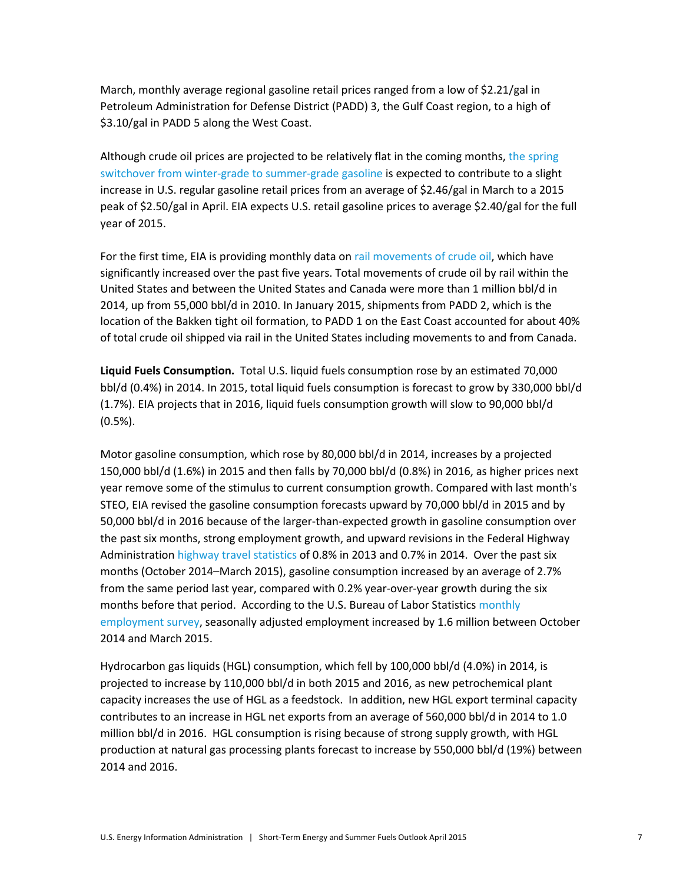March, monthly average regional gasoline retail prices ranged from a low of $2.21/gal in Petroleum Administration for Defense District (PADD) 3, the Gulf Coast region, to a high of $3.10/gal in PADD 5 along the West Coast.

Although crude oil prices are projected to be relatively flat in the coming months, the spring switchover from winter-grade to summer-grade gasoline is expected to contribute to a slight increase in U.S. regular gasoline retail prices from an average of $2.46/gal in March to a 2015 peak of $2.50/gal in April. EIA expects U.S. retail gasoline prices to average $2.40/gal for the full year of 2015.

For the first time, EIA is providing monthly data on rail movements of crude oil, which have significantly increased over the past five years. Total movements of crude oil by rail within the United States and between the United States and Canada were more than 1 million bbl/d in 2014, up from 55,000 bbl/d in 2010. In January 2015, shipments from PADD 2, which is the location of the Bakken tight oil formation, to PADD 1 on the East Coast accounted for about 40% of total crude oil shipped via rail in the United States including movements to and from Canada.

**Liquid Fuels Consumption.** Total U.S. liquid fuels consumption rose by an estimated 70,000 bbl/d (0.4%) in 2014. In 2015, total liquid fuels consumption is forecast to grow by 330,000 bbl/d (1.7%). EIA projects that in 2016, liquid fuels consumption growth will slow to 90,000 bbl/d (0.5%).

Motor gasoline consumption, which rose by 80,000 bbl/d in 2014, increases by a projected 150,000 bbl/d (1.6%) in 2015 and then falls by 70,000 bbl/d (0.8%) in 2016, as higher prices next year remove some of the stimulus to current consumption growth. Compared with last month's STEO, EIA revised the gasoline consumption forecasts upward by 70,000 bbl/d in 2015 and by 50,000 bbl/d in 2016 because of the larger-than-expected growth in gasoline consumption over the past six months, strong employment growth, and upward revisions in the Federal Highway Administration highway travel statistics of 0.8% in 2013 and 0.7% in 2014. Over the past six months (October 2014–March 2015), gasoline consumption increased by an average of 2.7% from the same period last year, compared with 0.2% year-over-year growth during the six months before that period. According to the U.S. Bureau of Labor Statistics monthly employment survey, seasonally adjusted employment increased by 1.6 million between October 2014 and March 2015.

Hydrocarbon gas liquids (HGL) consumption, which fell by 100,000 bbl/d (4.0%) in 2014, is projected to increase by 110,000 bbl/d in both 2015 and 2016, as new petrochemical plant capacity increases the use of HGL as a feedstock. In addition, new HGL export terminal capacity contributes to an increase in HGL net exports from an average of 560,000 bbl/d in 2014 to 1.0 million bbl/d in 2016. HGL consumption is rising because of strong supply growth, with HGL production at natural gas processing plants forecast to increase by 550,000 bbl/d (19%) between 2014 and 2016.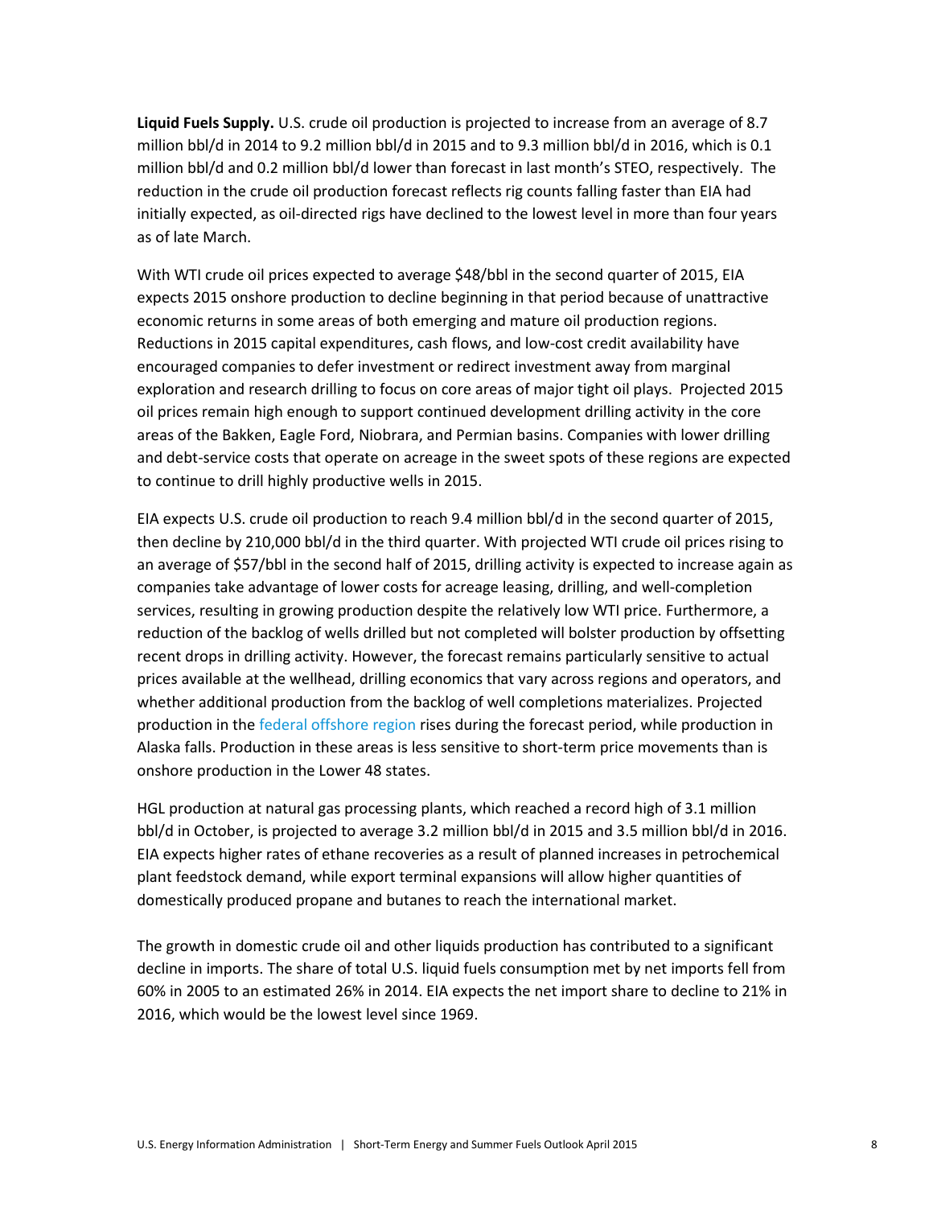**Liquid Fuels Supply.** U.S. crude oil production is projected to increase from an average of 8.7 million bbl/d in 2014 to 9.2 million bbl/d in 2015 and to 9.3 million bbl/d in 2016, which is 0.1 million bbl/d and 0.2 million bbl/d lower than forecast in last month's STEO, respectively. The reduction in the crude oil production forecast reflects rig counts falling faster than EIA had initially expected, as oil-directed rigs have declined to the lowest level in more than four years as of late March.

With WTI crude oil prices expected to average $48/bbl in the second quarter of 2015, EIA expects 2015 onshore production to decline beginning in that period because of unattractive economic returns in some areas of both emerging and mature oil production regions. Reductions in 2015 capital expenditures, cash flows, and low-cost credit availability have encouraged companies to defer investment or redirect investment away from marginal exploration and research drilling to focus on core areas of major tight oil plays. Projected 2015 oil prices remain high enough to support continued development drilling activity in the core areas of the Bakken, Eagle Ford, Niobrara, and Permian basins. Companies with lower drilling and debt-service costs that operate on acreage in the sweet spots of these regions are expected to continue to drill highly productive wells in 2015.

EIA expects U.S. crude oil production to reach 9.4 million bbl/d in the second quarter of 2015, then decline by 210,000 bbl/d in the third quarter. With projected WTI crude oil prices rising to an average of $57/bbl in the second half of 2015, drilling activity is expected to increase again as companies take advantage of lower costs for acreage leasing, drilling, and well-completion services, resulting in growing production despite the relatively low WTI price. Furthermore, a reduction of the backlog of wells drilled but not completed will bolster production by offsetting recent drops in drilling activity. However, the forecast remains particularly sensitive to actual prices available at the wellhead, drilling economics that vary across regions and operators, and whether additional production from the backlog of well completions materializes. Projected production in the federal offshore region rises during the forecast period, while production in Alaska falls. Production in these areas is less sensitive to short-term price movements than is onshore production in the Lower 48 states.

HGL production at natural gas processing plants, which reached a record high of 3.1 million bbl/d in October, is projected to average 3.2 million bbl/d in 2015 and 3.5 million bbl/d in 2016. EIA expects higher rates of ethane recoveries as a result of planned increases in petrochemical plant feedstock demand, while export terminal expansions will allow higher quantities of domestically produced propane and butanes to reach the international market.

The growth in domestic crude oil and other liquids production has contributed to a significant decline in imports. The share of total U.S. liquid fuels consumption met by net imports fell from 60% in 2005 to an estimated 26% in 2014. EIA expects the net import share to decline to 21% in 2016, which would be the lowest level since 1969.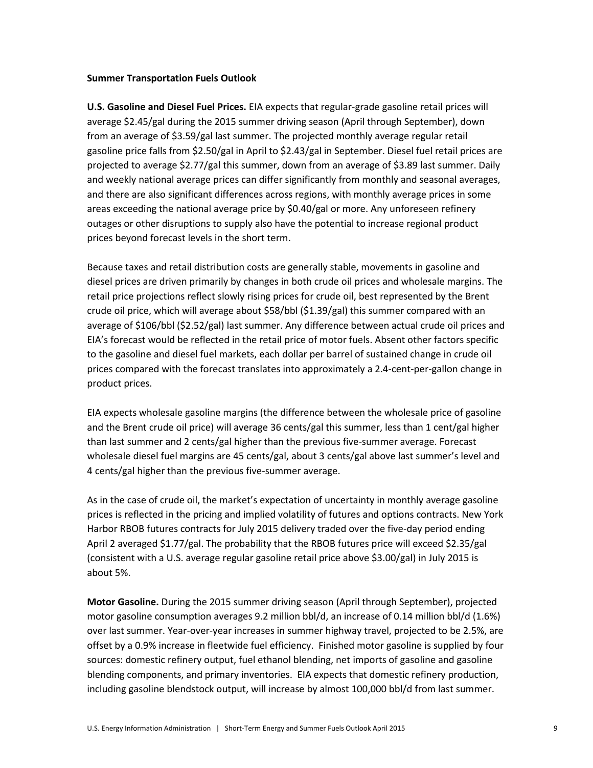**Summer Transportation Fuels Outlook**

**U.S. Gasoline and Diesel Fuel Prices.** EIA expects that regular-grade gasoline retail prices will average $2.45/gal during the 2015 summer driving season (April through September), down from an average of $3.59/gal last summer. The projected monthly average regular retail gasoline price falls from $2.50/gal in April to $2.43/gal in September. Diesel fuel retail prices are projected to average $2.77/gal this summer, down from an average of $3.89 last summer. Daily and weekly national average prices can differ significantly from monthly and seasonal averages, and there are also significant differences across regions, with monthly average prices in some areas exceeding the national average price by $0.40/gal or more. Any unforeseen refinery outages or other disruptions to supply also have the potential to increase regional product prices beyond forecast levels in the short term.

Because taxes and retail distribution costs are generally stable, movements in gasoline and diesel prices are driven primarily by changes in both crude oil prices and wholesale margins. The retail price projections reflect slowly rising prices for crude oil, best represented by the Brent crude oil price, which will average about $58/bbl ($1.39/gal) this summer compared with an average of $106/bbl ($2.52/gal) last summer. Any difference between actual crude oil prices and EIA's forecast would be reflected in the retail price of motor fuels. Absent other factors specific to the gasoline and diesel fuel markets, each dollar per barrel of sustained change in crude oil prices compared with the forecast translates into approximately a 2.4-cent-per-gallon change in product prices.

EIA expects wholesale gasoline margins (the difference between the wholesale price of gasoline and the Brent crude oil price) will average 36 cents/gal this summer, less than 1 cent/gal higher than last summer and 2 cents/gal higher than the previous five-summer average. Forecast wholesale diesel fuel margins are 45 cents/gal, about 3 cents/gal above last summer's level and 4 cents/gal higher than the previous five-summer average.

As in the case of crude oil, the market's expectation of uncertainty in monthly average gasoline prices is reflected in the pricing and implied volatility of futures and options contracts. New York Harbor RBOB futures contracts for July 2015 delivery traded over the five-day period ending April 2 averaged $1.77/gal. The probability that the RBOB futures price will exceed $2.35/gal (consistent with a U.S. average regular gasoline retail price above $3.00/gal) in July 2015 is about 5%.

**Motor Gasoline.** During the 2015 summer driving season (April through September), projected motor gasoline consumption averages 9.2 million bbl/d, an increase of 0.14 million bbl/d (1.6%) over last summer. Year-over-year increases in summer highway travel, projected to be 2.5%, are offset by a 0.9% increase in fleetwide fuel efficiency. Finished motor gasoline is supplied by four sources: domestic refinery output, fuel ethanol blending, net imports of gasoline and gasoline blending components, and primary inventories. EIA expects that domestic refinery production, including gasoline blendstock output, will increase by almost 100,000 bbl/d from last summer.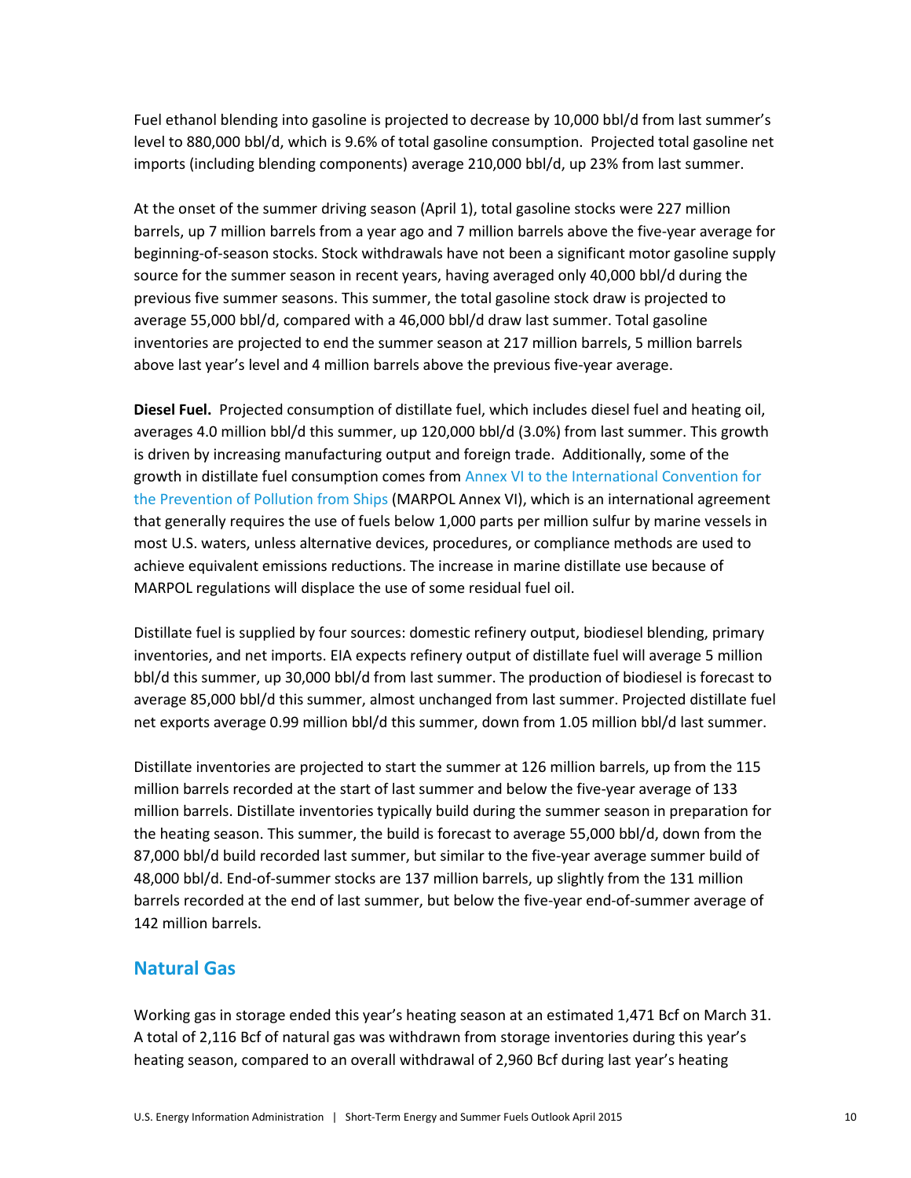Fuel ethanol blending into gasoline is projected to decrease by 10,000 bbl/d from last summer's level to 880,000 bbl/d, which is 9.6% of total gasoline consumption. Projected total gasoline net imports (including blending components) average 210,000 bbl/d, up 23% from last summer.

At the onset of the summer driving season (April 1), total gasoline stocks were 227 million barrels, up 7 million barrels from a year ago and 7 million barrels above the five-year average for beginning-of-season stocks. Stock withdrawals have not been a significant motor gasoline supply source for the summer season in recent years, having averaged only 40,000 bbl/d during the previous five summer seasons. This summer, the total gasoline stock draw is projected to average 55,000 bbl/d, compared with a 46,000 bbl/d draw last summer. Total gasoline inventories are projected to end the summer season at 217 million barrels, 5 million barrels above last year's level and 4 million barrels above the previous five-year average.

**Diesel Fuel.** Projected consumption of distillate fuel, which includes diesel fuel and heating oil, averages 4.0 million bbl/d this summer, up 120,000 bbl/d (3.0%) from last summer. This growth is driven by increasing manufacturing output and foreign trade. Additionally, some of the growth in distillate fuel consumption comes from Annex VI to the International Convention for the Prevention of Pollution from Ships (MARPOL Annex VI), which is an international agreement that generally requires the use of fuels below 1,000 parts per million sulfur by marine vessels in most U.S. waters, unless alternative devices, procedures, or compliance methods are used to achieve equivalent emissions reductions. The increase in marine distillate use because of MARPOL regulations will displace the use of some residual fuel oil.

Distillate fuel is supplied by four sources: domestic refinery output, biodiesel blending, primary inventories, and net imports. EIA expects refinery output of distillate fuel will average 5 million bbl/d this summer, up 30,000 bbl/d from last summer. The production of biodiesel is forecast to average 85,000 bbl/d this summer, almost unchanged from last summer. Projected distillate fuel net exports average 0.99 million bbl/d this summer, down from 1.05 million bbl/d last summer.

Distillate inventories are projected to start the summer at 126 million barrels, up from the 115 million barrels recorded at the start of last summer and below the five-year average of 133 million barrels. Distillate inventories typically build during the summer season in preparation for the heating season. This summer, the build is forecast to average 55,000 bbl/d, down from the 87,000 bbl/d build recorded last summer, but similar to the five-year average summer build of 48,000 bbl/d. End-of-summer stocks are 137 million barrels, up slightly from the 131 million barrels recorded at the end of last summer, but below the five-year end-of-summer average of 142 million barrels.

## Natural Gas

Working gas in storage ended this year's heating season at an estimated 1,471 Bcf on March 31. A total of 2,116 Bcf of natural gas was withdrawn from storage inventories during this year's heating season, compared to an overall withdrawal of 2,960 Bcf during last year's heating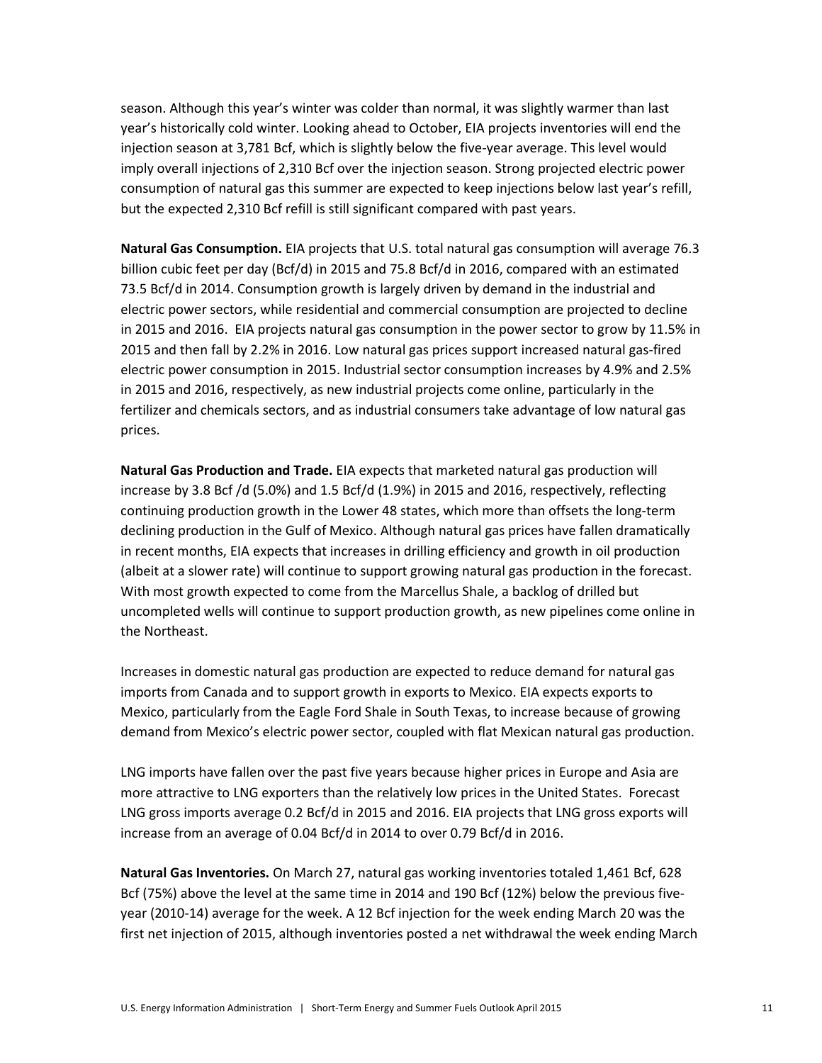season. Although this year's winter was colder than normal, it was slightly warmer than last year's historically cold winter. Looking ahead to October, EIA projects inventories will end the injection season at 3,781 Bcf, which is slightly below the five-year average. This level would imply overall injections of 2,310 Bcf over the injection season. Strong projected electric power consumption of natural gas this summer are expected to keep injections below last year's refill, but the expected 2,310 Bcf refill is still significant compared with past years.

**Natural Gas Consumption.** EIA projects that U.S. total natural gas consumption will average 76.3 billion cubic feet per day (Bcf/d) in 2015 and 75.8 Bcf/d in 2016, compared with an estimated 73.5 Bcf/d in 2014. Consumption growth is largely driven by demand in the industrial and electric power sectors, while residential and commercial consumption are projected to decline in 2015 and 2016. EIA projects natural gas consumption in the power sector to grow by 11.5% in 2015 and then fall by 2.2% in 2016. Low natural gas prices support increased natural gas-fired electric power consumption in 2015. Industrial sector consumption increases by 4.9% and 2.5% in 2015 and 2016, respectively, as new industrial projects come online, particularly in the fertilizer and chemicals sectors, and as industrial consumers take advantage of low natural gas prices.

**Natural Gas Production and Trade.** EIA expects that marketed natural gas production will increase by 3.8 Bcf /d (5.0%) and 1.5 Bcf/d (1.9%) in 2015 and 2016, respectively, reflecting continuing production growth in the Lower 48 states, which more than offsets the long-term declining production in the Gulf of Mexico. Although natural gas prices have fallen dramatically in recent months, EIA expects that increases in drilling efficiency and growth in oil production (albeit at a slower rate) will continue to support growing natural gas production in the forecast. With most growth expected to come from the Marcellus Shale, a backlog of drilled but uncompleted wells will continue to support production growth, as new pipelines come online in the Northeast.

Increases in domestic natural gas production are expected to reduce demand for natural gas imports from Canada and to support growth in exports to Mexico. EIA expects exports to Mexico, particularly from the Eagle Ford Shale in South Texas, to increase because of growing demand from Mexico's electric power sector, coupled with flat Mexican natural gas production.

LNG imports have fallen over the past five years because higher prices in Europe and Asia are more attractive to LNG exporters than the relatively low prices in the United States. Forecast LNG gross imports average 0.2 Bcf/d in 2015 and 2016. EIA projects that LNG gross exports will increase from an average of 0.04 Bcf/d in 2014 to over 0.79 Bcf/d in 2016.

**Natural Gas Inventories.** On March 27, natural gas working inventories totaled 1,461 Bcf, 628 Bcf (75%) above the level at the same time in 2014 and 190 Bcf (12%) below the previous five-year (2010-14) average for the week. A 12 Bcf injection for the week ending March 20 was the first net injection of 2015, although inventories posted a net withdrawal the week ending March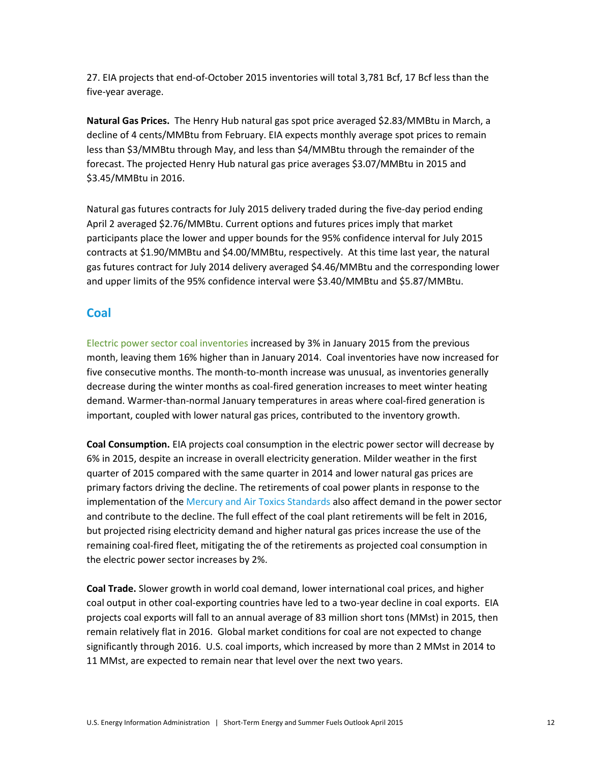27. EIA projects that end-of-October 2015 inventories will total 3,781 Bcf, 17 Bcf less than the five-year average.

**Natural Gas Prices.** The Henry Hub natural gas spot price averaged $2.83/MMBtu in March, a decline of 4 cents/MMBtu from February. EIA expects monthly average spot prices to remain less than $3/MMBtu through May, and less than $4/MMBtu through the remainder of the forecast. The projected Henry Hub natural gas price averages $3.07/MMBtu in 2015 and $3.45/MMBtu in 2016.

Natural gas futures contracts for July 2015 delivery traded during the five-day period ending April 2 averaged $2.76/MMBtu. Current options and futures prices imply that market participants place the lower and upper bounds for the 95% confidence interval for July 2015 contracts at $1.90/MMBtu and $4.00/MMBtu, respectively. At this time last year, the natural gas futures contract for July 2014 delivery averaged $4.46/MMBtu and the corresponding lower and upper limits of the 95% confidence interval were $3.40/MMBtu and $5.87/MMBtu.

## Coal

Electric power sector coal inventories increased by 3% in January 2015 from the previous month, leaving them 16% higher than in January 2014. Coal inventories have now increased for five consecutive months. The month-to-month increase was unusual, as inventories generally decrease during the winter months as coal-fired generation increases to meet winter heating demand. Warmer-than-normal January temperatures in areas where coal-fired generation is important, coupled with lower natural gas prices, contributed to the inventory growth.

**Coal Consumption.** EIA projects coal consumption in the electric power sector will decrease by 6% in 2015, despite an increase in overall electricity generation. Milder weather in the first quarter of 2015 compared with the same quarter in 2014 and lower natural gas prices are primary factors driving the decline. The retirements of coal power plants in response to the implementation of the Mercury and Air Toxics Standards also affect demand in the power sector and contribute to the decline. The full effect of the coal plant retirements will be felt in 2016, but projected rising electricity demand and higher natural gas prices increase the use of the remaining coal-fired fleet, mitigating the of the retirements as projected coal consumption in the electric power sector increases by 2%.

**Coal Trade.** Slower growth in world coal demand, lower international coal prices, and higher coal output in other coal-exporting countries have led to a two-year decline in coal exports. EIA projects coal exports will fall to an annual average of 83 million short tons (MMst) in 2015, then remain relatively flat in 2016. Global market conditions for coal are not expected to change significantly through 2016. U.S. coal imports, which increased by more than 2 MMst in 2014 to 11 MMst, are expected to remain near that level over the next two years.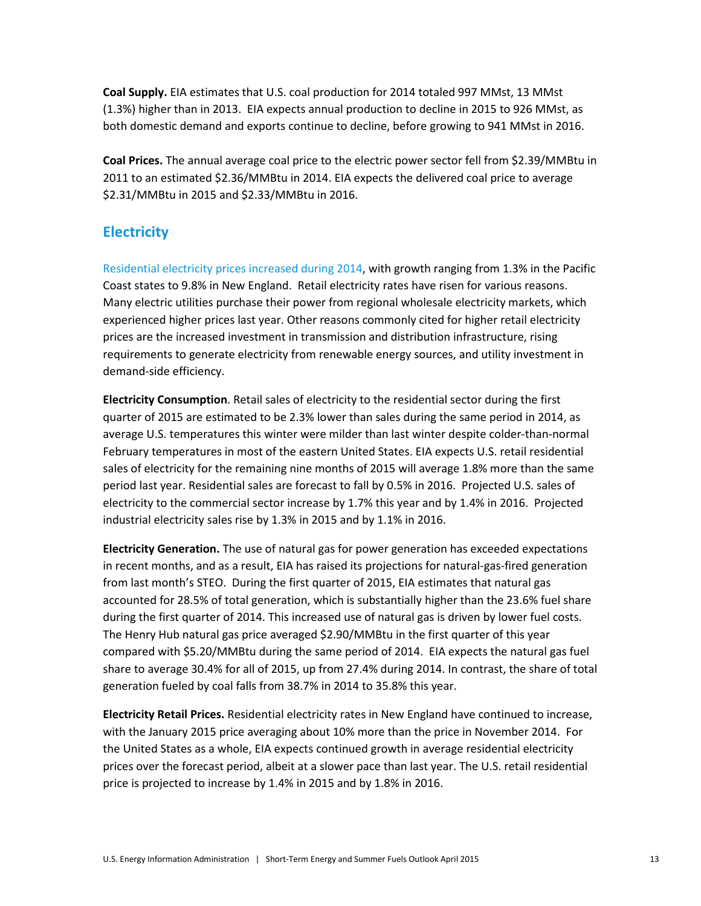**Coal Supply.** EIA estimates that U.S. coal production for 2014 totaled 997 MMst, 13 MMst (1.3%) higher than in 2013. EIA expects annual production to decline in 2015 to 926 MMst, as both domestic demand and exports continue to decline, before growing to 941 MMst in 2016.

**Coal Prices.** The annual average coal price to the electric power sector fell from $2.39/MMBtu in 2011 to an estimated $2.36/MMBtu in 2014. EIA expects the delivered coal price to average $2.31/MMBtu in 2015 and $2.33/MMBtu in 2016.

## Electricity

Residential electricity prices increased during 2014, with growth ranging from 1.3% in the Pacific Coast states to 9.8% in New England. Retail electricity rates have risen for various reasons. Many electric utilities purchase their power from regional wholesale electricity markets, which experienced higher prices last year. Other reasons commonly cited for higher retail electricity prices are the increased investment in transmission and distribution infrastructure, rising requirements to generate electricity from renewable energy sources, and utility investment in demand-side efficiency.

**Electricity Consumption**. Retail sales of electricity to the residential sector during the first quarter of 2015 are estimated to be 2.3% lower than sales during the same period in 2014, as average U.S. temperatures this winter were milder than last winter despite colder-than-normal February temperatures in most of the eastern United States. EIA expects U.S. retail residential sales of electricity for the remaining nine months of 2015 will average 1.8% more than the same period last year. Residential sales are forecast to fall by 0.5% in 2016. Projected U.S. sales of electricity to the commercial sector increase by 1.7% this year and by 1.4% in 2016. Projected industrial electricity sales rise by 1.3% in 2015 and by 1.1% in 2016.

**Electricity Generation.** The use of natural gas for power generation has exceeded expectations in recent months, and as a result, EIA has raised its projections for natural-gas-fired generation from last month's STEO. During the first quarter of 2015, EIA estimates that natural gas accounted for 28.5% of total generation, which is substantially higher than the 23.6% fuel share during the first quarter of 2014. This increased use of natural gas is driven by lower fuel costs. The Henry Hub natural gas price averaged $2.90/MMBtu in the first quarter of this year compared with $5.20/MMBtu during the same period of 2014. EIA expects the natural gas fuel share to average 30.4% for all of 2015, up from 27.4% during 2014. In contrast, the share of total generation fueled by coal falls from 38.7% in 2014 to 35.8% this year.

**Electricity Retail Prices.** Residential electricity rates in New England have continued to increase, with the January 2015 price averaging about 10% more than the price in November 2014. For the United States as a whole, EIA expects continued growth in average residential electricity prices over the forecast period, albeit at a slower pace than last year. The U.S. retail residential price is projected to increase by 1.4% in 2015 and by 1.8% in 2016.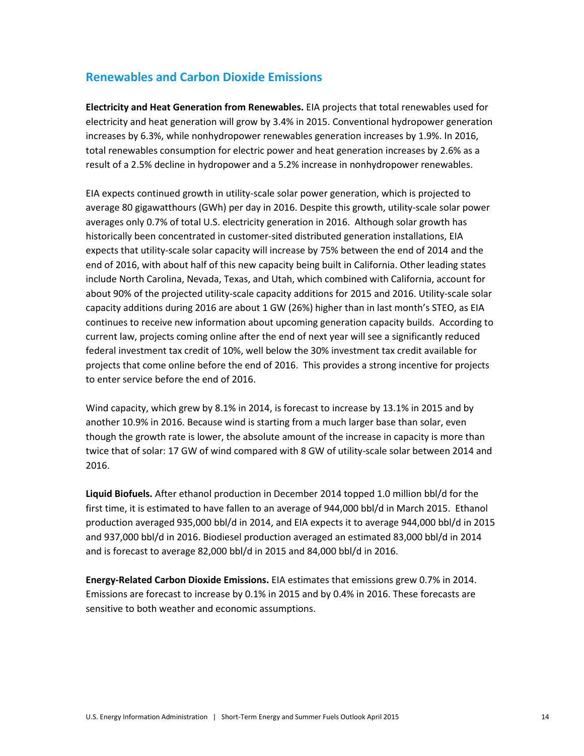## Renewables and Carbon Dioxide Emissions

**Electricity and Heat Generation from Renewables.** EIA projects that total renewables used for electricity and heat generation will grow by 3.4% in 2015. Conventional hydropower generation increases by 6.3%, while nonhydropower renewables generation increases by 1.9%. In 2016, total renewables consumption for electric power and heat generation increases by 2.6% as a result of a 2.5% decline in hydropower and a 5.2% increase in nonhydropower renewables.

EIA expects continued growth in utility-scale solar power generation, which is projected to average 80 gigawatthours (GWh) per day in 2016. Despite this growth, utility-scale solar power averages only 0.7% of total U.S. electricity generation in 2016. Although solar growth has historically been concentrated in customer-sited distributed generation installations, EIA expects that utility-scale solar capacity will increase by 75% between the end of 2014 and the end of 2016, with about half of this new capacity being built in California. Other leading states include North Carolina, Nevada, Texas, and Utah, which combined with California, account for about 90% of the projected utility-scale capacity additions for 2015 and 2016. Utility-scale solar capacity additions during 2016 are about 1 GW (26%) higher than in last month's STEO, as EIA continues to receive new information about upcoming generation capacity builds. According to current law, projects coming online after the end of next year will see a significantly reduced federal investment tax credit of 10%, well below the 30% investment tax credit available for projects that come online before the end of 2016. This provides a strong incentive for projects to enter service before the end of 2016.

Wind capacity, which grew by 8.1% in 2014, is forecast to increase by 13.1% in 2015 and by another 10.9% in 2016. Because wind is starting from a much larger base than solar, even though the growth rate is lower, the absolute amount of the increase in capacity is more than twice that of solar: 17 GW of wind compared with 8 GW of utility-scale solar between 2014 and 2016.

**Liquid Biofuels.** After ethanol production in December 2014 topped 1.0 million bbl/d for the first time, it is estimated to have fallen to an average of 944,000 bbl/d in March 2015. Ethanol production averaged 935,000 bbl/d in 2014, and EIA expects it to average 944,000 bbl/d in 2015 and 937,000 bbl/d in 2016. Biodiesel production averaged an estimated 83,000 bbl/d in 2014 and is forecast to average 82,000 bbl/d in 2015 and 84,000 bbl/d in 2016.

**Energy-Related Carbon Dioxide Emissions.** EIA estimates that emissions grew 0.7% in 2014. Emissions are forecast to increase by 0.1% in 2015 and by 0.4% in 2016. These forecasts are sensitive to both weather and economic assumptions.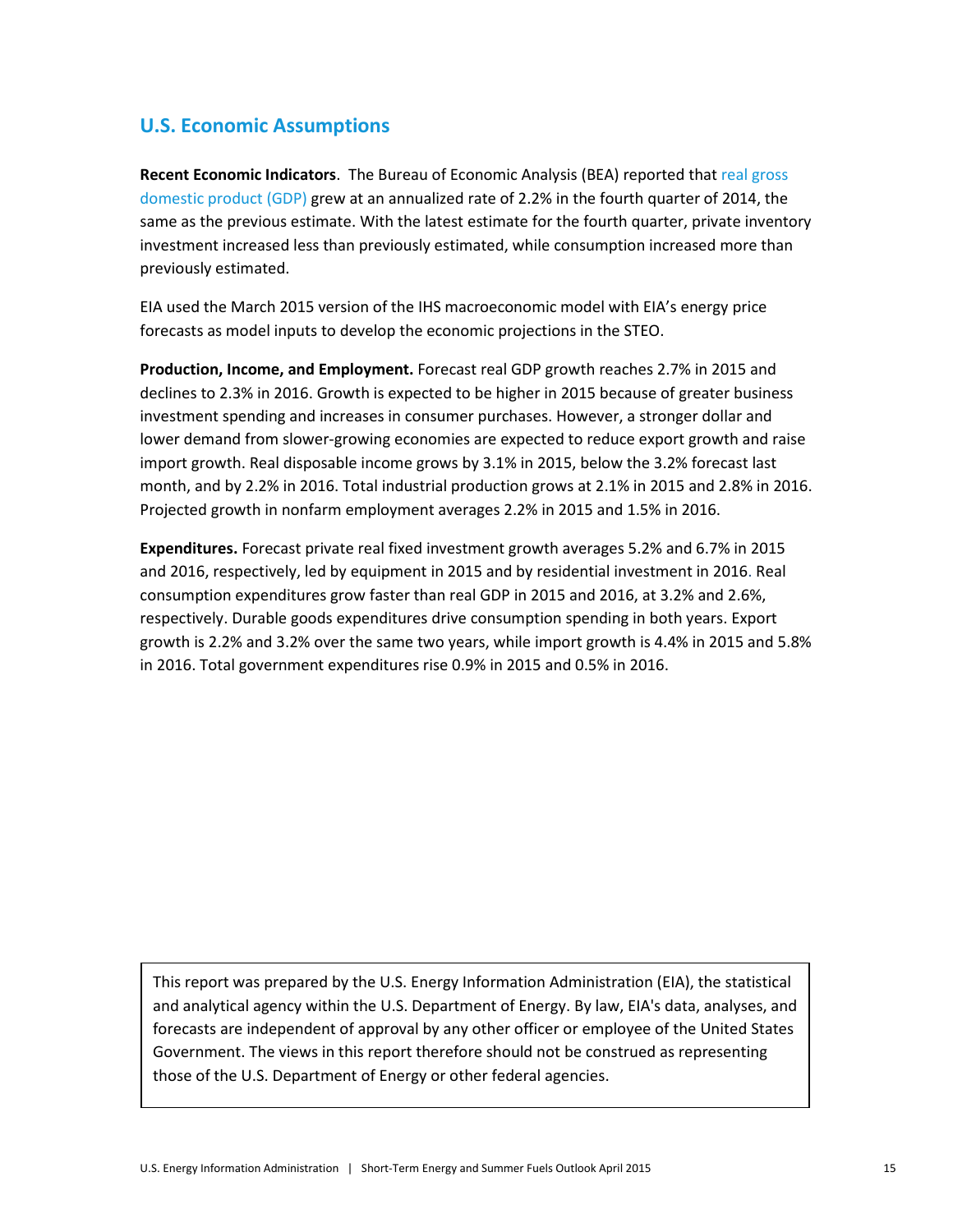## U.S. Economic Assumptions

**Recent Economic Indicators**. The Bureau of Economic Analysis (BEA) reported that real gross domestic product (GDP) grew at an annualized rate of 2.2% in the fourth quarter of 2014, the same as the previous estimate. With the latest estimate for the fourth quarter, private inventory investment increased less than previously estimated, while consumption increased more than previously estimated.

EIA used the March 2015 version of the IHS macroeconomic model with EIA's energy price forecasts as model inputs to develop the economic projections in the STEO.

**Production, Income, and Employment.** Forecast real GDP growth reaches 2.7% in 2015 and declines to 2.3% in 2016. Growth is expected to be higher in 2015 because of greater business investment spending and increases in consumer purchases. However, a stronger dollar and lower demand from slower-growing economies are expected to reduce export growth and raise import growth. Real disposable income grows by 3.1% in 2015, below the 3.2% forecast last month, and by 2.2% in 2016. Total industrial production grows at 2.1% in 2015 and 2.8% in 2016. Projected growth in nonfarm employment averages 2.2% in 2015 and 1.5% in 2016.

**Expenditures.** Forecast private real fixed investment growth averages 5.2% and 6.7% in 2015 and 2016, respectively, led by equipment in 2015 and by residential investment in 2016. Real consumption expenditures grow faster than real GDP in 2015 and 2016, at 3.2% and 2.6%, respectively. Durable goods expenditures drive consumption spending in both years. Export growth is 2.2% and 3.2% over the same two years, while import growth is 4.4% in 2015 and 5.8% in 2016. Total government expenditures rise 0.9% in 2015 and 0.5% in 2016.

This report was prepared by the U.S. Energy Information Administration (EIA), the statistical and analytical agency within the U.S. Department of Energy. By law, EIA's data, analyses, and forecasts are independent of approval by any other officer or employee of the United States Government. The views in this report therefore should not be construed as representing those of the U.S. Department of Energy or other federal agencies.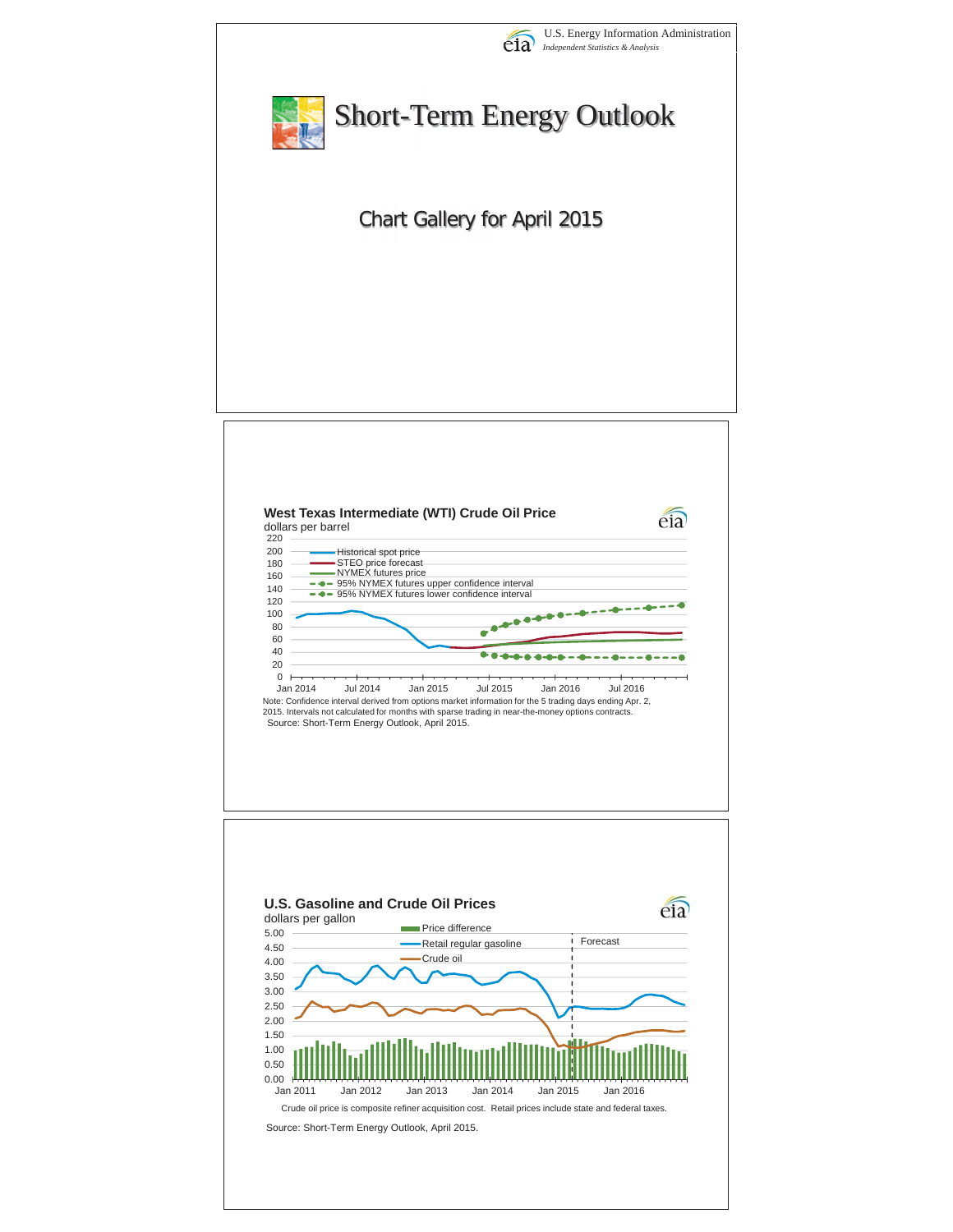U.S. Energy Information Administration
*Independent Statistics & Analysis*

# Short-Term Energy Outlook

## Chart Gallery for April 2015

### West Texas Intermediate (WTI) Crude Oil Price

dollars per barrel

- Historical spot price
- STEO price forecast
- NYMEX futures price
- 95% NYMEX futures upper confidence interval
- 95% NYMEX futures lower confidence interval

Note: Confidence interval derived from options market information for the 5 trading days ending Apr. 2, 2015. Intervals not calculated for months with sparse trading in near-the-money options contracts.

Source: Short-Term Energy Outlook, April 2015.

### U.S. Gasoline and Crude Oil Prices

dollars per gallon

- Price difference
- Retail regular gasoline
- Crude oil

Forecast

Crude oil price is composite refiner acquisition cost. Retail prices include state and federal taxes.

Source: Short-Term Energy Outlook, April 2015.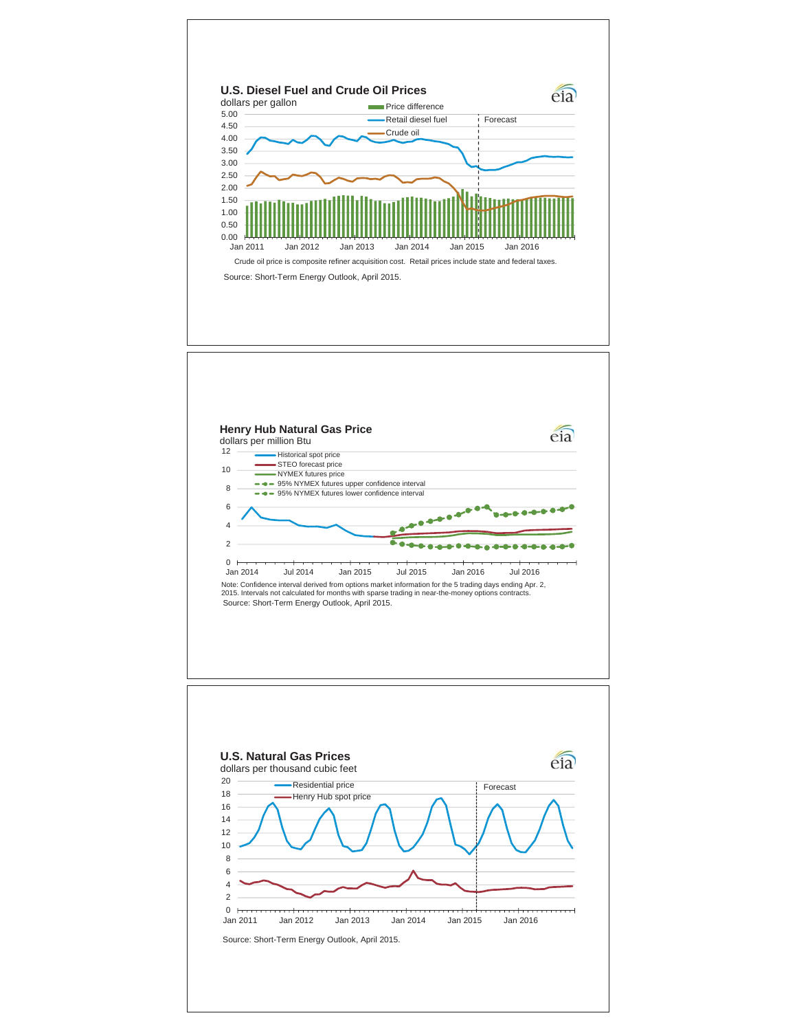## U.S. Diesel Fuel and Crude Oil Prices

dollars per gallon

Price difference | Retail diesel fuel | Crude oil | Forecast

Crude oil price is composite refiner acquisition cost. Retail prices include state and federal taxes.

Source: Short-Term Energy Outlook, April 2015.

## Henry Hub Natural Gas Price

dollars per million Btu

Historical spot price | STEO forecast price | NYMEX futures price | 95% NYMEX futures upper confidence interval | 95% NYMEX futures lower confidence interval

Note: Confidence interval derived from options market information for the 5 trading days ending Apr. 2, 2015. Intervals not calculated for months with sparse trading in near-the-money options contracts.

Source: Short-Term Energy Outlook, April 2015.

## U.S. Natural Gas Prices

dollars per thousand cubic feet

Residential price | Henry Hub spot price | Forecast

Source: Short-Term Energy Outlook, April 2015.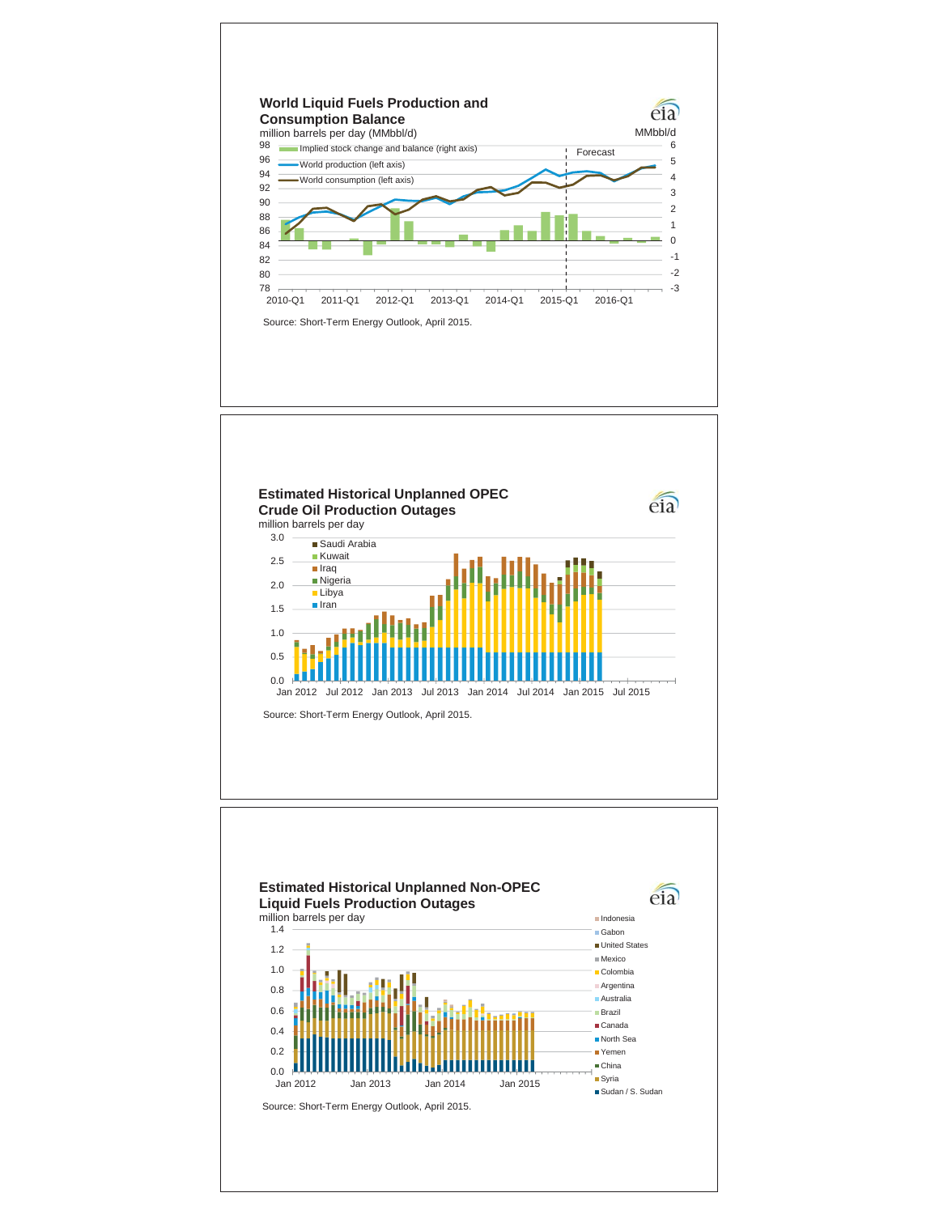## World Liquid Fuels Production and Consumption Balance

million barrels per day (MMbbl/d)

MMbbl/d

Implied stock change and balance (right axis)

World production (left axis)

World consumption (left axis)

Forecast

Source: Short-Term Energy Outlook, April 2015.

## Estimated Historical Unplanned OPEC Crude Oil Production Outages

million barrels per day

Saudi Arabia, Kuwait, Iraq, Nigeria, Libya, Iran

Source: Short-Term Energy Outlook, April 2015.

## Estimated Historical Unplanned Non-OPEC Liquid Fuels Production Outages

million barrels per day

Indonesia, Gabon, United States, Mexico, Colombia, Argentina, Australia, Brazil, Canada, North Sea, Yemen, China, Syria, Sudan / S. Sudan

Source: Short-Term Energy Outlook, April 2015.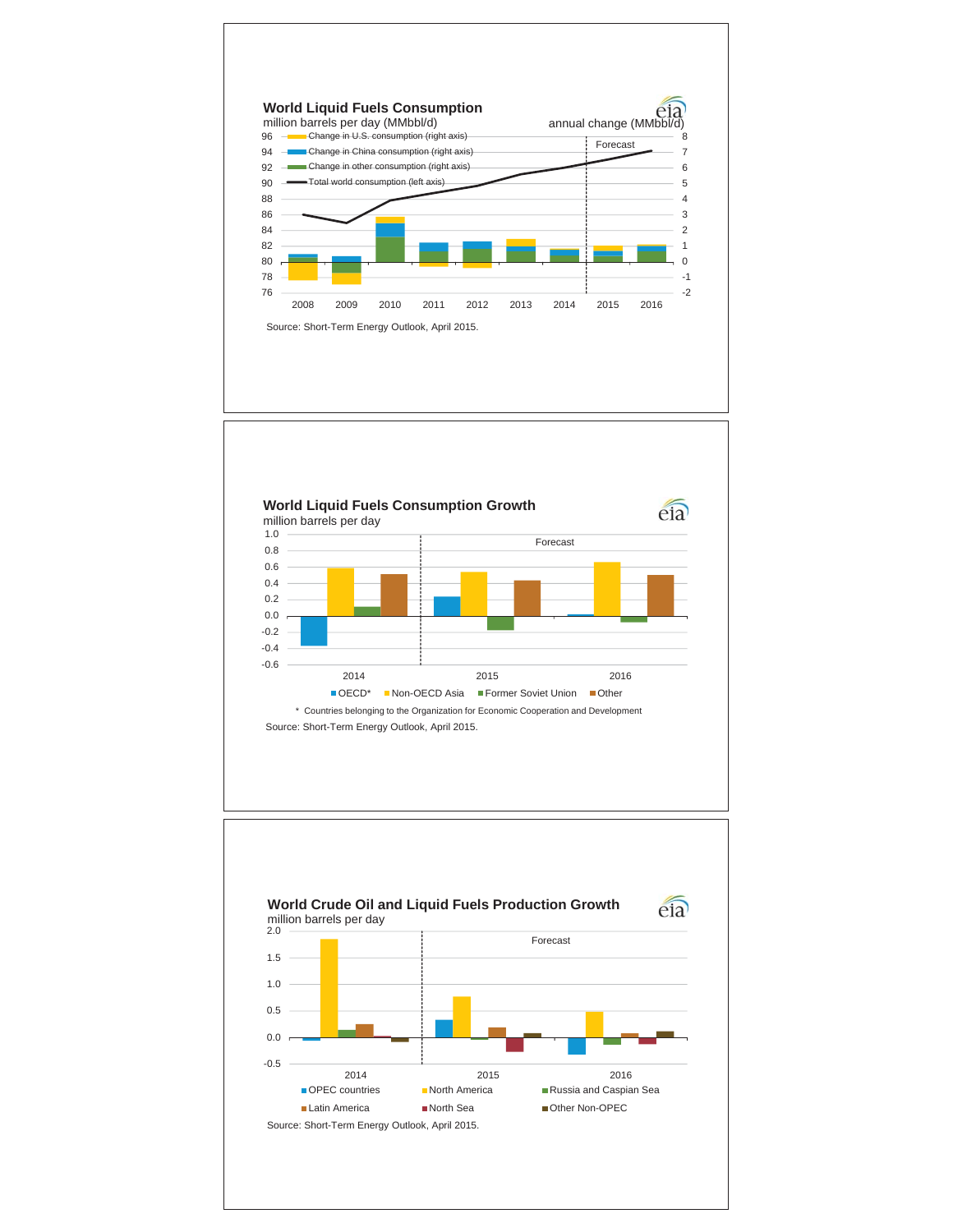## World Liquid Fuels Consumption

million barrels per day (MMbbl/d)

annual change (MMbbl/d)

- Change in U.S. consumption (right axis)
- Change in China consumption (right axis)
- Change in other consumption (right axis)
- Total world consumption (left axis)

Forecast

Source: Short-Term Energy Outlook, April 2015.

## World Liquid Fuels Consumption Growth

million barrels per day

Forecast

- OECD*
- Non-OECD Asia
- Former Soviet Union
- Other

\* Countries belonging to the Organization for Economic Cooperation and Development

Source: Short-Term Energy Outlook, April 2015.

## World Crude Oil and Liquid Fuels Production Growth

million barrels per day

Forecast

- OPEC countries
- North America
- Russia and Caspian Sea
- Latin America
- North Sea
- Other Non-OPEC

Source: Short-Term Energy Outlook, April 2015.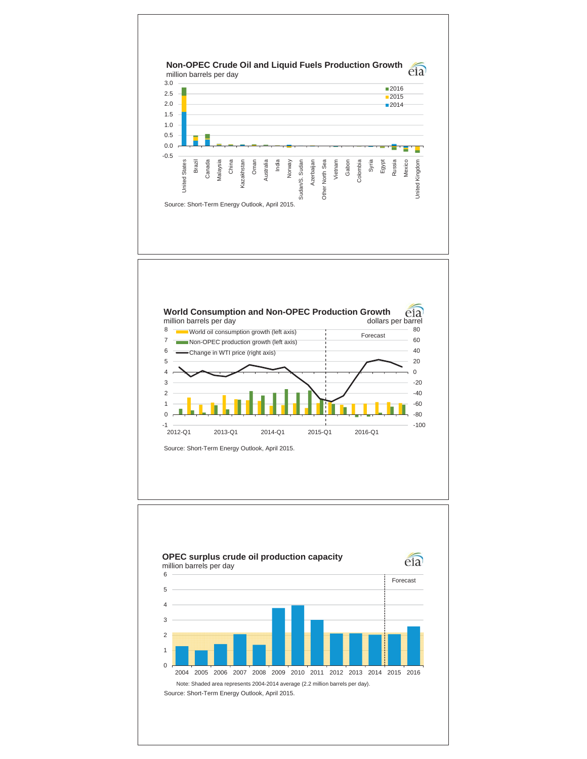## Non-OPEC Crude Oil and Liquid Fuels Production Growth

million barrels per day

Source: Short-Term Energy Outlook, April 2015.

## World Consumption and Non-OPEC Production Growth

million barrels per day / dollars per barrel

Source: Short-Term Energy Outlook, April 2015.

## OPEC surplus crude oil production capacity

million barrels per day

Note: Shaded area represents 2004-2014 average (2.2 million barrels per day).

Source: Short-Term Energy Outlook, April 2015.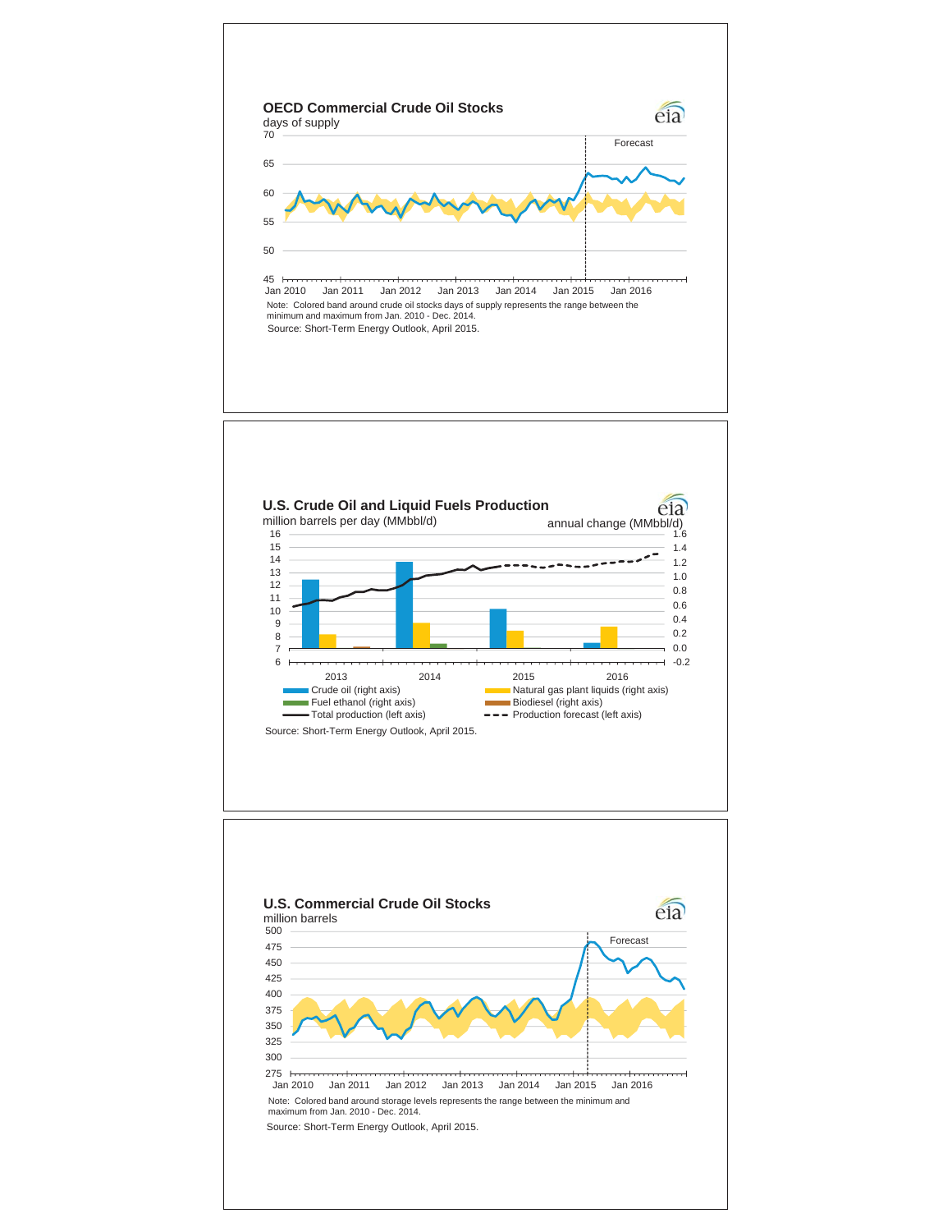## OECD Commercial Crude Oil Stocks

days of supply

Forecast

Note: Colored band around crude oil stocks days of supply represents the range between the minimum and maximum from Jan. 2010 - Dec. 2014.

Source: Short-Term Energy Outlook, April 2015.

## U.S. Crude Oil and Liquid Fuels Production

million barrels per day (MMbbl/d) — annual change (MMbbl/d)

- Crude oil (right axis)
- Natural gas plant liquids (right axis)
- Fuel ethanol (right axis)
- Biodiesel (right axis)
- Total production (left axis)
- Production forecast (left axis)

Source: Short-Term Energy Outlook, April 2015.

## U.S. Commercial Crude Oil Stocks

million barrels

Forecast

Note: Colored band around storage levels represents the range between the minimum and maximum from Jan. 2010 - Dec. 2014.

Source: Short-Term Energy Outlook, April 2015.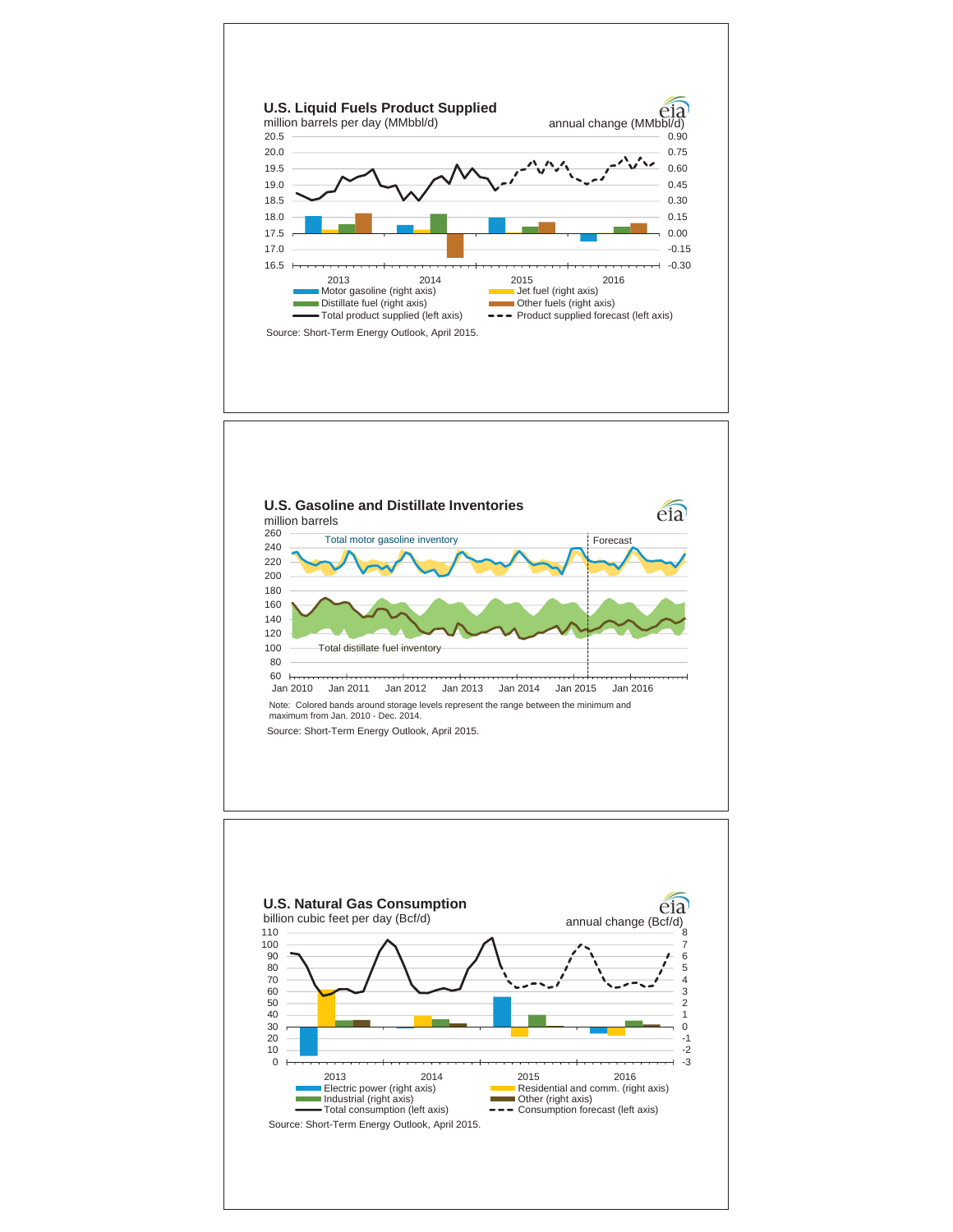## U.S. Liquid Fuels Product Supplied

million barrels per day (MMbbl/d)

annual change (MMbbl/d)

Legend: Motor gasoline (right axis); Jet fuel (right axis); Distillate fuel (right axis); Other fuels (right axis); Total product supplied (left axis); Product supplied forecast (left axis)

Source: Short-Term Energy Outlook, April 2015.

## U.S. Gasoline and Distillate Inventories

million barrels

Total motor gasoline inventory

Total distillate fuel inventory

Forecast

Note: Colored bands around storage levels represent the range between the minimum and maximum from Jan. 2010 - Dec. 2014.

Source: Short-Term Energy Outlook, April 2015.

## U.S. Natural Gas Consumption

billion cubic feet per day (Bcf/d)

annual change (Bcf/d)

Legend: Electric power (right axis); Residential and comm. (right axis); Industrial (right axis); Other (right axis); Total consumption (left axis); Consumption forecast (left axis)

Source: Short-Term Energy Outlook, April 2015.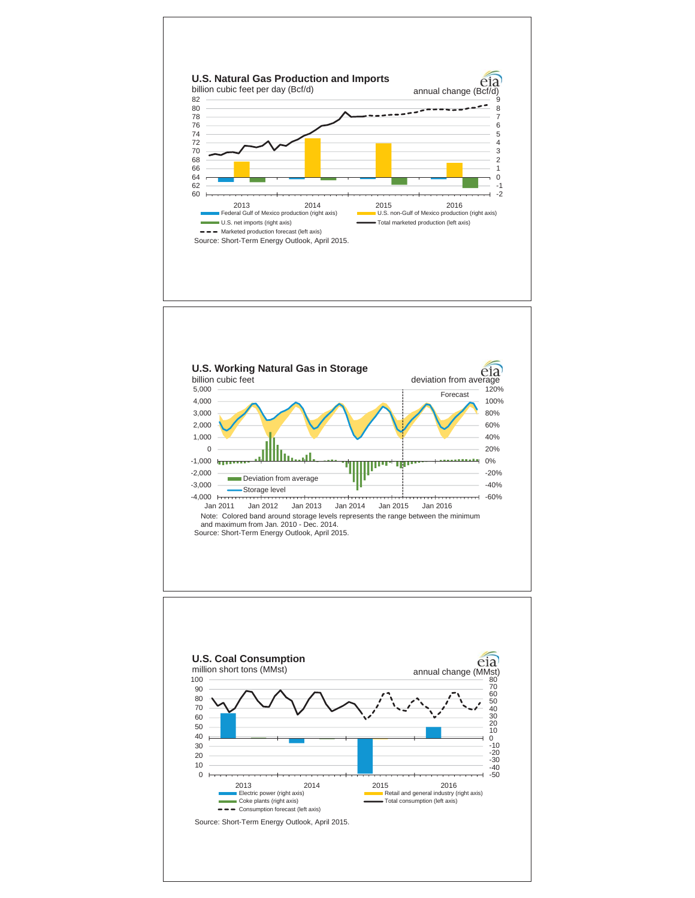## U.S. Natural Gas Production and Imports

billion cubic feet per day (Bcf/d)

annual change (Bcf/d)

- Federal Gulf of Mexico production (right axis)
- U.S. non-Gulf of Mexico production (right axis)
- U.S. net imports (right axis)
- Total marketed production (left axis)
- Marketed production forecast (left axis)

Source: Short-Term Energy Outlook, April 2015.

## U.S. Working Natural Gas in Storage

billion cubic feet

deviation from average

Forecast

- Deviation from average
- Storage level

Note: Colored band around storage levels represents the range between the minimum and maximum from Jan. 2010 - Dec. 2014.

Source: Short-Term Energy Outlook, April 2015.

## U.S. Coal Consumption

million short tons (MMst)

annual change (MMst)

- Electric power (right axis)
- Retail and general industry (right axis)
- Coke plants (right axis)
- Total consumption (left axis)
- Consumption forecast (left axis)

Source: Short-Term Energy Outlook, April 2015.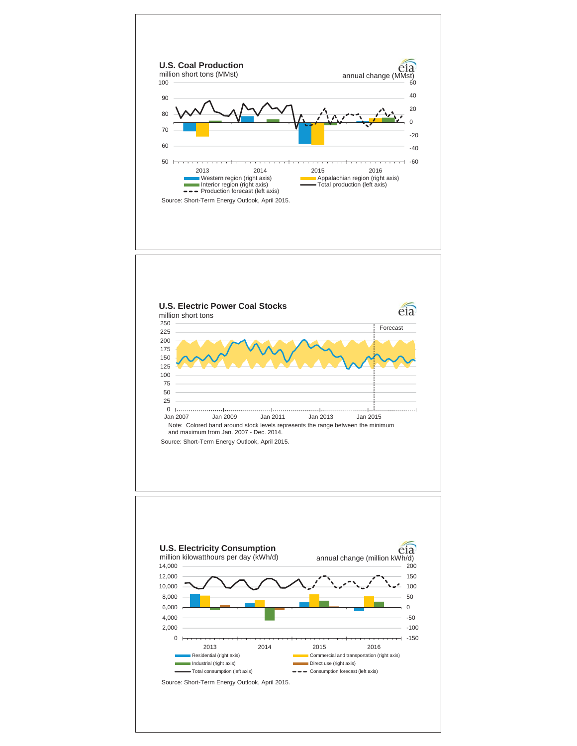## U.S. Coal Production

million short tons (MMst)

annual change (MMst)

Western region (right axis)
Appalachian region (right axis)
Interior region (right axis)
Total production (left axis)
Production forecast (left axis)

Source: Short-Term Energy Outlook, April 2015.

## U.S. Electric Power Coal Stocks

million short tons

Forecast

Note: Colored band around stock levels represents the range between the minimum and maximum from Jan. 2007 - Dec. 2014.

Source: Short-Term Energy Outlook, April 2015.

## U.S. Electricity Consumption

million kilowatthours per day (kWh/d)

annual change (million kWh/d)

Residential (right axis)
Commercial and transportation (right axis)
Industrial (right axis)
Direct use (right axis)
Total consumption (left axis)
Consumption forecast (left axis)

Source: Short-Term Energy Outlook, April 2015.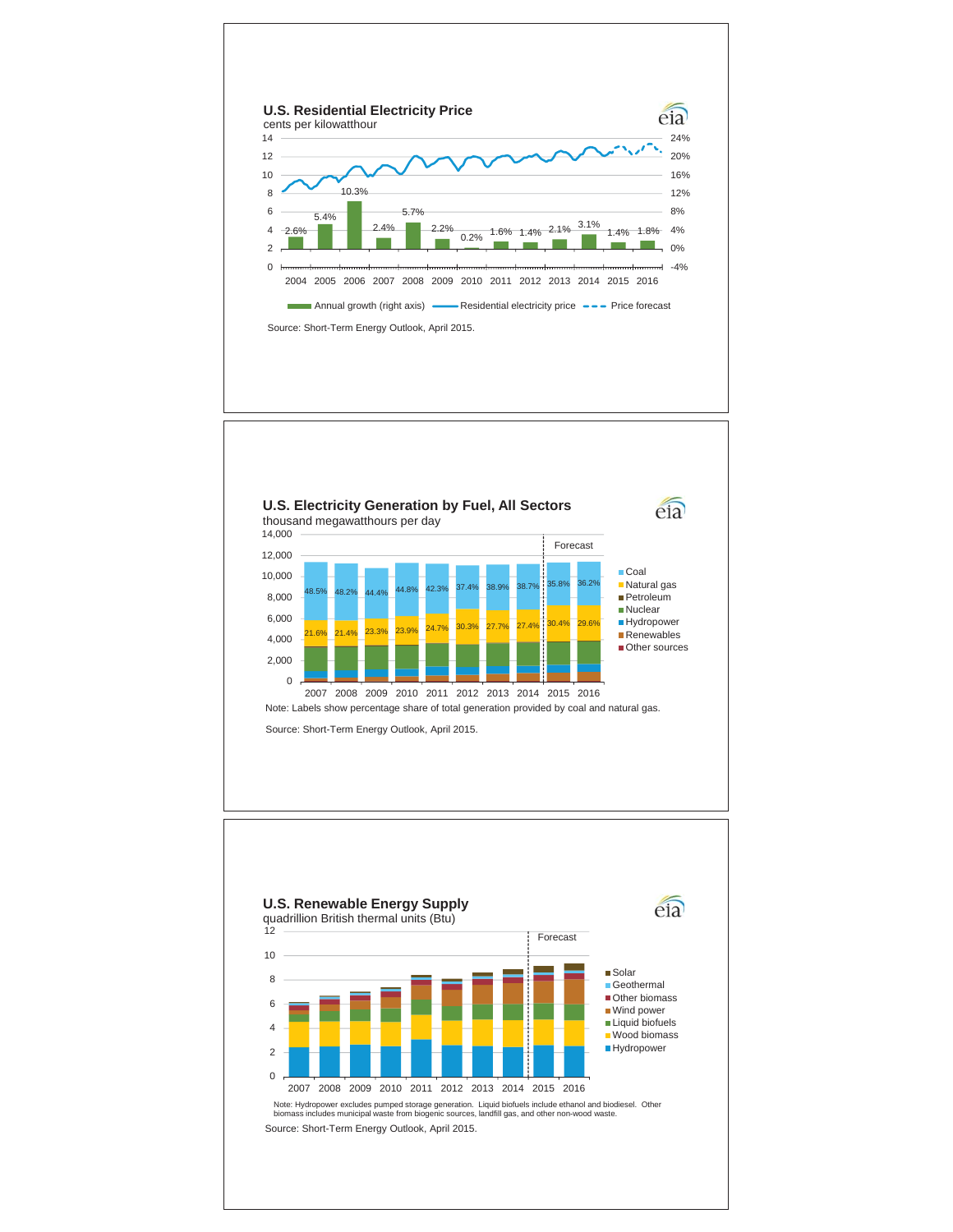## U.S. Residential Electricity Price

cents per kilowatthour

| Year | Annual growth (right axis) |
|---|---|
| 2004 | 2.6% |
| 2005 | 5.4% |
| 2006 | 10.3% |
| 2007 | 2.4% |
| 2008 | 5.7% |
| 2009 | 2.2% |
| 2010 | 0.2% |
| 2011 | 1.6% |
| 2012 | 1.4% |
| 2013 | 2.1% |
| 2014 | 3.1% |
| 2015 | 1.4% |
| 2016 | 1.8% |

Annual growth (right axis) — Residential electricity price — Price forecast

Source: Short-Term Energy Outlook, April 2015.

## U.S. Electricity Generation by Fuel, All Sectors

thousand megawatthours per day

| Year | Coal share | Natural gas share |
|---|---|---|
| 2007 | 48.5% | 21.6% |
| 2008 | 48.2% | 21.4% |
| 2009 | 44.4% | 23.3% |
| 2010 | 44.8% | 23.9% |
| 2011 | 42.3% | 24.7% |
| 2012 | 37.4% | 30.3% |
| 2013 | 38.9% | 27.7% |
| 2014 | 38.7% | 27.4% |
| 2015 (Forecast) | 35.8% | 30.4% |
| 2016 (Forecast) | 36.2% | 29.6% |

Legend: Coal, Natural gas, Petroleum, Nuclear, Hydropower, Renewables, Other sources

Note: Labels show percentage share of total generation provided by coal and natural gas.

Source: Short-Term Energy Outlook, April 2015.

## U.S. Renewable Energy Supply

quadrillion British thermal units (Btu)

Legend: Solar, Geothermal, Other biomass, Wind power, Liquid biofuels, Wood biomass, Hydropower

Years: 2007–2016 (2015–2016 Forecast)

Note: Hydropower excludes pumped storage generation. Liquid biofuels include ethanol and biodiesel. Other biomass includes municipal waste from biogenic sources, landfill gas, and other non-wood waste.

Source: Short-Term Energy Outlook, April 2015.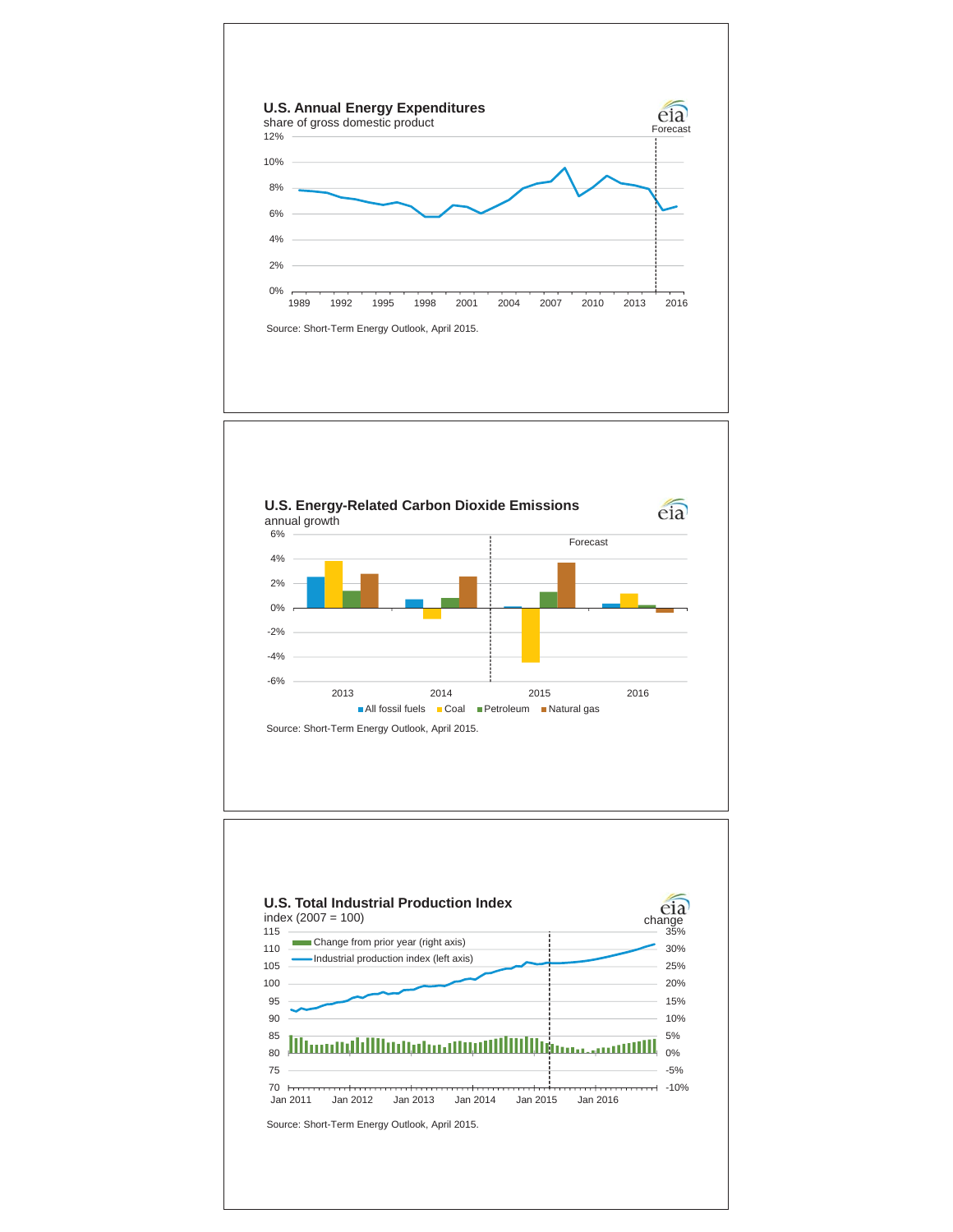## U.S. Annual Energy Expenditures

share of gross domestic product

Forecast

12%
10%
8%
6%
4%
2%
0%

1989 1992 1995 1998 2001 2004 2007 2010 2013 2016

Source: Short-Term Energy Outlook, April 2015.

## U.S. Energy-Related Carbon Dioxide Emissions

annual growth

Forecast

6%
4%
2%
0%
-2%
-4%
-6%

2013 2014 2015 2016

All fossil fuels, Coal, Petroleum, Natural gas

Source: Short-Term Energy Outlook, April 2015.

## U.S. Total Industrial Production Index

index (2007 = 100)

change

Change from prior year (right axis)

Industrial production index (left axis)

115 35%
110 30%
105 25%
100 20%
95 15%
90 10%
85 5%
80 0%
75 -5%
70 -10%

Jan 2011 Jan 2012 Jan 2013 Jan 2014 Jan 2015 Jan 2016

Source: Short-Term Energy Outlook, April 2015.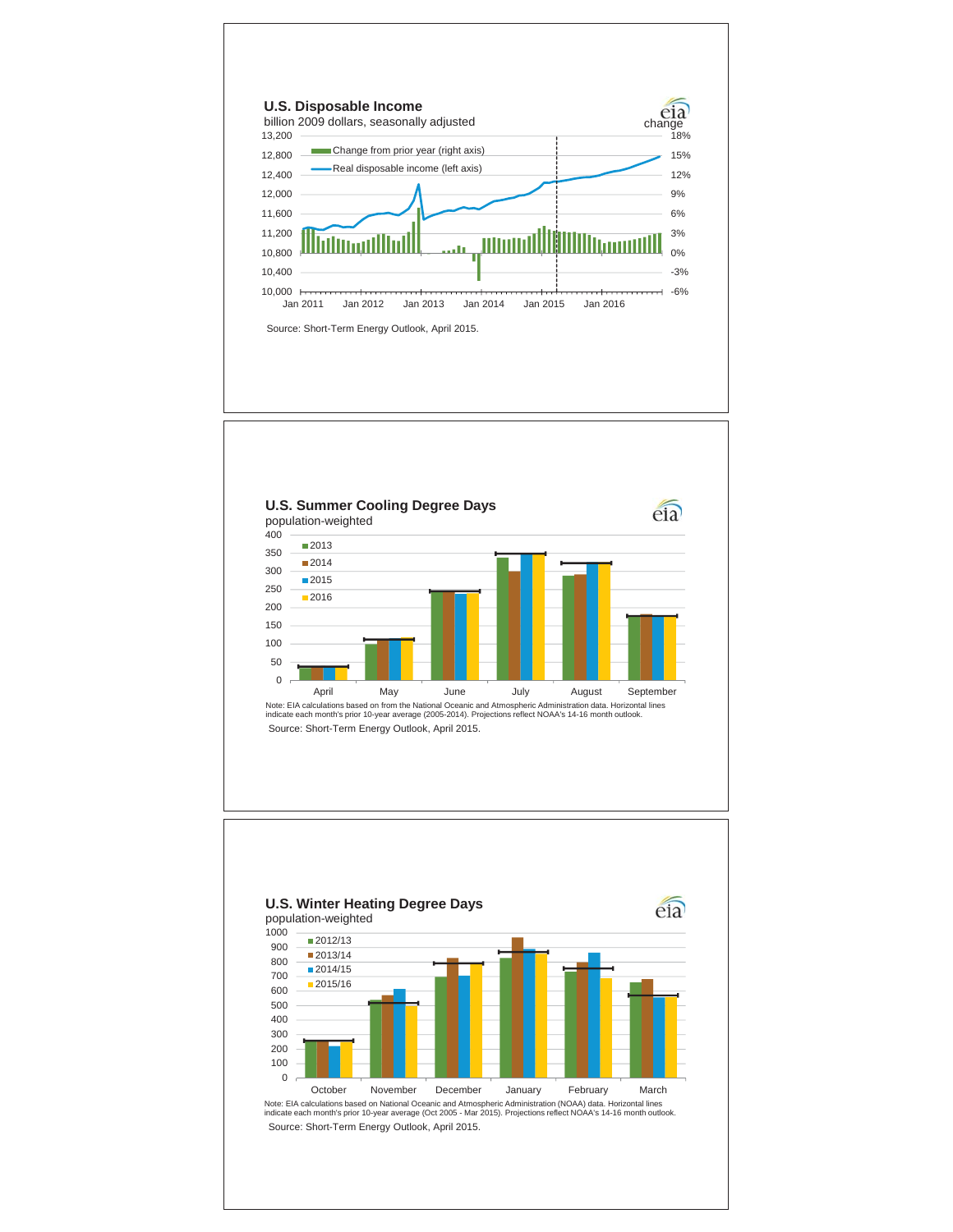## U.S. Disposable Income

billion 2009 dollars, seasonally adjusted

Legend: Change from prior year (right axis); Real disposable income (left axis)

Left axis: 10,000 – 13,200; Right axis (change): -6% – 18%

Jan 2011, Jan 2012, Jan 2013, Jan 2014, Jan 2015, Jan 2016

Source: Short-Term Energy Outlook, April 2015.

## U.S. Summer Cooling Degree Days

population-weighted

Legend: 2013, 2014, 2015, 2016

April, May, June, July, August, September

Note: EIA calculations based on from the National Oceanic and Atmospheric Administration data. Horizontal lines indicate each month's prior 10-year average (2005-2014). Projections reflect NOAA's 14-16 month outlook.

Source: Short-Term Energy Outlook, April 2015.

## U.S. Winter Heating Degree Days

population-weighted

Legend: 2012/13, 2013/14, 2014/15, 2015/16

October, November, December, January, February, March

Note: EIA calculations based on National Oceanic and Atmospheric Administration (NOAA) data. Horizontal lines indicate each month's prior 10-year average (Oct 2005 - Mar 2015). Projections reflect NOAA's 14-16 month outlook.

Source: Short-Term Energy Outlook, April 2015.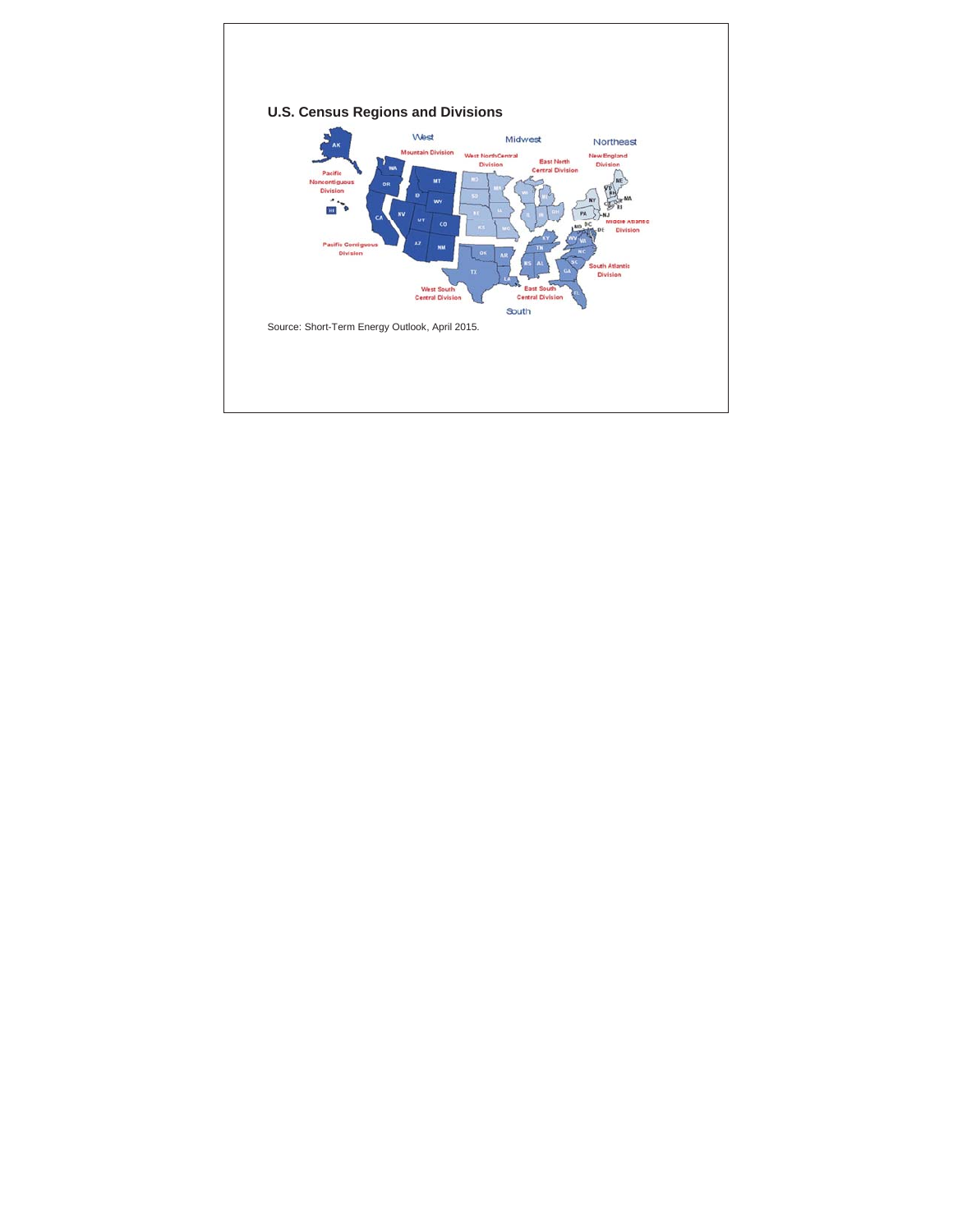## U.S. Census Regions and Divisions

Source: Short-Term Energy Outlook, April 2015.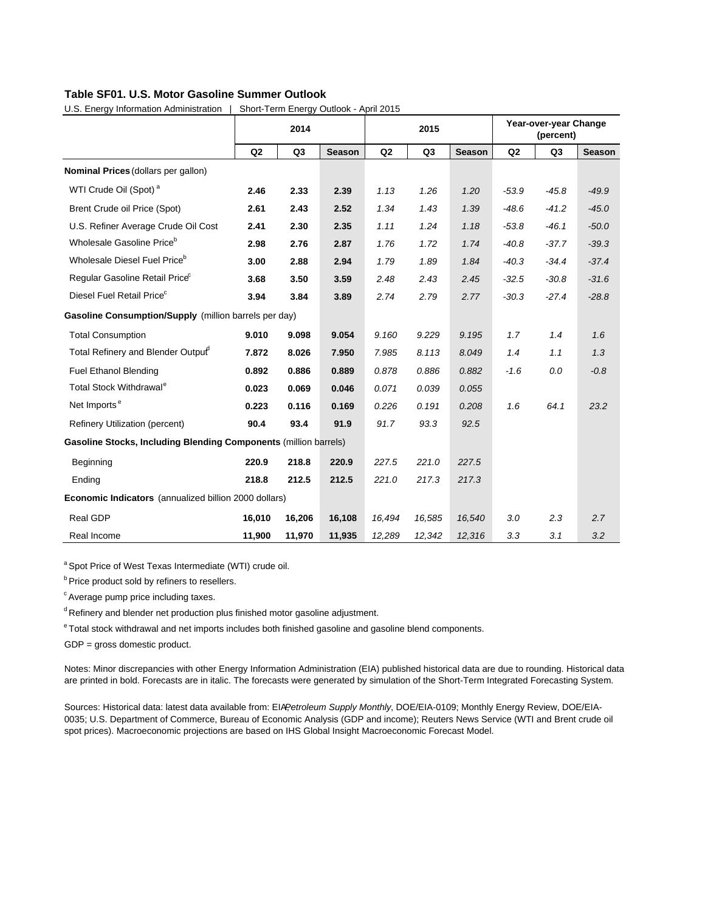**Table SF01. U.S. Motor Gasoline Summer Outlook**

U.S. Energy Information Administration | Short-Term Energy Outlook - April 2015

| | 2014 | | | 2015 | | | Year-over-year Change (percent) | | |
|---|---|---|---|---|---|---|---|---|---|
| | Q2 | Q3 | Season | Q2 | Q3 | Season | Q2 | Q3 | Season |
| **Nominal Prices** (dollars per gallon) | | | | | | | | | |
| WTI Crude Oil (Spot) [a] | **2.46** | **2.33** | **2.39** | *1.13* | *1.26* | *1.20* | *-53.9* | *-45.8* | *-49.9* |
| Brent Crude oil Price (Spot) | **2.61** | **2.43** | **2.52** | *1.34* | *1.43* | *1.39* | *-48.6* | *-41.2* | *-45.0* |
| U.S. Refiner Average Crude Oil Cost | **2.41** | **2.30** | **2.35** | *1.11* | *1.24* | *1.18* | *-53.8* | *-46.1* | *-50.0* |
| Wholesale Gasoline Price[b] | **2.98** | **2.76** | **2.87** | *1.76* | *1.72* | *1.74* | *-40.8* | *-37.7* | *-39.3* |
| Wholesale Diesel Fuel Price[b] | **3.00** | **2.88** | **2.94** | *1.79* | *1.89* | *1.84* | *-40.3* | *-34.4* | *-37.4* |
| Regular Gasoline Retail Price[c] | **3.68** | **3.50** | **3.59** | *2.48* | *2.43* | *2.45* | *-32.5* | *-30.8* | *-31.6* |
| Diesel Fuel Retail Price[c] | **3.94** | **3.84** | **3.89** | *2.74* | *2.79* | *2.77* | *-30.3* | *-27.4* | *-28.8* |
| **Gasoline Consumption/Supply** (million barrels per day) | | | | | | | | | |
| Total Consumption | **9.010** | **9.098** | **9.054** | *9.160* | *9.229* | *9.195* | *1.7* | *1.4* | *1.6* |
| Total Refinery and Blender Output[d] | **7.872** | **8.026** | **7.950** | *7.985* | *8.113* | *8.049* | *1.4* | *1.1* | *1.3* |
| Fuel Ethanol Blending | **0.892** | **0.886** | **0.889** | *0.878* | *0.886* | *0.882* | *-1.6* | *0.0* | *-0.8* |
| Total Stock Withdrawal[e] | **0.023** | **0.069** | **0.046** | *0.071* | *0.039* | *0.055* | | | |
| Net Imports [e] | **0.223** | **0.116** | **0.169** | *0.226* | *0.191* | *0.208* | *1.6* | *64.1* | *23.2* |
| Refinery Utilization (percent) | **90.4** | **93.4** | **91.9** | *91.7* | *93.3* | *92.5* | | | |
| **Gasoline Stocks, Including Blending Components** (million barrels) | | | | | | | | | |
| Beginning | **220.9** | **218.8** | **220.9** | *227.5* | *221.0* | *227.5* | | | |
| Ending | **218.8** | **212.5** | **212.5** | *221.0* | *217.3* | *217.3* | | | |
| **Economic Indicators** (annualized billion 2000 dollars) | | | | | | | | | |
| Real GDP | **16,010** | **16,206** | **16,108** | *16,494* | *16,585* | *16,540* | *3.0* | *2.3* | *2.7* |
| Real Income | **11,900** | **11,970** | **11,935** | *12,289* | *12,342* | *12,316* | *3.3* | *3.1* | *3.2* |

[a] Spot Price of West Texas Intermediate (WTI) crude oil.

[b] Price product sold by refiners to resellers.

[c] Average pump price including taxes.

[d] Refinery and blender net production plus finished motor gasoline adjustment.

[e] Total stock withdrawal and net imports includes both finished gasoline and gasoline blend components.

GDP = gross domestic product.

Notes: Minor discrepancies with other Energy Information Administration (EIA) published historical data are due to rounding. Historical data are printed in bold. Forecasts are in italic. The forecasts were generated by simulation of the Short-Term Integrated Forecasting System.

Sources: Historical data: latest data available from: EIA, *Petroleum Supply Monthly*, DOE/EIA-0109; Monthly Energy Review, DOE/EIA-0035; U.S. Department of Commerce, Bureau of Economic Analysis (GDP and income); Reuters News Service (WTI and Brent crude oil spot prices). Macroeconomic projections are based on IHS Global Insight Macroeconomic Forecast Model.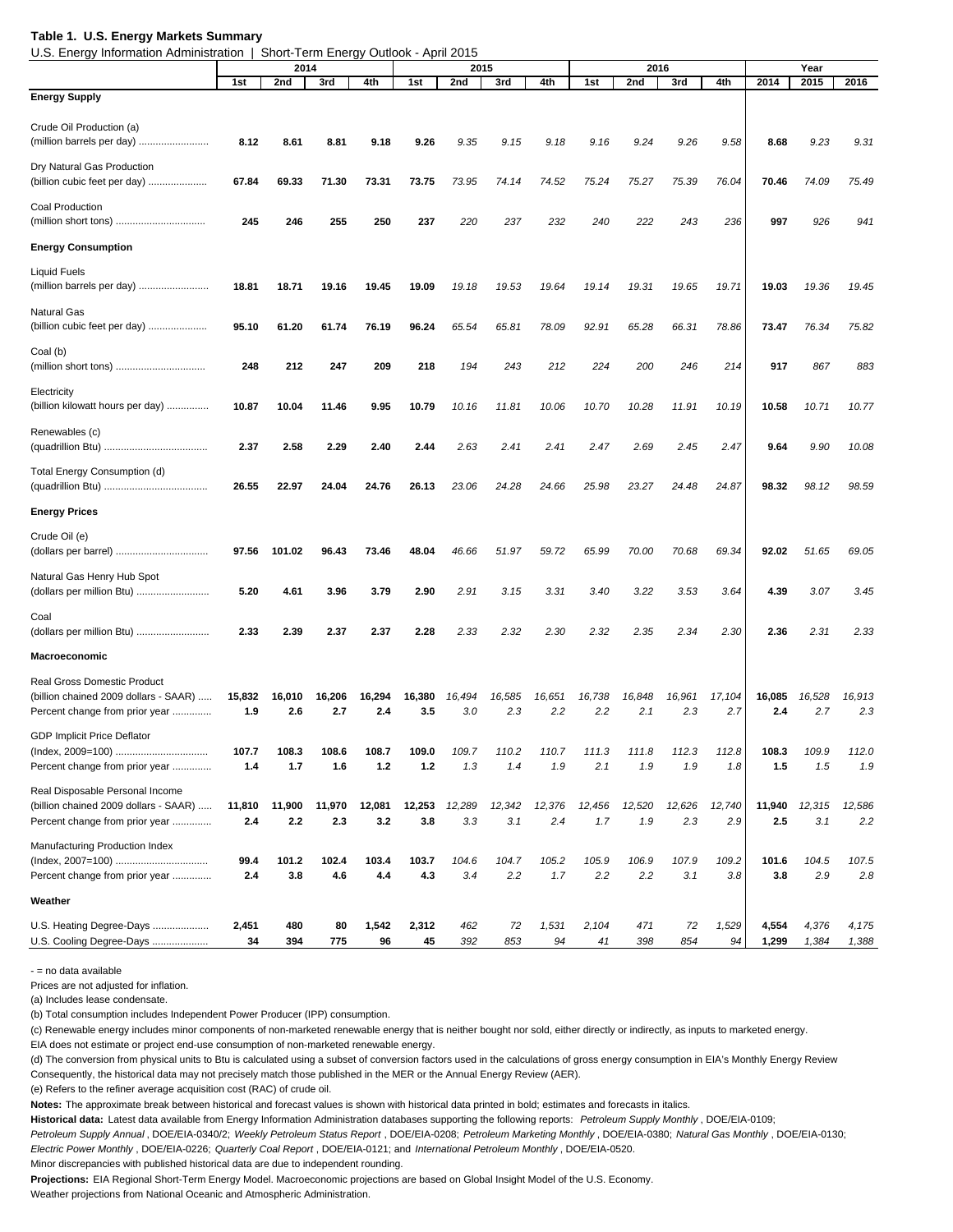**Table 1. U.S. Energy Markets Summary**

U.S. Energy Information Administration | Short-Term Energy Outlook - April 2015

| | 2014 | | | | 2015 | | | | 2016 | | | | Year | | |
|---|---|---|---|---|---|---|---|---|---|---|---|---|---|---|---|
| | 1st | 2nd | 3rd | 4th | 1st | 2nd | 3rd | 4th | 1st | 2nd | 3rd | 4th | 2014 | 2015 | 2016 |
| **Energy Supply** | | | | | | | | | | | | | | | |
| Crude Oil Production (a) (million barrels per day) | **8.12** | **8.61** | **8.81** | **9.18** | **9.26** | *9.35* | *9.15* | *9.18* | *9.16* | *9.24* | *9.26* | *9.58* | **8.68** | *9.23* | *9.31* |
| Dry Natural Gas Production (billion cubic feet per day) | **67.84** | **69.33** | **71.30** | **73.31** | **73.75** | *73.95* | *74.14* | *74.52* | *75.24* | *75.27* | *75.39* | *76.04* | **70.46** | *74.09* | *75.49* |
| Coal Production (million short tons) | **245** | **246** | **255** | **250** | **237** | *220* | *237* | *232* | *240* | *222* | *243* | *236* | **997** | *926* | *941* |
| **Energy Consumption** | | | | | | | | | | | | | | | |
| Liquid Fuels (million barrels per day) | **18.81** | **18.71** | **19.16** | **19.45** | **19.09** | *19.18* | *19.53* | *19.64* | *19.14* | *19.31* | *19.65* | *19.71* | **19.03** | *19.36* | *19.45* |
| Natural Gas (billion cubic feet per day) | **95.10** | **61.20** | **61.74** | **76.19** | **96.24** | *65.54* | *65.81* | *78.09* | *92.91* | *65.28* | *66.31* | *78.86* | **73.47** | *76.34* | *75.82* |
| Coal (b) (million short tons) | **248** | **212** | **247** | **209** | **218** | *194* | *243* | *212* | *224* | *200* | *246* | *214* | **917** | *867* | *883* |
| Electricity (billion kilowatt hours per day) | **10.87** | **10.04** | **11.46** | **9.95** | **10.79** | *10.16* | *11.81* | *10.06* | *10.70* | *10.28* | *11.91* | *10.19* | **10.58** | *10.71* | *10.77* |
| Renewables (c) (quadrillion Btu) | **2.37** | **2.58** | **2.29** | **2.40** | **2.44** | *2.63* | *2.41* | *2.41* | *2.47* | *2.69* | *2.45* | *2.47* | **9.64** | *9.90* | *10.08* |
| Total Energy Consumption (d) (quadrillion Btu) | **26.55** | **22.97** | **24.04** | **24.76** | **26.13** | *23.06* | *24.28* | *24.66* | *25.98* | *23.27* | *24.48* | *24.87* | **98.32** | *98.12* | *98.59* |
| **Energy Prices** | | | | | | | | | | | | | | | |
| Crude Oil (e) (dollars per barrel) | **97.56** | **101.02** | **96.43** | **73.46** | **48.04** | *46.66* | *51.97* | *59.72* | *65.99* | *70.00* | *70.68* | *69.34* | **92.02** | *51.65* | *69.05* |
| Natural Gas Henry Hub Spot (dollars per million Btu) | **5.20** | **4.61** | **3.96** | **3.79** | **2.90** | *2.91* | *3.15* | *3.31* | *3.40* | *3.22* | *3.53* | *3.64* | **4.39** | *3.07* | *3.45* |
| Coal (dollars per million Btu) | **2.33** | **2.39** | **2.37** | **2.37** | **2.28** | *2.33* | *2.32* | *2.30* | *2.32* | *2.35* | *2.34* | *2.30* | **2.36** | *2.31* | *2.33* |
| **Macroeconomic** | | | | | | | | | | | | | | | |
| Real Gross Domestic Product (billion chained 2009 dollars - SAAR) | **15,832** | **16,010** | **16,206** | **16,294** | **16,380** | *16,494* | *16,585* | *16,651* | *16,738* | *16,848* | *16,961* | *17,104* | **16,085** | *16,528* | *16,913* |
| Percent change from prior year | **1.9** | **2.6** | **2.7** | **2.4** | **3.5** | *3.0* | *2.3* | *2.2* | *2.2* | *2.1* | *2.3* | *2.7* | **2.4** | *2.7* | *2.3* |
| GDP Implicit Price Deflator (Index, 2009=100) | **107.7** | **108.3** | **108.6** | **108.7** | **109.0** | *109.7* | *110.2* | *110.7* | *111.3* | *111.8* | *112.3* | *112.8* | **108.3** | *109.9* | *112.0* |
| Percent change from prior year | **1.4** | **1.7** | **1.6** | **1.2** | **1.2** | *1.3* | *1.4* | *1.9* | *2.1* | *1.9* | *1.9* | *1.8* | **1.5** | *1.5* | *1.9* |
| Real Disposable Personal Income (billion chained 2009 dollars - SAAR) | **11,810** | **11,900** | **11,970** | **12,081** | **12,253** | *12,289* | *12,342* | *12,376* | *12,456* | *12,520* | *12,626* | *12,740* | **11,940** | *12,315* | *12,586* |
| Percent change from prior year | **2.4** | **2.2** | **2.3** | **3.2** | **3.8** | *3.3* | *3.1* | *2.4* | *1.7* | *1.9* | *2.3* | *2.9* | **2.5** | *3.1* | *2.2* |
| Manufacturing Production Index (Index, 2007=100) | **99.4** | **101.2** | **102.4** | **103.4** | **103.7** | *104.6* | *104.7* | *105.2* | *105.9* | *106.9* | *107.9* | *109.2* | **101.6** | *104.5* | *107.5* |
| Percent change from prior year | **2.4** | **3.8** | **4.6** | **4.4** | **4.3** | *3.4* | *2.2* | *1.7* | *2.2* | *2.2* | *3.1* | *3.8* | **3.8** | *2.9* | *2.8* |
| **Weather** | | | | | | | | | | | | | | | |
| U.S. Heating Degree-Days | **2,451** | **480** | **80** | **1,542** | **2,312** | *462* | *72* | *1,531* | *2,104* | *471* | *72* | *1,529* | **4,554** | *4,376* | *4,175* |
| U.S. Cooling Degree-Days | **34** | **394** | **775** | **96** | **45** | *392* | *853* | *94* | *41* | *398* | *854* | *94* | **1,299** | *1,384* | *1,388* |

\- = no data available

Prices are not adjusted for inflation.

(a) Includes lease condensate.

(b) Total consumption includes Independent Power Producer (IPP) consumption.

(c) Renewable energy includes minor components of non-marketed renewable energy that is neither bought nor sold, either directly or indirectly, as inputs to marketed energy.
EIA does not estimate or project end-use consumption of non-marketed renewable energy.

(d) The conversion from physical units to Btu is calculated using a subset of conversion factors used in the calculations of gross energy consumption in EIA's Monthly Energy Review
Consequently, the historical data may not precisely match those published in the MER or the Annual Energy Review (AER).

(e) Refers to the refiner average acquisition cost (RAC) of crude oil.

**Notes:** The approximate break between historical and forecast values is shown with historical data printed in bold; estimates and forecasts in italics.

**Historical data:** Latest data available from Energy Information Administration databases supporting the following reports: *Petroleum Supply Monthly* , DOE/EIA-0109; *Petroleum Supply Annual* , DOE/EIA-0340/2; *Weekly Petroleum Status Report* , DOE/EIA-0208; *Petroleum Marketing Monthly* , DOE/EIA-0380; *Natural Gas Monthly* , DOE/EIA-0130; *Electric Power Monthly* , DOE/EIA-0226; *Quarterly Coal Report* , DOE/EIA-0121; and *International Petroleum Monthly* , DOE/EIA-0520.

Minor discrepancies with published historical data are due to independent rounding.

**Projections:** EIA Regional Short-Term Energy Model. Macroeconomic projections are based on Global Insight Model of the U.S. Economy.
Weather projections from National Oceanic and Atmospheric Administration.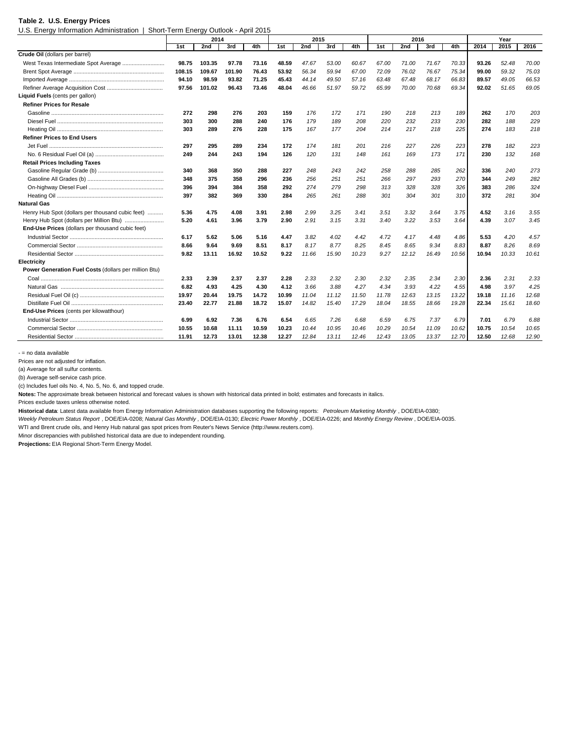**Table 2. U.S. Energy Prices**

U.S. Energy Information Administration | Short-Term Energy Outlook - April 2015

| | 2014 | | | | 2015 | | | | 2016 | | | | Year | | |
|---|---|---|---|---|---|---|---|---|---|---|---|---|---|---|---|
| | 1st | 2nd | 3rd | 4th | 1st | 2nd | 3rd | 4th | 1st | 2nd | 3rd | 4th | 2014 | 2015 | 2016 |
| **Crude Oil** (dollars per barrel) | | | | | | | | | | | | | | | |
| West Texas Intermediate Spot Average | **98.75** | **103.35** | **97.78** | **73.16** | **48.59** | *47.67* | *53.00* | *60.67* | *67.00* | *71.00* | *71.67* | *70.33* | **93.26** | *52.48* | *70.00* |
| Brent Spot Average | **108.15** | **109.67** | **101.90** | **76.43** | **53.92** | *56.34* | *59.94* | *67.00* | *72.09* | *76.02* | *76.67* | *75.34* | **99.00** | *59.32* | *75.03* |
| Imported Average | **94.10** | **98.59** | **93.82** | **71.25** | **45.43** | *44.14* | *49.50* | *57.16* | *63.48* | *67.48* | *68.17* | *66.83* | **89.57** | *49.05* | *66.53* |
| Refiner Average Acquisition Cost | **97.56** | **101.02** | **96.43** | **73.46** | **48.04** | *46.66* | *51.97* | *59.72* | *65.99* | *70.00* | *70.68* | *69.34* | **92.02** | *51.65* | *69.05* |
| **Liquid Fuels** (cents per gallon) | | | | | | | | | | | | | | | |
| **Refiner Prices for Resale** | | | | | | | | | | | | | | | |
| Gasoline | **272** | **298** | **276** | **203** | **159** | *176* | *172* | *171* | *190* | *218* | *213* | *189* | **262** | *170* | *203* |
| Diesel Fuel | **303** | **300** | **288** | **240** | **176** | *179* | *189* | *208* | *220* | *232* | *233* | *230* | **282** | *188* | *229* |
| Heating Oil | **303** | **289** | **276** | **228** | **175** | *167* | *177* | *204* | *214* | *217* | *218* | *225* | **274** | *183* | *218* |
| **Refiner Prices to End Users** | | | | | | | | | | | | | | | |
| Jet Fuel | **297** | **295** | **289** | **234** | **172** | *174* | *181* | *201* | *216* | *227* | *226* | *223* | **278** | *182* | *223* |
| No. 6 Residual Fuel Oil (a) | **249** | **244** | **243** | **194** | **126** | *120* | *131* | *148* | *161* | *169* | *173* | *171* | **230** | *132* | *168* |
| **Retail Prices Including Taxes** | | | | | | | | | | | | | | | |
| Gasoline Regular Grade (b) | **340** | **368** | **350** | **288** | **227** | *248* | *243* | *242* | *258* | *288* | *285* | *262* | **336** | *240* | *273* |
| Gasoline All Grades (b) | **348** | **375** | **358** | **296** | **236** | *256* | *251* | *251* | *266* | *297* | *293* | *270* | **344** | *249* | *282* |
| On-highway Diesel Fuel | **396** | **394** | **384** | **358** | **292** | *274* | *279* | *298* | *313* | *328* | *328* | *326* | **383** | *286* | *324* |
| Heating Oil | **397** | **382** | **369** | **330** | **284** | *265* | *261* | *288* | *301* | *304* | *301* | *310* | **372** | *281* | *304* |
| **Natural Gas** | | | | | | | | | | | | | | | |
| Henry Hub Spot (dollars per thousand cubic feet) | **5.36** | **4.75** | **4.08** | **3.91** | **2.98** | *2.99* | *3.25* | *3.41* | *3.51* | *3.32* | *3.64* | *3.75* | **4.52** | *3.16* | *3.55* |
| Henry Hub Spot (dollars per Million Btu) | **5.20** | **4.61** | **3.96** | **3.79** | **2.90** | *2.91* | *3.15* | *3.31* | *3.40* | *3.22* | *3.53* | *3.64* | **4.39** | *3.07* | *3.45* |
| **End-Use Prices** (dollars per thousand cubic feet) | | | | | | | | | | | | | | | |
| Industrial Sector | **6.17** | **5.62** | **5.06** | **5.16** | **4.47** | *3.82* | *4.02* | *4.42* | *4.72* | *4.17* | *4.48* | *4.86* | **5.53** | *4.20* | *4.57* |
| Commercial Sector | **8.66** | **9.64** | **9.69** | **8.51** | **8.17** | *8.17* | *8.77* | *8.25* | *8.45* | *8.65* | *9.34* | *8.83* | **8.87** | *8.26* | *8.69* |
| Residential Sector | **9.82** | **13.11** | **16.92** | **10.52** | **9.22** | *11.66* | *15.90* | *10.23* | *9.27* | *12.12* | *16.49* | *10.56* | **10.94** | *10.33* | *10.61* |
| **Electricity** | | | | | | | | | | | | | | | |
| **Power Generation Fuel Costs** (dollars per million Btu) | | | | | | | | | | | | | | | |
| Coal | **2.33** | **2.39** | **2.37** | **2.37** | **2.28** | *2.33* | *2.32* | *2.30* | *2.32* | *2.35* | *2.34* | *2.30* | **2.36** | *2.31* | *2.33* |
| Natural Gas | **6.82** | **4.93** | **4.25** | **4.30** | **4.12** | *3.66* | *3.88* | *4.27* | *4.34* | *3.93* | *4.22* | *4.55* | **4.98** | *3.97* | *4.25* |
| Residual Fuel Oil (c) | **19.97** | **20.44** | **19.75** | **14.72** | **10.99** | *11.04* | *11.12* | *11.50* | *11.78* | *12.63* | *13.15* | *13.22* | **19.18** | *11.16* | *12.68* |
| Distillate Fuel Oil | **23.40** | **22.77** | **21.88** | **18.72** | **15.07** | *14.82* | *15.40* | *17.29* | *18.04* | *18.55* | *18.66* | *19.28* | **22.34** | *15.61* | *18.60* |
| **End-Use Prices** (cents per kilowatthour) | | | | | | | | | | | | | | | |
| Industrial Sector | **6.99** | **6.92** | **7.36** | **6.76** | **6.54** | *6.65* | *7.26* | *6.68* | *6.59* | *6.75* | *7.37* | *6.79* | **7.01** | *6.79* | *6.88* |
| Commercial Sector | **10.55** | **10.68** | **11.11** | **10.59** | **10.23** | *10.44* | *10.95* | *10.46* | *10.29* | *10.54* | *11.09* | *10.62* | **10.75** | *10.54* | *10.65* |
| Residential Sector | **11.91** | **12.73** | **13.01** | **12.38** | **12.27** | *12.84* | *13.11* | *12.46* | *12.43* | *13.05* | *13.37* | *12.70* | **12.50** | *12.68* | *12.90* |

- = no data available

Prices are not adjusted for inflation.

(a) Average for all sulfur contents.

(b) Average self-service cash price.

(c) Includes fuel oils No. 4, No. 5, No. 6, and topped crude.

**Notes:** The approximate break between historical and forecast values is shown with historical data printed in bold; estimates and forecasts in italics.

Prices exclude taxes unless otherwise noted.

**Historical data**: Latest data available from Energy Information Administration databases supporting the following reports: *Petroleum Marketing Monthly* , DOE/EIA-0380; *Weekly Petroleum Status Report* , DOE/EIA-0208; *Natural Gas Monthly* , DOE/EIA-0130; *Electric Power Monthly* , DOE/EIA-0226; and *Monthly Energy Review* , DOE/EIA-0035.

WTI and Brent crude oils, and Henry Hub natural gas spot prices from Reuter's News Service (http://www.reuters.com).

Minor discrepancies with published historical data are due to independent rounding.

**Projections:** EIA Regional Short-Term Energy Model.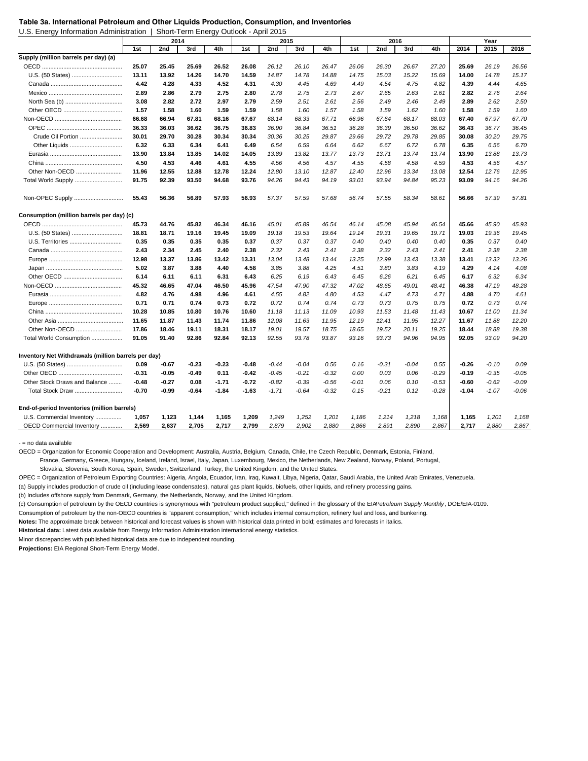**Table 3a. International Petroleum and Other Liquids Production, Consumption, and Inventories**

U.S. Energy Information Administration | Short-Term Energy Outlook - April 2015

| | 2014 | | | | 2015 | | | | 2016 | | | | Year | | |
|---|---|---|---|---|---|---|---|---|---|---|---|---|---|---|---|
| | 1st | 2nd | 3rd | 4th | 1st | 2nd | 3rd | 4th | 1st | 2nd | 3rd | 4th | 2014 | 2015 | 2016 |
| **Supply (million barrels per day) (a)** | | | | | | | | | | | | | | | |
| OECD | 25.07 | 25.45 | 25.69 | 26.52 | 26.08 | 26.12 | 26.10 | 26.47 | 26.06 | 26.30 | 26.67 | 27.20 | 25.69 | 26.19 | 26.56 |
| U.S. (50 States) | 13.11 | 13.92 | 14.26 | 14.70 | 14.59 | 14.87 | 14.78 | 14.88 | 14.75 | 15.03 | 15.22 | 15.69 | 14.00 | 14.78 | 15.17 |
| Canada | 4.42 | 4.28 | 4.33 | 4.52 | 4.31 | 4.30 | 4.45 | 4.69 | 4.49 | 4.54 | 4.75 | 4.82 | 4.39 | 4.44 | 4.65 |
| Mexico | 2.89 | 2.86 | 2.79 | 2.75 | 2.80 | 2.78 | 2.75 | 2.73 | 2.67 | 2.65 | 2.63 | 2.61 | 2.82 | 2.76 | 2.64 |
| North Sea (b) | 3.08 | 2.82 | 2.72 | 2.97 | 2.79 | 2.59 | 2.51 | 2.61 | 2.56 | 2.49 | 2.46 | 2.49 | 2.89 | 2.62 | 2.50 |
| Other OECD | 1.57 | 1.58 | 1.60 | 1.59 | 1.59 | 1.58 | 1.60 | 1.57 | 1.58 | 1.59 | 1.62 | 1.60 | 1.58 | 1.59 | 1.60 |
| Non-OECD | 66.68 | 66.94 | 67.81 | 68.16 | 67.67 | 68.14 | 68.33 | 67.71 | 66.96 | 67.64 | 68.17 | 68.03 | 67.40 | 67.97 | 67.70 |
| OPEC | 36.33 | 36.03 | 36.62 | 36.75 | 36.83 | 36.90 | 36.84 | 36.51 | 36.28 | 36.39 | 36.50 | 36.62 | 36.43 | 36.77 | 36.45 |
| Crude Oil Portion | 30.01 | 29.70 | 30.28 | 30.34 | 30.34 | 30.36 | 30.25 | 29.87 | 29.66 | 29.72 | 29.78 | 29.85 | 30.08 | 30.20 | 29.75 |
| Other Liquids | 6.32 | 6.33 | 6.34 | 6.41 | 6.49 | 6.54 | 6.59 | 6.64 | 6.62 | 6.67 | 6.72 | 6.78 | 6.35 | 6.56 | 6.70 |
| Eurasia | 13.90 | 13.84 | 13.85 | 14.02 | 14.05 | 13.89 | 13.82 | 13.77 | 13.73 | 13.71 | 13.74 | 13.74 | 13.90 | 13.88 | 13.73 |
| China | 4.50 | 4.53 | 4.46 | 4.61 | 4.55 | 4.56 | 4.56 | 4.57 | 4.55 | 4.58 | 4.58 | 4.59 | 4.53 | 4.56 | 4.57 |
| Other Non-OECD | 11.96 | 12.55 | 12.88 | 12.78 | 12.24 | 12.80 | 13.10 | 12.87 | 12.40 | 12.96 | 13.34 | 13.08 | 12.54 | 12.76 | 12.95 |
| Total World Supply | 91.75 | 92.39 | 93.50 | 94.68 | 93.76 | 94.26 | 94.43 | 94.19 | 93.01 | 93.94 | 94.84 | 95.23 | 93.09 | 94.16 | 94.26 |
| Non-OPEC Supply | 55.43 | 56.36 | 56.89 | 57.93 | 56.93 | 57.37 | 57.59 | 57.68 | 56.74 | 57.55 | 58.34 | 58.61 | 56.66 | 57.39 | 57.81 |
| **Consumption (million barrels per day) (c)** | | | | | | | | | | | | | | | |
| OECD | 45.73 | 44.76 | 45.82 | 46.34 | 46.16 | 45.01 | 45.89 | 46.54 | 46.14 | 45.08 | 45.94 | 46.54 | 45.66 | 45.90 | 45.93 |
| U.S. (50 States) | 18.81 | 18.71 | 19.16 | 19.45 | 19.09 | 19.18 | 19.53 | 19.64 | 19.14 | 19.31 | 19.65 | 19.71 | 19.03 | 19.36 | 19.45 |
| U.S. Territories | 0.35 | 0.35 | 0.35 | 0.35 | 0.37 | 0.37 | 0.37 | 0.37 | 0.40 | 0.40 | 0.40 | 0.40 | 0.35 | 0.37 | 0.40 |
| Canada | 2.43 | 2.34 | 2.45 | 2.40 | 2.38 | 2.32 | 2.43 | 2.41 | 2.38 | 2.32 | 2.43 | 2.41 | 2.41 | 2.38 | 2.38 |
| Europe | 12.98 | 13.37 | 13.86 | 13.42 | 13.31 | 13.04 | 13.48 | 13.44 | 13.25 | 12.99 | 13.43 | 13.38 | 13.41 | 13.32 | 13.26 |
| Japan | 5.02 | 3.87 | 3.88 | 4.40 | 4.58 | 3.85 | 3.88 | 4.25 | 4.51 | 3.80 | 3.83 | 4.19 | 4.29 | 4.14 | 4.08 |
| Other OECD | 6.14 | 6.11 | 6.11 | 6.31 | 6.43 | 6.25 | 6.19 | 6.43 | 6.45 | 6.26 | 6.21 | 6.45 | 6.17 | 6.32 | 6.34 |
| Non-OECD | 45.32 | 46.65 | 47.04 | 46.50 | 45.96 | 47.54 | 47.90 | 47.32 | 47.02 | 48.65 | 49.01 | 48.41 | 46.38 | 47.19 | 48.28 |
| Eurasia | 4.82 | 4.76 | 4.98 | 4.96 | 4.61 | 4.55 | 4.82 | 4.80 | 4.53 | 4.47 | 4.73 | 4.71 | 4.88 | 4.70 | 4.61 |
| Europe | 0.71 | 0.71 | 0.74 | 0.73 | 0.72 | 0.72 | 0.74 | 0.74 | 0.73 | 0.73 | 0.75 | 0.75 | 0.72 | 0.73 | 0.74 |
| China | 10.28 | 10.85 | 10.80 | 10.76 | 10.60 | 11.18 | 11.13 | 11.09 | 10.93 | 11.53 | 11.48 | 11.43 | 10.67 | 11.00 | 11.34 |
| Other Asia | 11.65 | 11.87 | 11.43 | 11.74 | 11.86 | 12.08 | 11.63 | 11.95 | 12.19 | 12.41 | 11.95 | 12.27 | 11.67 | 11.88 | 12.20 |
| Other Non-OECD | 17.86 | 18.46 | 19.11 | 18.31 | 18.17 | 19.01 | 19.57 | 18.75 | 18.65 | 19.52 | 20.11 | 19.25 | 18.44 | 18.88 | 19.38 |
| Total World Consumption | 91.05 | 91.40 | 92.86 | 92.84 | 92.13 | 92.55 | 93.78 | 93.87 | 93.16 | 93.73 | 94.96 | 94.95 | 92.05 | 93.09 | 94.20 |
| **Inventory Net Withdrawals (million barrels per day)** | | | | | | | | | | | | | | | |
| U.S. (50 States) | 0.09 | -0.67 | -0.23 | -0.23 | -0.48 | -0.44 | -0.04 | 0.56 | 0.16 | -0.31 | -0.04 | 0.55 | -0.26 | -0.10 | 0.09 |
| Other OECD | -0.31 | -0.05 | -0.49 | 0.11 | -0.42 | -0.45 | -0.21 | -0.32 | 0.00 | 0.03 | 0.06 | -0.29 | -0.19 | -0.35 | -0.05 |
| Other Stock Draws and Balance | -0.48 | -0.27 | 0.08 | -1.71 | -0.72 | -0.82 | -0.39 | -0.56 | -0.01 | 0.06 | 0.10 | -0.53 | -0.60 | -0.62 | -0.09 |
| Total Stock Draw | -0.70 | -0.99 | -0.64 | -1.84 | -1.63 | -1.71 | -0.64 | -0.32 | 0.15 | -0.21 | 0.12 | -0.28 | -1.04 | -1.07 | -0.06 |
| **End-of-period Inventories (million barrels)** | | | | | | | | | | | | | | | |
| U.S. Commercial Inventory | 1,057 | 1,123 | 1,144 | 1,165 | 1,209 | 1,249 | 1,252 | 1,201 | 1,186 | 1,214 | 1,218 | 1,168 | 1,165 | 1,201 | 1,168 |
| OECD Commercial Inventory | 2,569 | 2,637 | 2,705 | 2,717 | 2,799 | 2,879 | 2,902 | 2,880 | 2,866 | 2,891 | 2,890 | 2,867 | 2,717 | 2,880 | 2,867 |

\- = no data available

OECD = Organization for Economic Cooperation and Development: Australia, Austria, Belgium, Canada, Chile, the Czech Republic, Denmark, Estonia, Finland, France, Germany, Greece, Hungary, Iceland, Ireland, Israel, Italy, Japan, Luxembourg, Mexico, the Netherlands, New Zealand, Norway, Poland, Portugal, Slovakia, Slovenia, South Korea, Spain, Sweden, Switzerland, Turkey, the United Kingdom, and the United States.

OPEC = Organization of Petroleum Exporting Countries: Algeria, Angola, Ecuador, Iran, Iraq, Kuwait, Libya, Nigeria, Qatar, Saudi Arabia, the United Arab Emirates, Venezuela.

(a) Supply includes production of crude oil (including lease condensates), natural gas plant liquids, biofuels, other liquids, and refinery processing gains.

(b) Includes offshore supply from Denmark, Germany, the Netherlands, Norway, and the United Kingdom.

(c) Consumption of petroleum by the OECD countries is synonymous with "petroleum product supplied," defined in the glossary of the EIA *Petroleum Supply Monthly*, DOE/EIA-0109.

Consumption of petroleum by the non-OECD countries is "apparent consumption," which includes internal consumption, refinery fuel and loss, and bunkering.

**Notes:** The approximate break between historical and forecast values is shown with historical data printed in bold; estimates and forecasts in italics.

**Historical data:** Latest data available from Energy Information Administration international energy statistics.

Minor discrepancies with published historical data are due to independent rounding.

**Projections:** EIA Regional Short-Term Energy Model.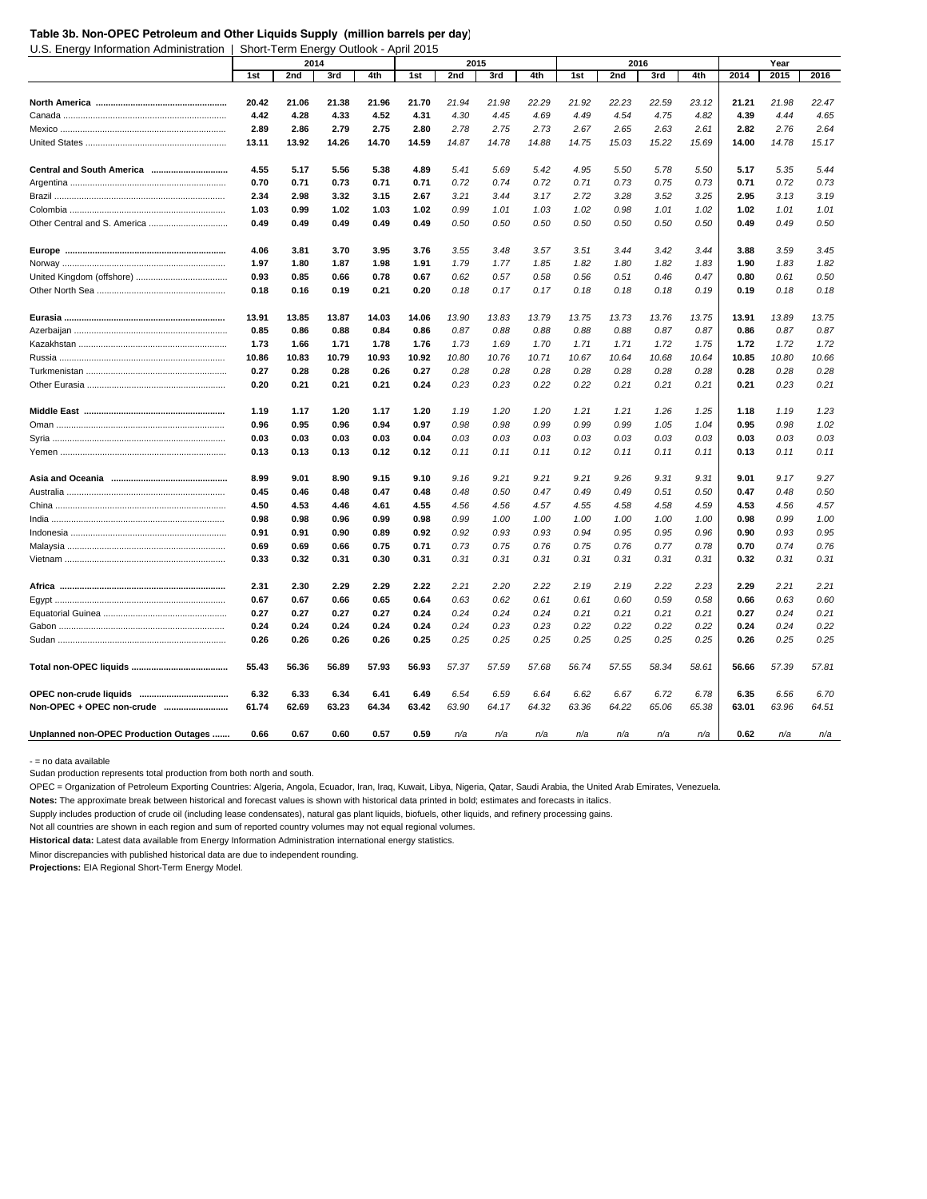**Table 3b. Non-OPEC Petroleum and Other Liquids Supply (million barrels per day)**

U.S. Energy Information Administration | Short-Term Energy Outlook - April 2015

| | 2014 | | | | 2015 | | | | 2016 | | | | Year | | |
|---|---|---|---|---|---|---|---|---|---|---|---|---|---|---|---|
| | 1st | 2nd | 3rd | 4th | 1st | 2nd | 3rd | 4th | 1st | 2nd | 3rd | 4th | 2014 | 2015 | 2016 |
| **North America** | **20.42** | **21.06** | **21.38** | **21.96** | **21.70** | *21.94* | *21.98* | *22.29* | *21.92* | *22.23* | *22.59* | *23.12* | **21.21** | *21.98* | *22.47* |
| Canada | **4.42** | **4.28** | **4.33** | **4.52** | **4.31** | *4.30* | *4.45* | *4.69* | *4.49* | *4.54* | *4.75* | *4.82* | **4.39** | *4.44* | *4.65* |
| Mexico | **2.89** | **2.86** | **2.79** | **2.75** | **2.80** | *2.78* | *2.75* | *2.73* | *2.67* | *2.65* | *2.63* | *2.61* | **2.82** | *2.76* | *2.64* |
| United States | **13.11** | **13.92** | **14.26** | **14.70** | **14.59** | *14.87* | *14.78* | *14.88* | *14.75* | *15.03* | *15.22* | *15.69* | **14.00** | *14.78* | *15.17* |
| **Central and South America** | **4.55** | **5.17** | **5.56** | **5.38** | **4.89** | *5.41* | *5.69* | *5.42* | *4.95* | *5.50* | *5.78* | *5.50* | **5.17** | *5.35* | *5.44* |
| Argentina | **0.70** | **0.71** | **0.73** | **0.71** | **0.71** | *0.72* | *0.74* | *0.72* | *0.71* | *0.73* | *0.75* | *0.73* | **0.71** | *0.72* | *0.73* |
| Brazil | **2.34** | **2.98** | **3.32** | **3.15** | **2.67** | *3.21* | *3.44* | *3.17* | *2.72* | *3.28* | *3.52* | *3.25* | **2.95** | *3.13* | *3.19* |
| Colombia | **1.03** | **0.99** | **1.02** | **1.03** | **1.02** | *0.99* | *1.01* | *1.03* | *1.02* | *0.98* | *1.01* | *1.02* | **1.02** | *1.01* | *1.01* |
| Other Central and S. America | **0.49** | **0.49** | **0.49** | **0.49** | **0.49** | *0.50* | *0.50* | *0.50* | *0.50* | *0.50* | *0.50* | *0.50* | **0.49** | *0.49* | *0.50* |
| **Europe** | **4.06** | **3.81** | **3.70** | **3.95** | **3.76** | *3.55* | *3.48* | *3.57* | *3.51* | *3.44* | *3.42* | *3.44* | **3.88** | *3.59* | *3.45* |
| Norway | **1.97** | **1.80** | **1.87** | **1.98** | **1.91** | *1.79* | *1.77* | *1.85* | *1.82* | *1.80* | *1.82* | *1.83* | **1.90** | *1.83* | *1.82* |
| United Kingdom (offshore) | **0.93** | **0.85** | **0.66** | **0.78** | **0.67** | *0.62* | *0.57* | *0.58* | *0.56* | *0.51* | *0.46* | *0.47* | **0.80** | *0.61* | *0.50* |
| Other North Sea | **0.18** | **0.16** | **0.19** | **0.21** | **0.20** | *0.18* | *0.17* | *0.17* | *0.18* | *0.18* | *0.18* | *0.19* | **0.19** | *0.18* | *0.18* |
| **Eurasia** | **13.91** | **13.85** | **13.87** | **14.03** | **14.06** | *13.90* | *13.83* | *13.79* | *13.75* | *13.73* | *13.76* | *13.75* | **13.91** | *13.89* | *13.75* |
| Azerbaijan | **0.85** | **0.86** | **0.88** | **0.84** | **0.86** | *0.87* | *0.88* | *0.88* | *0.88* | *0.88* | *0.87* | *0.87* | **0.86** | *0.87* | *0.87* |
| Kazakhstan | **1.73** | **1.66** | **1.71** | **1.78** | **1.76** | *1.73* | *1.69* | *1.70* | *1.71* | *1.71* | *1.72* | *1.75* | **1.72** | *1.72* | *1.72* |
| Russia | **10.86** | **10.83** | **10.79** | **10.93** | **10.92** | *10.80* | *10.76* | *10.71* | *10.67* | *10.64* | *10.68* | *10.64* | **10.85** | *10.80* | *10.66* |
| Turkmenistan | **0.27** | **0.28** | **0.28** | **0.26** | **0.27** | *0.28* | *0.28* | *0.28* | *0.28* | *0.28* | *0.28* | *0.28* | **0.28** | *0.28* | *0.28* |
| Other Eurasia | **0.20** | **0.21** | **0.21** | **0.21** | **0.24** | *0.23* | *0.23* | *0.22* | *0.22* | *0.21* | *0.21* | *0.21* | **0.21** | *0.23* | *0.21* |
| **Middle East** | **1.19** | **1.17** | **1.20** | **1.17** | **1.20** | *1.19* | *1.20* | *1.20* | *1.21* | *1.21* | *1.26* | *1.25* | **1.18** | *1.19* | *1.23* |
| Oman | **0.96** | **0.95** | **0.96** | **0.94** | **0.97** | *0.98* | *0.98* | *0.99* | *0.99* | *0.99* | *1.05* | *1.04* | **0.95** | *0.98* | *1.02* |
| Syria | **0.03** | **0.03** | **0.03** | **0.03** | **0.04** | *0.03* | *0.03* | *0.03* | *0.03* | *0.03* | *0.03* | *0.03* | **0.03** | *0.03* | *0.03* |
| Yemen | **0.13** | **0.13** | **0.13** | **0.12** | **0.12** | *0.11* | *0.11* | *0.11* | *0.12* | *0.11* | *0.11* | *0.11* | **0.13** | *0.11* | *0.11* |
| **Asia and Oceania** | **8.99** | **9.01** | **8.90** | **9.15** | **9.10** | *9.16* | *9.21* | *9.21* | *9.21* | *9.26* | *9.31* | *9.31* | **9.01** | *9.17* | *9.27* |
| Australia | **0.45** | **0.46** | **0.48** | **0.47** | **0.48** | *0.48* | *0.50* | *0.47* | *0.49* | *0.49* | *0.51* | *0.50* | **0.47** | *0.48* | *0.50* |
| China | **4.50** | **4.53** | **4.46** | **4.61** | **4.55** | *4.56* | *4.56* | *4.57* | *4.55* | *4.58* | *4.58* | *4.59* | **4.53** | *4.56* | *4.57* |
| India | **0.98** | **0.98** | **0.96** | **0.99** | **0.98** | *0.99* | *1.00* | *1.00* | *1.00* | *1.00* | *1.00* | *1.00* | **0.98** | *0.99* | *1.00* |
| Indonesia | **0.91** | **0.91** | **0.90** | **0.89** | **0.92** | *0.92* | *0.93* | *0.93* | *0.94* | *0.95* | *0.95* | *0.96* | **0.90** | *0.93* | *0.95* |
| Malaysia | **0.69** | **0.69** | **0.66** | **0.75** | **0.71** | *0.73* | *0.75* | *0.76* | *0.75* | *0.76* | *0.77* | *0.78* | **0.70** | *0.74* | *0.76* |
| Vietnam | **0.33** | **0.32** | **0.31** | **0.30** | **0.31** | *0.31* | *0.31* | *0.31* | *0.31* | *0.31* | *0.31* | *0.31* | **0.32** | *0.31* | *0.31* |
| **Africa** | **2.31** | **2.30** | **2.29** | **2.29** | **2.22** | *2.21* | *2.20* | *2.22* | *2.19* | *2.19* | *2.22* | *2.23* | **2.29** | *2.21* | *2.21* |
| Egypt | **0.67** | **0.67** | **0.66** | **0.65** | **0.64** | *0.63* | *0.62* | *0.61* | *0.61* | *0.60* | *0.59* | *0.58* | **0.66** | *0.63* | *0.60* |
| Equatorial Guinea | **0.27** | **0.27** | **0.27** | **0.27** | **0.24** | *0.24* | *0.24* | *0.24* | *0.21* | *0.21* | *0.21* | *0.21* | **0.27** | *0.24* | *0.21* |
| Gabon | **0.24** | **0.24** | **0.24** | **0.24** | **0.24** | *0.24* | *0.23* | *0.23* | *0.22* | *0.22* | *0.22* | *0.22* | **0.24** | *0.24* | *0.22* |
| Sudan | **0.26** | **0.26** | **0.26** | **0.26** | **0.25** | *0.25* | *0.25* | *0.25* | *0.25* | *0.25* | *0.25* | *0.25* | **0.26** | *0.25* | *0.25* |
| **Total non-OPEC liquids** | **55.43** | **56.36** | **56.89** | **57.93** | **56.93** | *57.37* | *57.59* | *57.68* | *56.74* | *57.55* | *58.34* | *58.61* | **56.66** | *57.39* | *57.81* |
| **OPEC non-crude liquids** | **6.32** | **6.33** | **6.34** | **6.41** | **6.49** | *6.54* | *6.59* | *6.64* | *6.62* | *6.67* | *6.72* | *6.78* | **6.35** | *6.56* | *6.70* |
| **Non-OPEC + OPEC non-crude** | **61.74** | **62.69** | **63.23** | **64.34** | **63.42** | *63.90* | *64.17* | *64.32* | *63.36* | *64.22* | *65.06* | *65.38* | **63.01** | *63.96* | *64.51* |
| **Unplanned non-OPEC Production Outages** | **0.66** | **0.67** | **0.60** | **0.57** | **0.59** | *n/a* | *n/a* | *n/a* | *n/a* | *n/a* | *n/a* | *n/a* | **0.62** | *n/a* | *n/a* |

\- = no data available

Sudan production represents total production from both north and south.

OPEC = Organization of Petroleum Exporting Countries: Algeria, Angola, Ecuador, Iran, Iraq, Kuwait, Libya, Nigeria, Qatar, Saudi Arabia, the United Arab Emirates, Venezuela.

**Notes:** The approximate break between historical and forecast values is shown with historical data printed in bold; estimates and forecasts in italics.

Supply includes production of crude oil (including lease condensates), natural gas plant liquids, biofuels, other liquids, and refinery processing gains.

Not all countries are shown in each region and sum of reported country volumes may not equal regional volumes.

**Historical data:** Latest data available from Energy Information Administration international energy statistics.

Minor discrepancies with published historical data are due to independent rounding.

**Projections:** EIA Regional Short-Term Energy Model.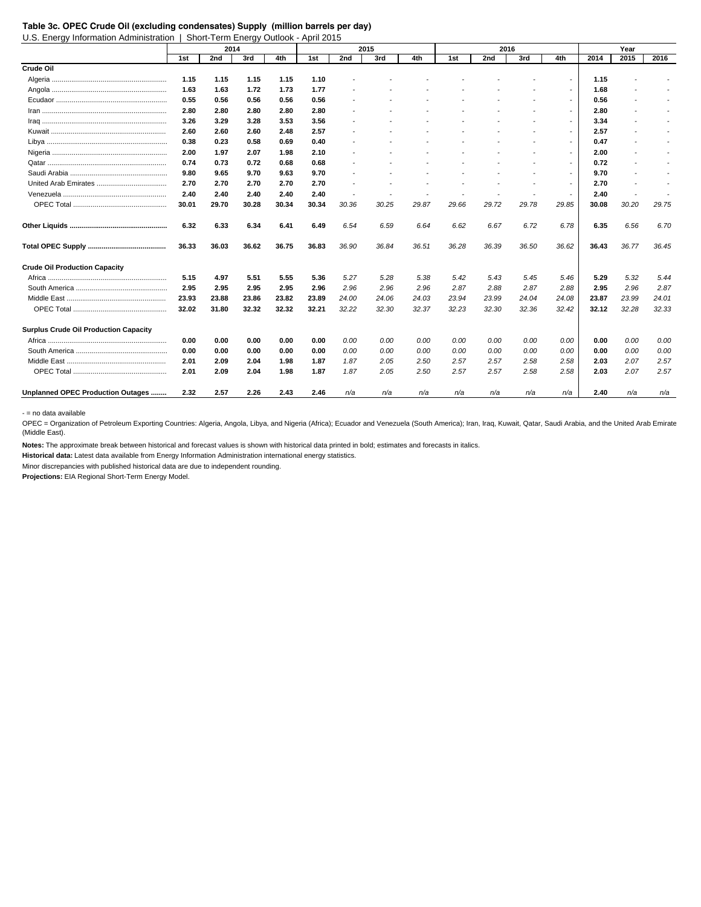**Table 3c. OPEC Crude Oil (excluding condensates) Supply (million barrels per day)**

U.S. Energy Information Administration | Short-Term Energy Outlook - April 2015

| | 2014 | | | | 2015 | | | | 2016 | | | | Year | | |
|---|---|---|---|---|---|---|---|---|---|---|---|---|---|---|---|
| | 1st | 2nd | 3rd | 4th | 1st | 2nd | 3rd | 4th | 1st | 2nd | 3rd | 4th | 2014 | 2015 | 2016 |
| **Crude Oil** | | | | | | | | | | | | | | | |
| Algeria | **1.15** | **1.15** | **1.15** | **1.15** | **1.10** | - | - | - | - | - | - | - | **1.15** | - | - |
| Angola | **1.63** | **1.63** | **1.72** | **1.73** | **1.77** | - | - | - | - | - | - | - | **1.68** | - | - |
| Ecudaor | **0.55** | **0.56** | **0.56** | **0.56** | **0.56** | - | - | - | - | - | - | - | **0.56** | - | - |
| Iran | **2.80** | **2.80** | **2.80** | **2.80** | **2.80** | - | - | - | - | - | - | - | **2.80** | - | - |
| Iraq | **3.26** | **3.29** | **3.28** | **3.53** | **3.56** | - | - | - | - | - | - | - | **3.34** | - | - |
| Kuwait | **2.60** | **2.60** | **2.60** | **2.48** | **2.57** | - | - | - | - | - | - | - | **2.57** | - | - |
| Libya | **0.38** | **0.23** | **0.58** | **0.69** | **0.40** | - | - | - | - | - | - | - | **0.47** | - | - |
| Nigeria | **2.00** | **1.97** | **2.07** | **1.98** | **2.10** | - | - | - | - | - | - | - | **2.00** | - | - |
| Qatar | **0.74** | **0.73** | **0.72** | **0.68** | **0.68** | - | - | - | - | - | - | - | **0.72** | - | - |
| Saudi Arabia | **9.80** | **9.65** | **9.70** | **9.63** | **9.70** | - | - | - | - | - | - | - | **9.70** | - | - |
| United Arab Emirates | **2.70** | **2.70** | **2.70** | **2.70** | **2.70** | - | - | - | - | - | - | - | **2.70** | - | - |
| Venezuela | **2.40** | **2.40** | **2.40** | **2.40** | **2.40** | - | - | - | - | - | - | - | **2.40** | - | - |
| OPEC Total | **30.01** | **29.70** | **30.28** | **30.34** | **30.34** | *30.36* | *30.25* | *29.87* | *29.66* | *29.72* | *29.78* | *29.85* | **30.08** | *30.20* | *29.75* |
| **Other Liquids** | **6.32** | **6.33** | **6.34** | **6.41** | **6.49** | *6.54* | *6.59* | *6.64* | *6.62* | *6.67* | *6.72* | *6.78* | **6.35** | *6.56* | *6.70* |
| **Total OPEC Supply** | **36.33** | **36.03** | **36.62** | **36.75** | **36.83** | *36.90* | *36.84* | *36.51* | *36.28* | *36.39* | *36.50* | *36.62* | **36.43** | *36.77* | *36.45* |
| **Crude Oil Production Capacity** | | | | | | | | | | | | | | | |
| Africa | **5.15** | **4.97** | **5.51** | **5.55** | **5.36** | *5.27* | *5.28* | *5.38* | *5.42* | *5.43* | *5.45* | *5.46* | **5.29** | *5.32* | *5.44* |
| South America | **2.95** | **2.95** | **2.95** | **2.95** | **2.96** | *2.96* | *2.96* | *2.96* | *2.87* | *2.88* | *2.87* | *2.88* | **2.95** | *2.96* | *2.87* |
| Middle East | **23.93** | **23.88** | **23.86** | **23.82** | **23.89** | *24.00* | *24.06* | *24.03* | *23.94* | *23.99* | *24.04* | *24.08* | **23.87** | *23.99* | *24.01* |
| OPEC Total | **32.02** | **31.80** | **32.32** | **32.32** | **32.21** | *32.22* | *32.30* | *32.37* | *32.23* | *32.30* | *32.36* | *32.42* | **32.12** | *32.28* | *32.33* |
| **Surplus Crude Oil Production Capacity** | | | | | | | | | | | | | | | |
| Africa | **0.00** | **0.00** | **0.00** | **0.00** | **0.00** | *0.00* | *0.00* | *0.00* | *0.00* | *0.00* | *0.00* | *0.00* | **0.00** | *0.00* | *0.00* |
| South America | **0.00** | **0.00** | **0.00** | **0.00** | **0.00** | *0.00* | *0.00* | *0.00* | *0.00* | *0.00* | *0.00* | *0.00* | **0.00** | *0.00* | *0.00* |
| Middle East | **2.01** | **2.09** | **2.04** | **1.98** | **1.87** | *1.87* | *2.05* | *2.50* | *2.57* | *2.57* | *2.58* | *2.58* | **2.03** | *2.07* | *2.57* |
| OPEC Total | **2.01** | **2.09** | **2.04** | **1.98** | **1.87** | *1.87* | *2.05* | *2.50* | *2.57* | *2.57* | *2.58* | *2.58* | **2.03** | *2.07* | *2.57* |
| **Unplanned OPEC Production Outages** | **2.32** | **2.57** | **2.26** | **2.43** | **2.46** | *n/a* | *n/a* | *n/a* | *n/a* | *n/a* | *n/a* | *n/a* | **2.40** | *n/a* | *n/a* |

\- = no data available

OPEC = Organization of Petroleum Exporting Countries: Algeria, Angola, Libya, and Nigeria (Africa); Ecuador and Venezuela (South America); Iran, Iraq, Kuwait, Qatar, Saudi Arabia, and the United Arab Emirate (Middle East).

**Notes:** The approximate break between historical and forecast values is shown with historical data printed in bold; estimates and forecasts in italics.

**Historical data:** Latest data available from Energy Information Administration international energy statistics.

Minor discrepancies with published historical data are due to independent rounding.

**Projections:** EIA Regional Short-Term Energy Model.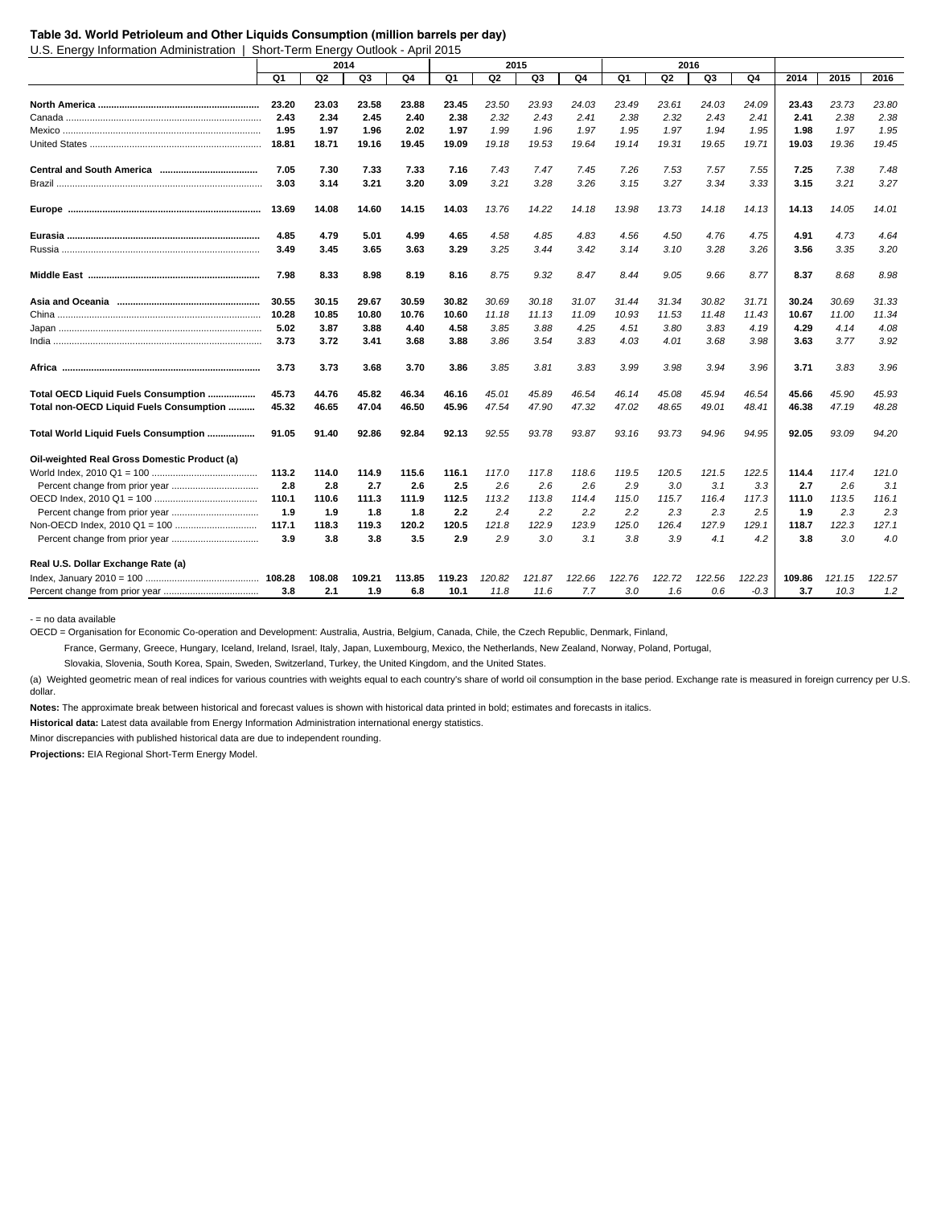**Table 3d. World Petroleum and Other Liquids Consumption (million barrels per day)**

U.S. Energy Information Administration | Short-Term Energy Outlook - April 2015

| | 2014 | | | | 2015 | | | | 2016 | | | | | | |
|---|---|---|---|---|---|---|---|---|---|---|---|---|---|---|---|
| | Q1 | Q2 | Q3 | Q4 | Q1 | Q2 | Q3 | Q4 | Q1 | Q2 | Q3 | Q4 | 2014 | 2015 | 2016 |
| **North America** | **23.20** | **23.03** | **23.58** | **23.88** | **23.45** | *23.50* | *23.93* | *24.03* | *23.49* | *23.61* | *24.03* | *24.09* | **23.43** | *23.73* | *23.80* |
| Canada | **2.43** | **2.34** | **2.45** | **2.40** | **2.38** | *2.32* | *2.43* | *2.41* | *2.38* | *2.32* | *2.43* | *2.41* | **2.41** | *2.38* | *2.38* |
| Mexico | **1.95** | **1.97** | **1.96** | **2.02** | **1.97** | *1.99* | *1.96* | *1.97* | *1.95* | *1.97* | *1.94* | *1.95* | **1.98** | *1.97* | *1.95* |
| United States | **18.81** | **18.71** | **19.16** | **19.45** | **19.09** | *19.18* | *19.53* | *19.64* | *19.14* | *19.31* | *19.65* | *19.71* | **19.03** | *19.36* | *19.45* |
| **Central and South America** | **7.05** | **7.30** | **7.33** | **7.33** | **7.16** | *7.43* | *7.47* | *7.45* | *7.26* | *7.53* | *7.57* | *7.55* | **7.25** | *7.38* | *7.48* |
| Brazil | **3.03** | **3.14** | **3.21** | **3.20** | **3.09** | *3.21* | *3.28* | *3.26* | *3.15* | *3.27* | *3.34* | *3.33* | **3.15** | *3.21* | *3.27* |
| **Europe** | **13.69** | **14.08** | **14.60** | **14.15** | **14.03** | *13.76* | *14.22* | *14.18* | *13.98* | *13.73* | *14.18* | *14.13* | **14.13** | *14.05* | *14.01* |
| **Eurasia** | **4.85** | **4.79** | **5.01** | **4.99** | **4.65** | *4.58* | *4.85* | *4.83* | *4.56* | *4.50* | *4.76* | *4.75* | **4.91** | *4.73* | *4.64* |
| Russia | **3.49** | **3.45** | **3.65** | **3.63** | **3.29** | *3.25* | *3.44* | *3.42* | *3.14* | *3.10* | *3.28* | *3.26* | **3.56** | *3.35* | *3.20* |
| **Middle East** | **7.98** | **8.33** | **8.98** | **8.19** | **8.16** | *8.75* | *9.32* | *8.47* | *8.44* | *9.05* | *9.66* | *8.77* | **8.37** | *8.68* | *8.98* |
| **Asia and Oceania** | **30.55** | **30.15** | **29.67** | **30.59** | **30.82** | *30.69* | *30.18* | *31.07* | *31.44* | *31.34* | *30.82* | *31.71* | **30.24** | *30.69* | *31.33* |
| China | **10.28** | **10.85** | **10.80** | **10.76** | **10.60** | *11.18* | *11.13* | *11.09* | *10.93* | *11.53* | *11.48* | *11.43* | **10.67** | *11.00* | *11.34* |
| Japan | **5.02** | **3.87** | **3.88** | **4.40** | **4.58** | *3.85* | *3.88* | *4.25* | *4.51* | *3.80* | *3.83* | *4.19* | **4.29** | *4.14* | *4.08* |
| India | **3.73** | **3.72** | **3.41** | **3.68** | **3.88** | *3.86* | *3.54* | *3.83* | *4.03* | *4.01* | *3.68* | *3.98* | **3.63** | *3.77* | *3.92* |
| **Africa** | **3.73** | **3.73** | **3.68** | **3.70** | **3.86** | *3.85* | *3.81* | *3.83* | *3.99* | *3.98* | *3.94* | *3.96* | **3.71** | *3.83* | *3.96* |
| **Total OECD Liquid Fuels Consumption** | **45.73** | **44.76** | **45.82** | **46.34** | **46.16** | *45.01* | *45.89* | *46.54* | *46.14* | *45.08* | *45.94* | *46.54* | **45.66** | *45.90* | *45.93* |
| **Total non-OECD Liquid Fuels Consumption** | **45.32** | **46.65** | **47.04** | **46.50** | **45.96** | *47.54* | *47.90* | *47.32* | *47.02* | *48.65* | *49.01* | *48.41* | **46.38** | *47.19* | *48.28* |
| **Total World Liquid Fuels Consumption** | **91.05** | **91.40** | **92.86** | **92.84** | **92.13** | *92.55* | *93.78* | *93.87* | *93.16* | *93.73* | *94.96* | *94.95* | **92.05** | *93.09* | *94.20* |
| **Oil-weighted Real Gross Domestic Product (a)** | | | | | | | | | | | | | | | |
| World Index, 2010 Q1 = 100 | **113.2** | **114.0** | **114.9** | **115.6** | **116.1** | *117.0* | *117.8* | *118.6* | *119.5* | *120.5* | *121.5* | *122.5* | **114.4** | *117.4* | *121.0* |
| Percent change from prior year | **2.8** | **2.8** | **2.7** | **2.6** | **2.5** | *2.6* | *2.6* | *2.6* | *2.9* | *3.0* | *3.1* | *3.3* | **2.7** | *2.6* | *3.1* |
| OECD Index, 2010 Q1 = 100 | **110.1** | **110.6** | **111.3** | **111.9** | **112.5** | *113.2* | *113.8* | *114.4* | *115.0* | *115.7* | *116.4* | *117.3* | **111.0** | *113.5* | *116.1* |
| Percent change from prior year | **1.9** | **1.9** | **1.8** | **1.8** | **2.2** | *2.4* | *2.2* | *2.2* | *2.2* | *2.3* | *2.3* | *2.5* | **1.9** | *2.3* | *2.3* |
| Non-OECD Index, 2010 Q1 = 100 | **117.1** | **118.3** | **119.3** | **120.2** | **120.5** | *121.8* | *122.9* | *123.9* | *125.0* | *126.4* | *127.9* | *129.1* | **118.7** | *122.3* | *127.1* |
| Percent change from prior year | **3.9** | **3.8** | **3.8** | **3.5** | **2.9** | *2.9* | *3.0* | *3.1* | *3.8* | *3.9* | *4.1* | *4.2* | **3.8** | *3.0* | *4.0* |
| **Real U.S. Dollar Exchange Rate (a)** | | | | | | | | | | | | | | | |
| Index, January 2010 = 100 | **108.28** | **108.08** | **109.21** | **113.85** | **119.23** | *120.82* | *121.87* | *122.66* | *122.76* | *122.72* | *122.56* | *122.23* | **109.86** | *121.15* | *122.57* |
| Percent change from prior year | **3.8** | **2.1** | **1.9** | **6.8** | **10.1** | *11.8* | *11.6* | *7.7* | *3.0* | *1.6* | *0.6* | *-0.3* | **3.7** | *10.3* | *1.2* |

- = no data available

OECD = Organisation for Economic Co-operation and Development: Australia, Austria, Belgium, Canada, Chile, the Czech Republic, Denmark, Finland, France, Germany, Greece, Hungary, Iceland, Ireland, Israel, Italy, Japan, Luxembourg, Mexico, the Netherlands, New Zealand, Norway, Poland, Portugal, Slovakia, Slovenia, South Korea, Spain, Sweden, Switzerland, Turkey, the United Kingdom, and the United States.

(a) Weighted geometric mean of real indices for various countries with weights equal to each country's share of world oil consumption in the base period. Exchange rate is measured in foreign currency per U.S. dollar.

**Notes:** The approximate break between historical and forecast values is shown with historical data printed in bold; estimates and forecasts in italics.

**Historical data:** Latest data available from Energy Information Administration international energy statistics.

Minor discrepancies with published historical data are due to independent rounding.

**Projections:** EIA Regional Short-Term Energy Model.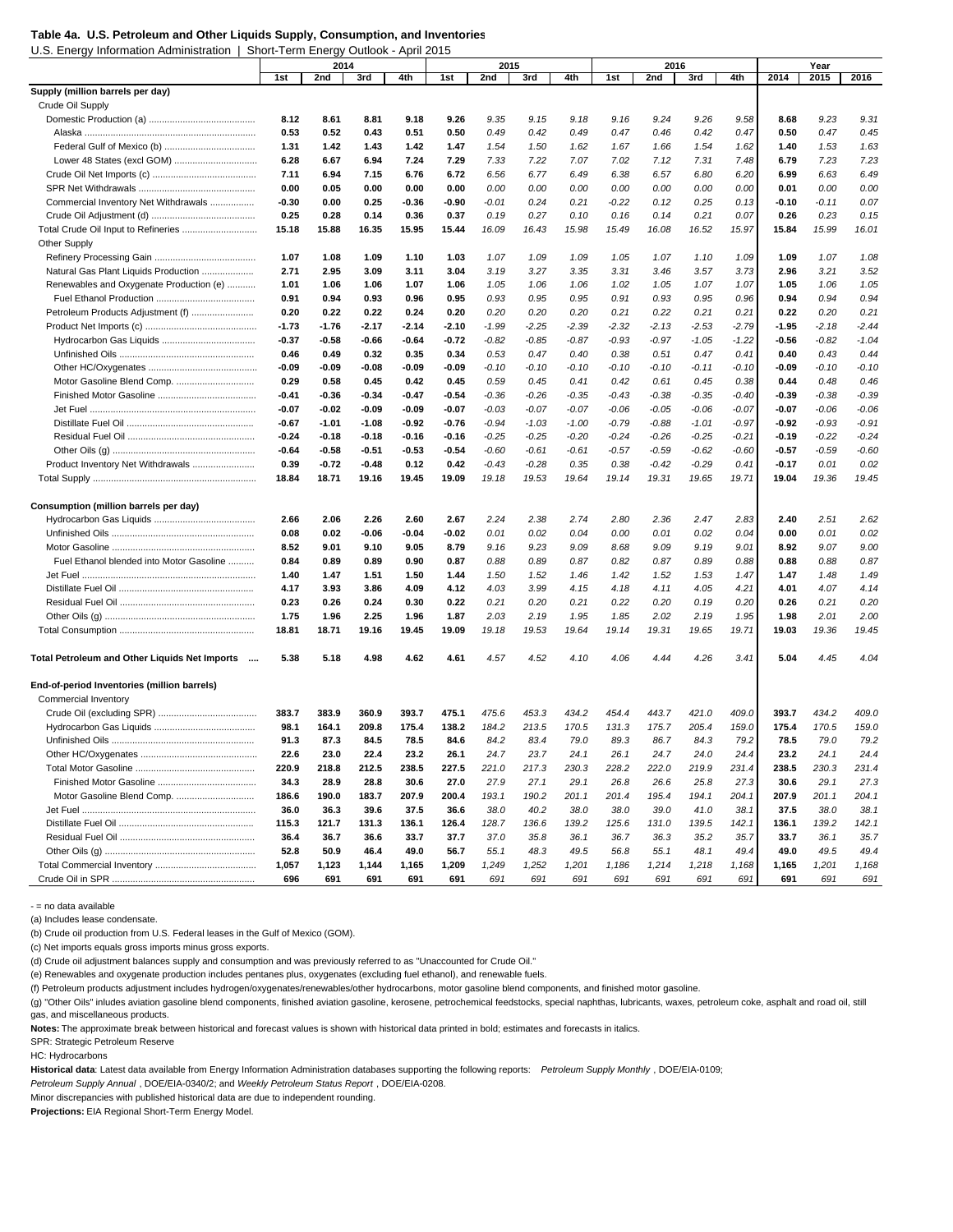**Table 4a. U.S. Petroleum and Other Liquids Supply, Consumption, and Inventories**

U.S. Energy Information Administration | Short-Term Energy Outlook - April 2015

| | 2014 | | | | 2015 | | | | 2016 | | | | Year | | |
|---|---|---|---|---|---|---|---|---|---|---|---|---|---|---|---|
| | 1st | 2nd | 3rd | 4th | 1st | 2nd | 3rd | 4th | 1st | 2nd | 3rd | 4th | 2014 | 2015 | 2016 |
| **Supply (million barrels per day)** | | | | | | | | | | | | | | | |
| Crude Oil Supply | | | | | | | | | | | | | | | |
| Domestic Production (a) | **8.12** | **8.61** | **8.81** | **9.18** | **9.26** | *9.35* | *9.15* | *9.18* | *9.16* | *9.24* | *9.26* | *9.58* | **8.68** | *9.23* | *9.31* |
| Alaska | **0.53** | **0.52** | **0.43** | **0.51** | **0.50** | *0.49* | *0.42* | *0.49* | *0.47* | *0.46* | *0.42* | *0.47* | **0.50** | *0.47* | *0.45* |
| Federal Gulf of Mexico (b) | **1.31** | **1.42** | **1.43** | **1.42** | **1.47** | *1.54* | *1.50* | *1.62* | *1.67* | *1.66* | *1.54* | *1.62* | **1.40** | *1.53* | *1.63* |
| Lower 48 States (excl GOM) | **6.28** | **6.67** | **6.94** | **7.24** | **7.29** | *7.33* | *7.22* | *7.07* | *7.02* | *7.12* | *7.31* | *7.48* | **6.79** | *7.23* | *7.23* |
| Crude Oil Net Imports (c) | **7.11** | **6.94** | **7.15** | **6.76** | **6.72** | *6.56* | *6.77* | *6.49* | *6.38* | *6.57* | *6.80* | *6.20* | **6.99** | *6.63* | *6.49* |
| SPR Net Withdrawals | **0.00** | **0.05** | **0.00** | **0.00** | **0.00** | *0.00* | *0.00* | *0.00* | *0.00* | *0.00* | *0.00* | *0.00* | **0.01** | *0.00* | *0.00* |
| Commercial Inventory Net Withdrawals | **-0.30** | **0.00** | **0.25** | **-0.36** | **-0.90** | *-0.01* | *0.24* | *0.21* | *-0.22* | *0.12* | *0.25* | *0.13* | **-0.10** | *-0.11* | *0.07* |
| Crude Oil Adjustment (d) | **0.25** | **0.28** | **0.14** | **0.36** | **0.37** | *0.19* | *0.27* | *0.10* | *0.16* | *0.14* | *0.21* | *0.07* | **0.26** | *0.23* | *0.15* |
| Total Crude Oil Input to Refineries | **15.18** | **15.88** | **16.35** | **15.95** | **15.44** | *16.09* | *16.43* | *15.98* | *15.49* | *16.08* | *16.52* | *15.97* | **15.84** | *15.99* | *16.01* |
| Other Supply | | | | | | | | | | | | | | | |
| Refinery Processing Gain | **1.07** | **1.08** | **1.09** | **1.10** | **1.03** | *1.07* | *1.09* | *1.09* | *1.05* | *1.07* | *1.10* | *1.09* | **1.09** | *1.07* | *1.08* |
| Natural Gas Plant Liquids Production | **2.71** | **2.95** | **3.09** | **3.11** | **3.04** | *3.19* | *3.27* | *3.35* | *3.31* | *3.46* | *3.57* | *3.73* | **2.96** | *3.21* | *3.52* |
| Renewables and Oxygenate Production (e) | **1.01** | **1.06** | **1.06** | **1.07** | **1.06** | *1.05* | *1.06* | *1.06* | *1.02* | *1.05* | *1.07* | *1.07* | **1.05** | *1.06* | *1.05* |
| Fuel Ethanol Production | **0.91** | **0.94** | **0.93** | **0.96** | **0.95** | *0.93* | *0.95* | *0.95* | *0.91* | *0.93* | *0.95* | *0.96* | **0.94** | *0.94* | *0.94* |
| Petroleum Products Adjustment (f) | **0.20** | **0.22** | **0.22** | **0.24** | **0.20** | *0.20* | *0.20* | *0.20* | *0.21* | *0.22* | *0.21* | *0.21* | **0.22** | *0.20* | *0.21* |
| Product Net Imports (c) | **-1.73** | **-1.76** | **-2.17** | **-2.14** | **-2.10** | *-1.99* | *-2.25* | *-2.39* | *-2.32* | *-2.13* | *-2.53* | *-2.79* | **-1.95** | *-2.18* | *-2.44* |
| Hydrocarbon Gas Liquids | **-0.37** | **-0.58** | **-0.66** | **-0.64** | **-0.72** | *-0.82* | *-0.85* | *-0.87* | *-0.93* | *-0.97* | *-1.05* | *-1.22* | **-0.56** | *-0.82* | *-1.04* |
| Unfinished Oils | **0.46** | **0.49** | **0.32** | **0.35** | **0.34** | *0.53* | *0.47* | *0.40* | *0.38* | *0.51* | *0.47* | *0.41* | **0.40** | *0.43* | *0.44* |
| Other HC/Oxygenates | **-0.09** | **-0.09** | **-0.08** | **-0.09** | **-0.09** | *-0.10* | *-0.10* | *-0.10* | *-0.10* | *-0.10* | *-0.11* | *-0.10* | **-0.09** | *-0.10* | *-0.10* |
| Motor Gasoline Blend Comp. | **0.29** | **0.58** | **0.45** | **0.42** | **0.45** | *0.59* | *0.45* | *0.41* | *0.42* | *0.61* | *0.45* | *0.38* | **0.44** | *0.48* | *0.46* |
| Finished Motor Gasoline | **-0.41** | **-0.36** | **-0.34** | **-0.47** | **-0.54** | *-0.36* | *-0.26* | *-0.35* | *-0.43* | *-0.38* | *-0.35* | *-0.40* | **-0.39** | *-0.38* | *-0.39* |
| Jet Fuel | **-0.07** | **-0.02** | **-0.09** | **-0.09** | **-0.07** | *-0.03* | *-0.07* | *-0.07* | *-0.06* | *-0.05* | *-0.06* | *-0.07* | **-0.07** | *-0.06* | *-0.06* |
| Distillate Fuel Oil | **-0.67** | **-1.01** | **-1.08** | **-0.92** | **-0.76** | *-0.94* | *-1.03* | *-1.00* | *-0.79* | *-0.88* | *-1.01* | *-0.97* | **-0.92** | *-0.93* | *-0.91* |
| Residual Fuel Oil | **-0.24** | **-0.18** | **-0.18** | **-0.16** | **-0.16** | *-0.25* | *-0.25* | *-0.20* | *-0.24* | *-0.26* | *-0.25* | *-0.21* | **-0.19** | *-0.22* | *-0.24* |
| Other Oils (g) | **-0.64** | **-0.58** | **-0.51** | **-0.53** | **-0.54** | *-0.60* | *-0.61* | *-0.61* | *-0.57* | *-0.59* | *-0.62* | *-0.60* | **-0.57** | *-0.59* | *-0.60* |
| Product Inventory Net Withdrawals | **0.39** | **-0.72** | **-0.48** | **0.12** | **0.42** | *-0.43* | *-0.28* | *0.35* | *0.38* | *-0.42* | *-0.29* | *0.41* | **-0.17** | *0.01* | *0.02* |
| Total Supply | **18.84** | **18.71** | **19.16** | **19.45** | **19.09** | *19.18* | *19.53* | *19.64* | *19.14* | *19.31* | *19.65* | *19.71* | **19.04** | *19.36* | *19.45* |
| | | | | | | | | | | | | | | | |
| **Consumption (million barrels per day)** | | | | | | | | | | | | | | | |
| Hydrocarbon Gas Liquids | **2.66** | **2.06** | **2.26** | **2.60** | **2.67** | *2.24* | *2.38* | *2.74* | *2.80* | *2.36* | *2.47* | *2.83* | **2.40** | *2.51* | *2.62* |
| Unfinished Oils | **0.08** | **0.02** | **-0.06** | **-0.04** | **-0.02** | *0.01* | *0.02* | *0.04* | *0.00* | *0.01* | *0.02* | *0.04* | **0.00** | *0.01* | *0.02* |
| Motor Gasoline | **8.52** | **9.01** | **9.10** | **9.05** | **8.79** | *9.16* | *9.23* | *9.09* | *8.68* | *9.09* | *9.19* | *9.01* | **8.92** | *9.07* | *9.00* |
| Fuel Ethanol blended into Motor Gasoline | **0.84** | **0.89** | **0.89** | **0.90** | **0.87** | *0.88* | *0.89* | *0.87* | *0.82* | *0.87* | *0.89* | *0.88* | **0.88** | *0.88* | *0.87* |
| Jet Fuel | **1.40** | **1.47** | **1.51** | **1.50** | **1.44** | *1.50* | *1.52* | *1.46* | *1.42* | *1.52* | *1.53* | *1.47* | **1.47** | *1.48* | *1.49* |
| Distillate Fuel Oil | **4.17** | **3.93** | **3.86** | **4.09** | **4.12** | *4.03* | *3.99* | *4.15* | *4.18* | *4.11* | *4.05* | *4.21* | **4.01** | *4.07* | *4.14* |
| Residual Fuel Oil | **0.23** | **0.26** | **0.24** | **0.30** | **0.22** | *0.21* | *0.20* | *0.21* | *0.22* | *0.20* | *0.19* | *0.20* | **0.26** | *0.21* | *0.20* |
| Other Oils (g) | **1.75** | **1.96** | **2.25** | **1.96** | **1.87** | *2.03* | *2.19* | *1.95* | *1.85* | *2.02* | *2.19* | *1.95* | **1.98** | *2.01* | *2.00* |
| Total Consumption | **18.81** | **18.71** | **19.16** | **19.45** | **19.09** | *19.18* | *19.53* | *19.64* | *19.14* | *19.31* | *19.65* | *19.71* | **19.03** | *19.36* | *19.45* |
| | | | | | | | | | | | | | | | |
| **Total Petroleum and Other Liquids Net Imports** | **5.38** | **5.18** | **4.98** | **4.62** | **4.61** | *4.57* | *4.52* | *4.10* | *4.06* | *4.44* | *4.26* | *3.41* | **5.04** | *4.45* | *4.04* |
| | | | | | | | | | | | | | | | |
| **End-of-period Inventories (million barrels)** | | | | | | | | | | | | | | | |
| Commercial Inventory | | | | | | | | | | | | | | | |
| Crude Oil (excluding SPR) | **383.7** | **383.9** | **360.9** | **393.7** | **475.1** | *475.6* | *453.3* | *434.2* | *454.4* | *443.7* | *421.0* | *409.0* | **393.7** | *434.2* | *409.0* |
| Hydrocarbon Gas Liquids | **98.1** | **164.1** | **209.8** | **175.4** | **138.2** | *184.2* | *213.5* | *170.5* | *131.3* | *175.7* | *205.4* | *159.0* | **175.4** | *170.5* | *159.0* |
| Unfinished Oils | **91.3** | **87.3** | **84.5** | **78.5** | **84.6** | *84.2* | *83.4* | *79.0* | *89.3* | *86.7* | *84.3* | *79.2* | **78.5** | *79.0* | *79.2* |
| Other HC/Oxygenates | **22.6** | **23.0** | **22.4** | **23.2** | **26.1** | *24.7* | *23.7* | *24.1* | *26.1* | *24.7* | *24.0* | *24.4* | **23.2** | *24.1* | *24.4* |
| Total Motor Gasoline | **220.9** | **218.8** | **212.5** | **238.5** | **227.5** | *221.0* | *217.3* | *230.3* | *228.2* | *222.0* | *219.9* | *231.4* | **238.5** | *230.3* | *231.4* |
| Finished Motor Gasoline | **34.3** | **28.9** | **28.8** | **30.6** | **27.0** | *27.9* | *27.1* | *29.1* | *26.8* | *26.6* | *25.8* | *27.3* | **30.6** | *29.1* | *27.3* |
| Motor Gasoline Blend Comp. | **186.6** | **190.0** | **183.7** | **207.9** | **200.4** | *193.1* | *190.2* | *201.1* | *201.4* | *195.4* | *194.1* | *204.1* | **207.9** | *201.1* | *204.1* |
| Jet Fuel | **36.0** | **36.3** | **39.6** | **37.5** | **36.6** | *38.0* | *40.2* | *38.0* | *38.0* | *39.0* | *41.0* | *38.1* | **37.5** | *38.0* | *38.1* |
| Distillate Fuel Oil | **115.3** | **121.7** | **131.3** | **136.1** | **126.4** | *128.7* | *136.6* | *139.2* | *125.6* | *131.0* | *139.5* | *142.1* | **136.1** | *139.2* | *142.1* |
| Residual Fuel Oil | **36.4** | **36.7** | **36.6** | **33.7** | **37.7** | *37.0* | *35.8* | *36.1* | *36.7* | *36.3* | *35.2* | *35.7* | **33.7** | *36.1* | *35.7* |
| Other Oils (g) | **52.8** | **50.9** | **46.4** | **49.0** | **56.7** | *55.1* | *48.3* | *49.5* | *56.8* | *55.1* | *48.1* | *49.4* | **49.0** | *49.5* | *49.4* |
| Total Commercial Inventory | **1,057** | **1,123** | **1,144** | **1,165** | **1,209** | *1,249* | *1,252* | *1,201* | *1,186* | *1,214* | *1,218* | *1,168* | **1,165** | *1,201* | *1,168* |
| Crude Oil in SPR | **696** | **691** | **691** | **691** | **691** | *691* | *691* | *691* | *691* | *691* | *691* | *691* | **691** | *691* | *691* |

\- = no data available

(a) Includes lease condensate.

(b) Crude oil production from U.S. Federal leases in the Gulf of Mexico (GOM).

(c) Net imports equals gross imports minus gross exports.

(d) Crude oil adjustment balances supply and consumption and was previously referred to as "Unaccounted for Crude Oil."

(e) Renewables and oxygenate production includes pentanes plus, oxygenates (excluding fuel ethanol), and renewable fuels.

(f) Petroleum products adjustment includes hydrogen/oxygenates/renewables/other hydrocarbons, motor gasoline blend components, and finished motor gasoline.

(g) "Other Oils" inludes aviation gasoline blend components, finished aviation gasoline, kerosene, petrochemical feedstocks, special naphthas, lubricants, waxes, petroleum coke, asphalt and road oil, still gas, and miscellaneous products.

**Notes:** The approximate break between historical and forecast values is shown with historical data printed in bold; estimates and forecasts in italics.

SPR: Strategic Petroleum Reserve

HC: Hydrocarbons

**Historical data**: Latest data available from Energy Information Administration databases supporting the following reports: *Petroleum Supply Monthly* , DOE/EIA-0109; *Petroleum Supply Annual* , DOE/EIA-0340/2; and *Weekly Petroleum Status Report* , DOE/EIA-0208.

Minor discrepancies with published historical data are due to independent rounding.

**Projections:** EIA Regional Short-Term Energy Model.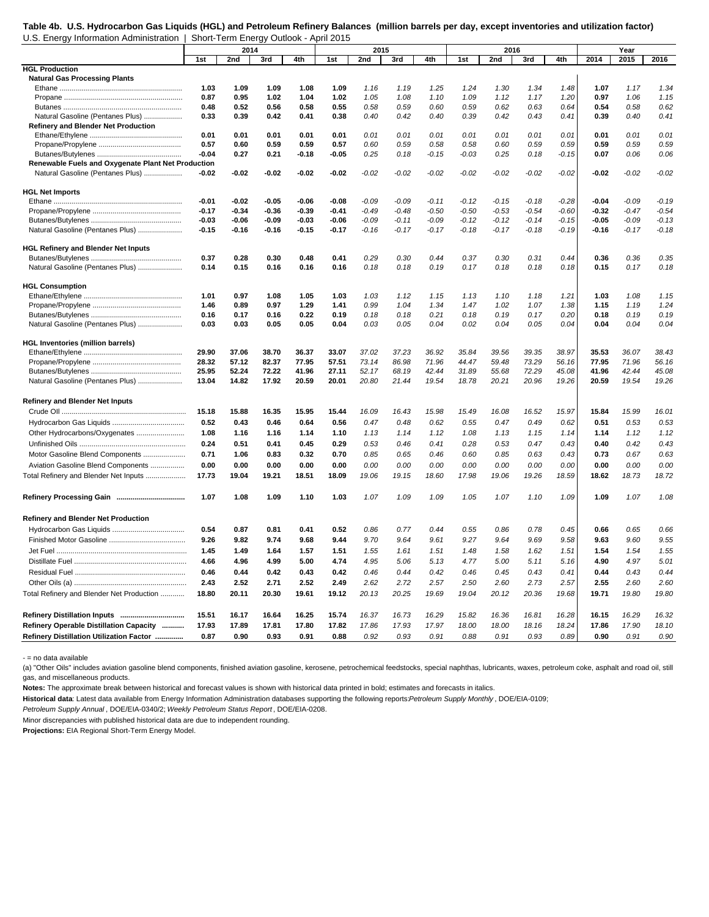**Table 4b. U.S. Hydrocarbon Gas Liquids (HGL) and Petroleum Refinery Balances (million barrels per day, except inventories and utilization factor)**

U.S. Energy Information Administration | Short-Term Energy Outlook - April 2015

| | 2014 | | | | 2015 | | | | 2016 | | | | Year | | |
|---|---|---|---|---|---|---|---|---|---|---|---|---|---|---|---|
| | 1st | 2nd | 3rd | 4th | 1st | 2nd | 3rd | 4th | 1st | 2nd | 3rd | 4th | 2014 | 2015 | 2016 |
| **HGL Production** | | | | | | | | | | | | | | | |
| **Natural Gas Processing Plants** | | | | | | | | | | | | | | | |
| Ethane | 1.03 | 1.09 | 1.09 | 1.08 | 1.09 | 1.16 | 1.19 | 1.25 | 1.24 | 1.30 | 1.34 | 1.48 | 1.07 | 1.17 | 1.34 |
| Propane | 0.87 | 0.95 | 1.02 | 1.04 | 1.02 | 1.05 | 1.08 | 1.10 | 1.09 | 1.12 | 1.17 | 1.20 | 0.97 | 1.06 | 1.15 |
| Butanes | 0.48 | 0.52 | 0.56 | 0.58 | 0.55 | 0.58 | 0.59 | 0.60 | 0.59 | 0.62 | 0.63 | 0.64 | 0.54 | 0.58 | 0.62 |
| Natural Gasoline (Pentanes Plus) | 0.33 | 0.39 | 0.42 | 0.41 | 0.38 | 0.40 | 0.42 | 0.40 | 0.39 | 0.42 | 0.43 | 0.41 | 0.39 | 0.40 | 0.41 |
| **Refinery and Blender Net Production** | | | | | | | | | | | | | | | |
| Ethane/Ethylene | 0.01 | 0.01 | 0.01 | 0.01 | 0.01 | 0.01 | 0.01 | 0.01 | 0.01 | 0.01 | 0.01 | 0.01 | 0.01 | 0.01 | 0.01 |
| Propane/Propylene | 0.57 | 0.60 | 0.59 | 0.59 | 0.57 | 0.60 | 0.59 | 0.58 | 0.58 | 0.60 | 0.59 | 0.59 | 0.59 | 0.59 | 0.59 |
| Butanes/Butylenes | -0.04 | 0.27 | 0.21 | -0.18 | -0.05 | 0.25 | 0.18 | -0.15 | -0.03 | 0.25 | 0.18 | -0.15 | 0.07 | 0.06 | 0.06 |
| **Renewable Fuels and Oxygenate Plant Net Production** | | | | | | | | | | | | | | | |
| Natural Gasoline (Pentanes Plus) | -0.02 | -0.02 | -0.02 | -0.02 | -0.02 | -0.02 | -0.02 | -0.02 | -0.02 | -0.02 | -0.02 | -0.02 | -0.02 | -0.02 | -0.02 |
| **HGL Net Imports** | | | | | | | | | | | | | | | |
| Ethane | -0.01 | -0.02 | -0.05 | -0.06 | -0.08 | -0.09 | -0.09 | -0.11 | -0.12 | -0.15 | -0.18 | -0.28 | -0.04 | -0.09 | -0.19 |
| Propane/Propylene | -0.17 | -0.34 | -0.36 | -0.39 | -0.41 | -0.49 | -0.48 | -0.50 | -0.50 | -0.53 | -0.54 | -0.60 | -0.32 | -0.47 | -0.54 |
| Butanes/Butylenes | -0.03 | -0.06 | -0.09 | -0.03 | -0.06 | -0.09 | -0.11 | -0.09 | -0.12 | -0.12 | -0.14 | -0.15 | -0.05 | -0.09 | -0.13 |
| Natural Gasoline (Pentanes Plus) | -0.15 | -0.16 | -0.16 | -0.15 | -0.17 | -0.16 | -0.17 | -0.17 | -0.18 | -0.17 | -0.18 | -0.19 | -0.16 | -0.17 | -0.18 |
| **HGL Refinery and Blender Net Inputs** | | | | | | | | | | | | | | | |
| Butanes/Butylenes | 0.37 | 0.28 | 0.30 | 0.48 | 0.41 | 0.29 | 0.30 | 0.44 | 0.37 | 0.30 | 0.31 | 0.44 | 0.36 | 0.36 | 0.35 |
| Natural Gasoline (Pentanes Plus) | 0.14 | 0.15 | 0.16 | 0.16 | 0.16 | 0.18 | 0.18 | 0.19 | 0.17 | 0.18 | 0.18 | 0.18 | 0.15 | 0.17 | 0.18 |
| **HGL Consumption** | | | | | | | | | | | | | | | |
| Ethane/Ethylene | 1.01 | 0.97 | 1.08 | 1.05 | 1.03 | 1.03 | 1.12 | 1.15 | 1.13 | 1.10 | 1.18 | 1.21 | 1.03 | 1.08 | 1.15 |
| Propane/Propylene | 1.46 | 0.89 | 0.97 | 1.29 | 1.41 | 0.99 | 1.04 | 1.34 | 1.47 | 1.02 | 1.07 | 1.38 | 1.15 | 1.19 | 1.24 |
| Butanes/Butylenes | 0.16 | 0.17 | 0.16 | 0.22 | 0.19 | 0.18 | 0.18 | 0.21 | 0.18 | 0.19 | 0.17 | 0.20 | 0.18 | 0.19 | 0.19 |
| Natural Gasoline (Pentanes Plus) | 0.03 | 0.03 | 0.05 | 0.05 | 0.04 | 0.03 | 0.05 | 0.04 | 0.02 | 0.04 | 0.05 | 0.04 | 0.04 | 0.04 | 0.04 |
| **HGL Inventories (million barrels)** | | | | | | | | | | | | | | | |
| Ethane/Ethylene | 29.90 | 37.06 | 38.70 | 36.37 | 33.07 | 37.02 | 37.23 | 36.92 | 35.84 | 39.56 | 39.35 | 38.97 | 35.53 | 36.07 | 38.43 |
| Propane/Propylene | 28.32 | 57.12 | 82.37 | 77.95 | 57.51 | 73.14 | 86.98 | 71.96 | 44.47 | 59.48 | 73.29 | 56.16 | 77.95 | 71.96 | 56.16 |
| Butanes/Butylenes | 25.95 | 52.24 | 72.22 | 41.96 | 27.11 | 52.17 | 68.19 | 42.44 | 31.89 | 55.68 | 72.29 | 45.08 | 41.96 | 42.44 | 45.08 |
| Natural Gasoline (Pentanes Plus) | 13.04 | 14.82 | 17.92 | 20.59 | 20.01 | 20.80 | 21.44 | 19.54 | 18.78 | 20.21 | 20.96 | 19.26 | 20.59 | 19.54 | 19.26 |
| **Refinery and Blender Net Inputs** | | | | | | | | | | | | | | | |
| Crude OIl | 15.18 | 15.88 | 16.35 | 15.95 | 15.44 | 16.09 | 16.43 | 15.98 | 15.49 | 16.08 | 16.52 | 15.97 | 15.84 | 15.99 | 16.01 |
| Hydrocarbon Gas Liquids | 0.52 | 0.43 | 0.46 | 0.64 | 0.56 | 0.47 | 0.48 | 0.62 | 0.55 | 0.47 | 0.49 | 0.62 | 0.51 | 0.53 | 0.53 |
| Other Hydrocarbons/Oxygenates | 1.08 | 1.16 | 1.16 | 1.14 | 1.10 | 1.13 | 1.14 | 1.12 | 1.08 | 1.13 | 1.15 | 1.14 | 1.14 | 1.12 | 1.12 |
| Unfinished Oils | 0.24 | 0.51 | 0.41 | 0.45 | 0.29 | 0.53 | 0.46 | 0.41 | 0.28 | 0.53 | 0.47 | 0.43 | 0.40 | 0.42 | 0.43 |
| Motor Gasoline Blend Components | 0.71 | 1.06 | 0.83 | 0.32 | 0.70 | 0.85 | 0.65 | 0.46 | 0.60 | 0.85 | 0.63 | 0.43 | 0.73 | 0.67 | 0.63 |
| Aviation Gasoline Blend Components | 0.00 | 0.00 | 0.00 | 0.00 | 0.00 | 0.00 | 0.00 | 0.00 | 0.00 | 0.00 | 0.00 | 0.00 | 0.00 | 0.00 | 0.00 |
| Total Refinery and Blender Net Inputs | 17.73 | 19.04 | 19.21 | 18.51 | 18.09 | 19.06 | 19.15 | 18.60 | 17.98 | 19.06 | 19.26 | 18.59 | 18.62 | 18.73 | 18.72 |
| **Refinery Processing Gain** | 1.07 | 1.08 | 1.09 | 1.10 | 1.03 | 1.07 | 1.09 | 1.09 | 1.05 | 1.07 | 1.10 | 1.09 | 1.09 | 1.07 | 1.08 |
| **Refinery and Blender Net Production** | | | | | | | | | | | | | | | |
| Hydrocarbon Gas Liquids | 0.54 | 0.87 | 0.81 | 0.41 | 0.52 | 0.86 | 0.77 | 0.44 | 0.55 | 0.86 | 0.78 | 0.45 | 0.66 | 0.65 | 0.66 |
| Finished Motor Gasoline | 9.26 | 9.82 | 9.74 | 9.68 | 9.44 | 9.70 | 9.64 | 9.61 | 9.27 | 9.64 | 9.69 | 9.58 | 9.63 | 9.60 | 9.55 |
| Jet Fuel | 1.45 | 1.49 | 1.64 | 1.57 | 1.51 | 1.55 | 1.61 | 1.51 | 1.48 | 1.58 | 1.62 | 1.51 | 1.54 | 1.54 | 1.55 |
| Distillate Fuel | 4.66 | 4.96 | 4.99 | 5.00 | 4.74 | 4.95 | 5.06 | 5.13 | 4.77 | 5.00 | 5.11 | 5.16 | 4.90 | 4.97 | 5.01 |
| Residual Fuel | 0.46 | 0.44 | 0.42 | 0.43 | 0.42 | 0.46 | 0.44 | 0.42 | 0.46 | 0.45 | 0.43 | 0.41 | 0.44 | 0.43 | 0.44 |
| Other Oils (a) | 2.43 | 2.52 | 2.71 | 2.52 | 2.49 | 2.62 | 2.72 | 2.57 | 2.50 | 2.60 | 2.73 | 2.57 | 2.55 | 2.60 | 2.60 |
| Total Refinery and Blender Net Production | 18.80 | 20.11 | 20.30 | 19.61 | 19.12 | 20.13 | 20.25 | 19.69 | 19.04 | 20.12 | 20.36 | 19.68 | 19.71 | 19.80 | 19.80 |
| **Refinery Distillation Inputs** | 15.51 | 16.17 | 16.64 | 16.25 | 15.74 | 16.37 | 16.73 | 16.29 | 15.82 | 16.36 | 16.81 | 16.28 | 16.15 | 16.29 | 16.32 |
| **Refinery Operable Distillation Capacity** | 17.93 | 17.89 | 17.81 | 17.80 | 17.82 | 17.86 | 17.93 | 17.97 | 18.00 | 18.00 | 18.16 | 18.24 | 17.86 | 17.90 | 18.10 |
| **Refinery Distillation Utilization Factor** | 0.87 | 0.90 | 0.93 | 0.91 | 0.88 | 0.92 | 0.93 | 0.91 | 0.88 | 0.91 | 0.93 | 0.89 | 0.90 | 0.91 | 0.90 |

- = no data available

(a) "Other Oils" includes aviation gasoline blend components, finished aviation gasoline, kerosene, petrochemical feedstocks, special naphthas, lubricants, waxes, petroleum coke, asphalt and road oil, still gas, and miscellaneous products.

**Notes:** The approximate break between historical and forecast values is shown with historical data printed in bold; estimates and forecasts in italics.

**Historical data**: Latest data available from Energy Information Administration databases supporting the following reports: *Petroleum Supply Monthly* , DOE/EIA-0109;

*Petroleum Supply Annual* , DOE/EIA-0340/2; *Weekly Petroleum Status Report* , DOE/EIA-0208.

Minor discrepancies with published historical data are due to independent rounding.

**Projections:** EIA Regional Short-Term Energy Model.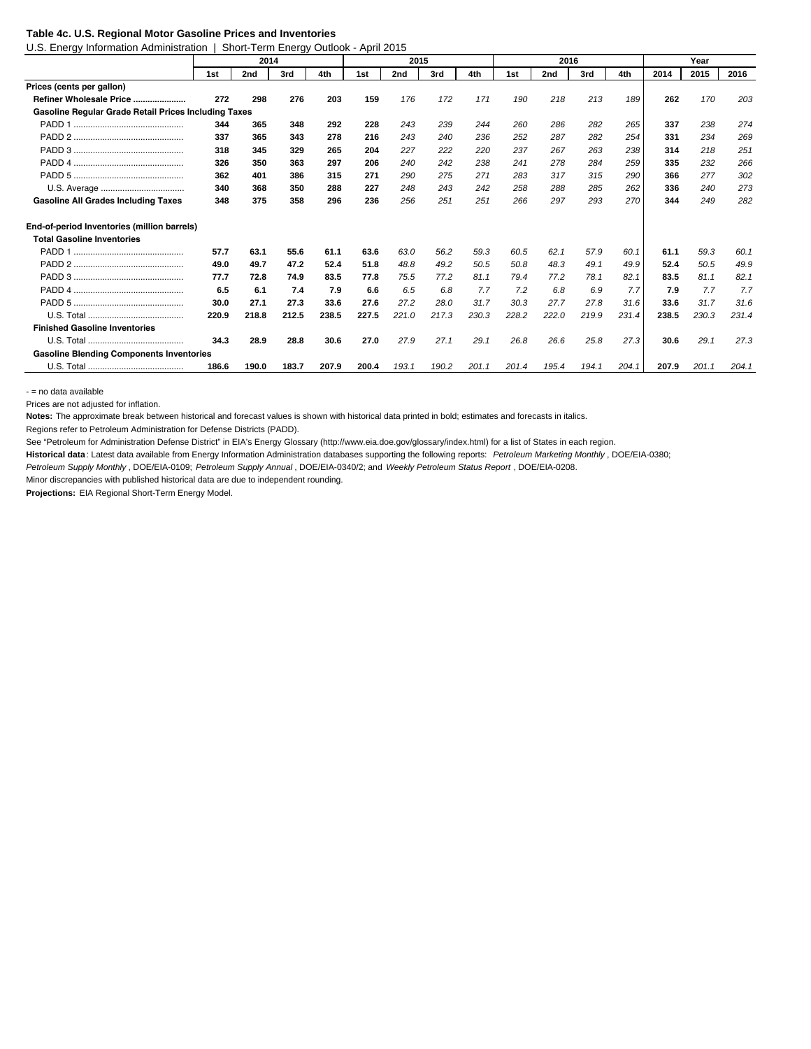**Table 4c. U.S. Regional Motor Gasoline Prices and Inventories**

U.S. Energy Information Administration | Short-Term Energy Outlook - April 2015

| | 2014 | | | | 2015 | | | | 2016 | | | | Year | | |
|---|---|---|---|---|---|---|---|---|---|---|---|---|---|---|---|
| | 1st | 2nd | 3rd | 4th | 1st | 2nd | 3rd | 4th | 1st | 2nd | 3rd | 4th | 2014 | 2015 | 2016 |
| **Prices (cents per gallon)** | | | | | | | | | | | | | | | |
| **Refiner Wholesale Price** | **272** | **298** | **276** | **203** | **159** | *176* | *172* | *171* | *190* | *218* | *213* | *189* | **262** | *170* | *203* |
| **Gasoline Regular Grade Retail Prices Including Taxes** | | | | | | | | | | | | | | | |
| PADD 1 | **344** | **365** | **348** | **292** | **228** | *243* | *239* | *244* | *260* | *286* | *282* | *265* | **337** | *238* | *274* |
| PADD 2 | **337** | **365** | **343** | **278** | **216** | *243* | *240* | *236* | *252* | *287* | *282* | *254* | **331** | *234* | *269* |
| PADD 3 | **318** | **345** | **329** | **265** | **204** | *227* | *222* | *220* | *237* | *267* | *263* | *238* | **314** | *218* | *251* |
| PADD 4 | **326** | **350** | **363** | **297** | **206** | *240* | *242* | *238* | *241* | *278* | *284* | *259* | **335** | *232* | *266* |
| PADD 5 | **362** | **401** | **386** | **315** | **271** | *290* | *275* | *271* | *283* | *317* | *315* | *290* | **366** | *277* | *302* |
| U.S. Average | **340** | **368** | **350** | **288** | **227** | *248* | *243* | *242* | *258* | *288* | *285* | *262* | **336** | *240* | *273* |
| **Gasoline All Grades Including Taxes** | **348** | **375** | **358** | **296** | **236** | *256* | *251* | *251* | *266* | *297* | *293* | *270* | **344** | *249* | *282* |
| | | | | | | | | | | | | | | | |
| **End-of-period Inventories (million barrels)** | | | | | | | | | | | | | | | |
| **Total Gasoline Inventories** | | | | | | | | | | | | | | | |
| PADD 1 | **57.7** | **63.1** | **55.6** | **61.1** | **63.6** | *63.0* | *56.2* | *59.3* | *60.5* | *62.1* | *57.9* | *60.1* | **61.1** | *59.3* | *60.1* |
| PADD 2 | **49.0** | **49.7** | **47.2** | **52.4** | **51.8** | *48.8* | *49.2* | *50.5* | *50.8* | *48.3* | *49.1* | *49.9* | **52.4** | *50.5* | *49.9* |
| PADD 3 | **77.7** | **72.8** | **74.9** | **83.5** | **77.8** | *75.5* | *77.2* | *81.1* | *79.4* | *77.2* | *78.1* | *82.1* | **83.5** | *81.1* | *82.1* |
| PADD 4 | **6.5** | **6.1** | **7.4** | **7.9** | **6.6** | *6.5* | *6.8* | *7.7* | *7.2* | *6.8* | *6.9* | *7.7* | **7.9** | *7.7* | *7.7* |
| PADD 5 | **30.0** | **27.1** | **27.3** | **33.6** | **27.6** | *27.2* | *28.0* | *31.7* | *30.3* | *27.7* | *27.8* | *31.6* | **33.6** | *31.7* | *31.6* |
| U.S. Total | **220.9** | **218.8** | **212.5** | **238.5** | **227.5** | *221.0* | *217.3* | *230.3* | *228.2* | *222.0* | *219.9* | *231.4* | **238.5** | *230.3* | *231.4* |
| **Finished Gasoline Inventories** | | | | | | | | | | | | | | | |
| U.S. Total | **34.3** | **28.9** | **28.8** | **30.6** | **27.0** | *27.9* | *27.1* | *29.1* | *26.8* | *26.6* | *25.8* | *27.3* | **30.6** | *29.1* | *27.3* |
| **Gasoline Blending Components Inventories** | | | | | | | | | | | | | | | |
| U.S. Total | **186.6** | **190.0** | **183.7** | **207.9** | **200.4** | *193.1* | *190.2* | *201.1* | *201.4* | *195.4* | *194.1* | *204.1* | **207.9** | *201.1* | *204.1* |

- = no data available

Prices are not adjusted for inflation.

**Notes:** The approximate break between historical and forecast values is shown with historical data printed in bold; estimates and forecasts in italics.

Regions refer to Petroleum Administration for Defense Districts (PADD).

See "Petroleum for Administration Defense District" in EIA's Energy Glossary (http://www.eia.doe.gov/glossary/index.html) for a list of States in each region.

**Historical data**: Latest data available from Energy Information Administration databases supporting the following reports: *Petroleum Marketing Monthly*, DOE/EIA-0380; *Petroleum Supply Monthly*, DOE/EIA-0109; *Petroleum Supply Annual*, DOE/EIA-0340/2; and *Weekly Petroleum Status Report*, DOE/EIA-0208.

Minor discrepancies with published historical data are due to independent rounding.

**Projections:** EIA Regional Short-Term Energy Model.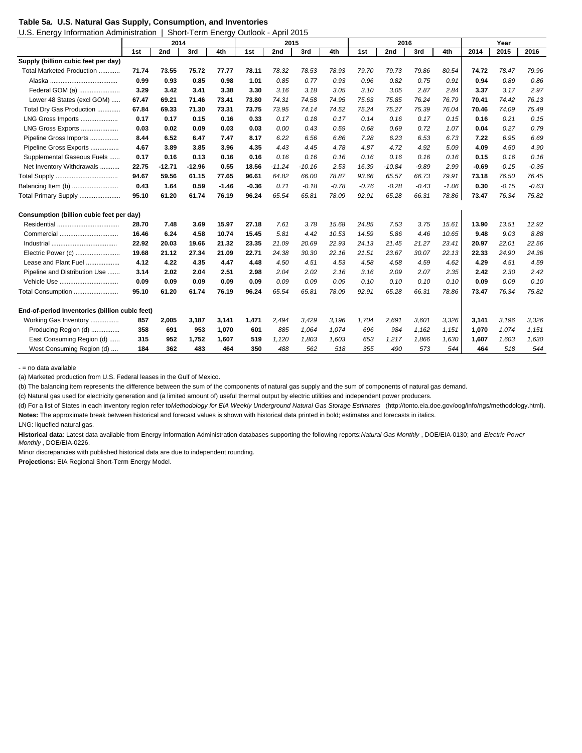**Table 5a. U.S. Natural Gas Supply, Consumption, and Inventories**

U.S. Energy Information Administration | Short-Term Energy Outlook - April 2015

| | 2014 | | | | 2015 | | | | 2016 | | | | Year | | |
|---|---|---|---|---|---|---|---|---|---|---|---|---|---|---|---|
| | 1st | 2nd | 3rd | 4th | 1st | 2nd | 3rd | 4th | 1st | 2nd | 3rd | 4th | 2014 | 2015 | 2016 |
| **Supply (billion cubic feet per day)** | | | | | | | | | | | | | | | |
| Total Marketed Production | **71.74** | **73.55** | **75.72** | **77.77** | **78.11** | *78.32* | *78.53* | *78.93* | *79.70* | *79.73* | *79.86* | *80.54* | **74.72** | *78.47* | *79.96* |
| Alaska | **0.99** | **0.93** | **0.85** | **0.98** | **1.01** | *0.85* | *0.77* | *0.93* | *0.96* | *0.82* | *0.75* | *0.91* | **0.94** | *0.89* | *0.86* |
| Federal GOM (a) | **3.29** | **3.42** | **3.41** | **3.38** | **3.30** | *3.16* | *3.18* | *3.05* | *3.10* | *3.05* | *2.87* | *2.84* | **3.37** | *3.17* | *2.97* |
| Lower 48 States (excl GOM) | **67.47** | **69.21** | **71.46** | **73.41** | **73.80** | *74.31* | *74.58* | *74.95* | *75.63* | *75.85* | *76.24* | *76.79* | **70.41** | *74.42* | *76.13* |
| Total Dry Gas Production | **67.84** | **69.33** | **71.30** | **73.31** | **73.75** | *73.95* | *74.14* | *74.52* | *75.24* | *75.27* | *75.39* | *76.04* | **70.46** | *74.09* | *75.49* |
| LNG Gross Imports | **0.17** | **0.17** | **0.15** | **0.16** | **0.33** | *0.17* | *0.18* | *0.17* | *0.14* | *0.16* | *0.17* | *0.15* | **0.16** | *0.21* | *0.15* |
| LNG Gross Exports | **0.03** | **0.02** | **0.09** | **0.03** | **0.03** | *0.00* | *0.43* | *0.59* | *0.68* | *0.69* | *0.72* | *1.07* | **0.04** | *0.27* | *0.79* |
| Pipeline Gross Imports | **8.44** | **6.52** | **6.47** | **7.47** | **8.17** | *6.22* | *6.56* | *6.86* | *7.28* | *6.23* | *6.53* | *6.73* | **7.22** | *6.95* | *6.69* |
| Pipeline Gross Exports | **4.67** | **3.89** | **3.85** | **3.96** | **4.35** | *4.43* | *4.45* | *4.78* | *4.87* | *4.72* | *4.92* | *5.09* | **4.09** | *4.50* | *4.90* |
| Supplemental Gaseous Fuels | **0.17** | **0.16** | **0.13** | **0.16** | **0.16** | *0.16* | *0.16* | *0.16* | *0.16* | *0.16* | *0.16* | *0.16* | **0.15** | *0.16* | *0.16* |
| Net Inventory Withdrawals | **22.75** | **-12.71** | **-12.96** | **0.55** | **18.56** | *-11.24* | *-10.16* | *2.53* | *16.39* | *-10.84* | *-9.89* | *2.99* | **-0.69** | *-0.15* | *-0.35* |
| Total Supply | **94.67** | **59.56** | **61.15** | **77.65** | **96.61** | *64.82* | *66.00* | *78.87* | *93.66* | *65.57* | *66.73* | *79.91* | **73.18** | *76.50* | *76.45* |
| Balancing Item (b) | **0.43** | **1.64** | **0.59** | **-1.46** | **-0.36** | *0.71* | *-0.18* | *-0.78* | *-0.76* | *-0.28* | *-0.43* | *-1.06* | **0.30** | *-0.15* | *-0.63* |
| Total Primary Supply | **95.10** | **61.20** | **61.74** | **76.19** | **96.24** | *65.54* | *65.81* | *78.09* | *92.91* | *65.28* | *66.31* | *78.86* | **73.47** | *76.34* | *75.82* |
| **Consumption (billion cubic feet per day)** | | | | | | | | | | | | | | | |
| Residential | **28.70** | **7.48** | **3.69** | **15.97** | **27.18** | *7.61* | *3.78* | *15.68* | *24.85* | *7.53* | *3.75* | *15.61* | **13.90** | *13.51* | *12.92* |
| Commercial | **16.46** | **6.24** | **4.58** | **10.74** | **15.45** | *5.81* | *4.42* | *10.53* | *14.59* | *5.86* | *4.46* | *10.65* | **9.48** | *9.03* | *8.88* |
| Industrial | **22.92** | **20.03** | **19.66** | **21.32** | **23.35** | *21.09* | *20.69* | *22.93* | *24.13* | *21.45* | *21.27* | *23.41* | **20.97** | *22.01* | *22.56* |
| Electric Power (c) | **19.68** | **21.12** | **27.34** | **21.09** | **22.71** | *24.38* | *30.30* | *22.16* | *21.51* | *23.67* | *30.07* | *22.13* | **22.33** | *24.90* | *24.36* |
| Lease and Plant Fuel | **4.12** | **4.22** | **4.35** | **4.47** | **4.48** | *4.50* | *4.51* | *4.53* | *4.58* | *4.58* | *4.59* | *4.62* | **4.29** | *4.51* | *4.59* |
| Pipeline and Distribution Use | **3.14** | **2.02** | **2.04** | **2.51** | **2.98** | *2.04* | *2.02* | *2.16* | *3.16* | *2.09* | *2.07* | *2.35* | **2.42** | *2.30* | *2.42* |
| Vehicle Use | **0.09** | **0.09** | **0.09** | **0.09** | **0.09** | *0.09* | *0.09* | *0.09* | *0.10* | *0.10* | *0.10* | *0.10* | **0.09** | *0.09* | *0.10* |
| Total Consumption | **95.10** | **61.20** | **61.74** | **76.19** | **96.24** | *65.54* | *65.81* | *78.09* | *92.91* | *65.28* | *66.31* | *78.86* | **73.47** | *76.34* | *75.82* |
| **End-of-period Inventories (billion cubic feet)** | | | | | | | | | | | | | | | |
| Working Gas Inventory | **857** | **2,005** | **3,187** | **3,141** | **1,471** | *2,494* | *3,429* | *3,196* | *1,704* | *2,691* | *3,601* | *3,326* | **3,141** | *3,196* | *3,326* |
| Producing Region (d) | **358** | **691** | **953** | **1,070** | **601** | *885* | *1,064* | *1,074* | *696* | *984* | *1,162* | *1,151* | **1,070** | *1,074* | *1,151* |
| East Consuming Region (d) | **315** | **952** | **1,752** | **1,607** | **519** | *1,120* | *1,803* | *1,603* | *653* | *1,217* | *1,866* | *1,630* | **1,607** | *1,603* | *1,630* |
| West Consuming Region (d) | **184** | **362** | **483** | **464** | **350** | *488* | *562* | *518* | *355* | *490* | *573* | *544* | **464** | *518* | *544* |

- = no data available

(a) Marketed production from U.S. Federal leases in the Gulf of Mexico.

(b) The balancing item represents the difference between the sum of the components of natural gas supply and the sum of components of natural gas demand.

(c) Natural gas used for electricity generation and (a limited amount of) useful thermal output by electric utilities and independent power producers.

(d) For a list of States in each inventory region refer to *Methodology for EIA Weekly Underground Natural Gas Storage Estimates* (http://tonto.eia.doe.gov/oog/info/ngs/methodology.html).

**Notes:** The approximate break between historical and forecast values is shown with historical data printed in bold; estimates and forecasts in italics.

LNG: liquefied natural gas.

**Historical data**: Latest data available from Energy Information Administration databases supporting the following reports: *Natural Gas Monthly* , DOE/EIA-0130; and *Electric Power Monthly* , DOE/EIA-0226.

Minor discrepancies with published historical data are due to independent rounding.

**Projections:** EIA Regional Short-Term Energy Model.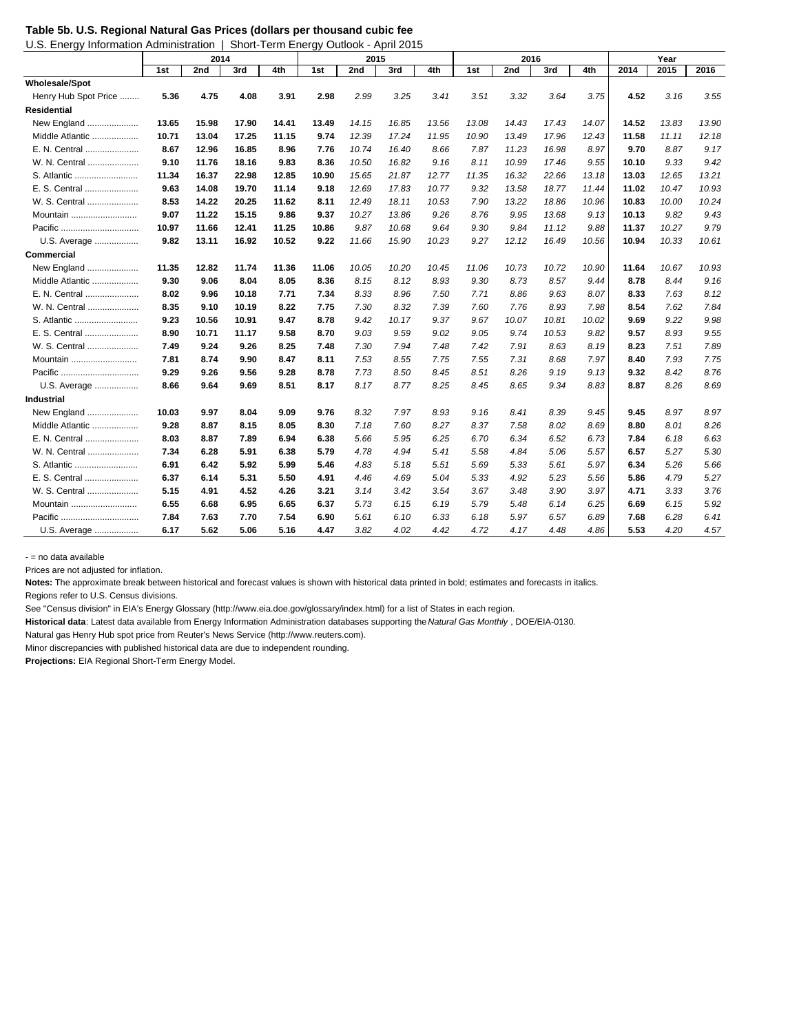**Table 5b. U.S. Regional Natural Gas Prices (dollars per thousand cubic fee**

U.S. Energy Information Administration | Short-Term Energy Outlook - April 2015

| | 2014 | | | | 2015 | | | | 2016 | | | | Year | | |
|---|---|---|---|---|---|---|---|---|---|---|---|---|---|---|---|
| | 1st | 2nd | 3rd | 4th | 1st | 2nd | 3rd | 4th | 1st | 2nd | 3rd | 4th | 2014 | 2015 | 2016 |
| **Wholesale/Spot** | | | | | | | | | | | | | | | |
| Henry Hub Spot Price ........ | **5.36** | **4.75** | **4.08** | **3.91** | **2.98** | *2.99* | *3.25* | *3.41* | *3.51* | *3.32* | *3.64* | *3.75* | **4.52** | *3.16* | *3.55* |
| **Residential** | | | | | | | | | | | | | | | |
| New England ..................... | **13.65** | **15.98** | **17.90** | **14.41** | **13.49** | *14.15* | *16.85* | *13.56* | *13.08* | *14.43* | *17.43* | *14.07* | **14.52** | *13.83* | *13.90* |
| Middle Atlantic ................... | **10.71** | **13.04** | **17.25** | **11.15** | **9.74** | *12.39* | *17.24* | *11.95* | *10.90* | *13.49* | *17.96* | *12.43* | **11.58** | *11.11* | *12.18* |
| E. N. Central ...................... | **8.67** | **12.96** | **16.85** | **8.96** | **7.76** | *10.74* | *16.40* | *8.66* | *7.87* | *11.23* | *16.98* | *8.97* | **9.70** | *8.87* | *9.17* |
| W. N. Central ..................... | **9.10** | **11.76** | **18.16** | **9.83** | **8.36** | *10.50* | *16.82* | *9.16* | *8.11* | *10.99* | *17.46* | *9.55* | **10.10** | *9.33* | *9.42* |
| S. Atlantic .......................... | **11.34** | **16.37** | **22.98** | **12.85** | **10.90** | *15.65* | *21.87* | *12.77* | *11.35* | *16.32* | *22.66* | *13.18* | **13.03** | *12.65* | *13.21* |
| E. S. Central ...................... | **9.63** | **14.08** | **19.70** | **11.14** | **9.18** | *12.69* | *17.83* | *10.77* | *9.32* | *13.58* | *18.77* | *11.44* | **11.02** | *10.47* | *10.93* |
| W. S. Central ..................... | **8.53** | **14.22** | **20.25** | **11.62** | **8.11** | *12.49* | *18.11* | *10.53* | *7.90* | *13.22* | *18.86* | *10.96* | **10.83** | *10.00* | *10.24* |
| Mountain ........................... | **9.07** | **11.22** | **15.15** | **9.86** | **9.37** | *10.27* | *13.86* | *9.26* | *8.76* | *9.95* | *13.68* | *9.13* | **10.13** | *9.82* | *9.43* |
| Pacific ................................ | **10.97** | **11.66** | **12.41** | **11.25** | **10.86** | *9.87* | *10.68* | *9.64* | *9.30* | *9.84* | *11.12* | *9.88* | **11.37** | *10.27* | *9.79* |
| U.S. Average .................. | **9.82** | **13.11** | **16.92** | **10.52** | **9.22** | *11.66* | *15.90* | *10.23* | *9.27* | *12.12* | *16.49* | *10.56* | **10.94** | *10.33* | *10.61* |
| **Commercial** | | | | | | | | | | | | | | | |
| New England ..................... | **11.35** | **12.82** | **11.74** | **11.36** | **11.06** | *10.05* | *10.20* | *10.45* | *11.06* | *10.73* | *10.72* | *10.90* | **11.64** | *10.67* | *10.93* |
| Middle Atlantic ................... | **9.30** | **9.06** | **8.04** | **8.05** | **8.36** | *8.15* | *8.12* | *8.93* | *9.30* | *8.73* | *8.57* | *9.44* | **8.78** | *8.44* | *9.16* |
| E. N. Central ...................... | **8.02** | **9.96** | **10.18** | **7.71** | **7.34** | *8.33* | *8.96* | *7.50* | *7.71* | *8.86* | *9.63* | *8.07* | **8.33** | *7.63* | *8.12* |
| W. N. Central ..................... | **8.35** | **9.10** | **10.19** | **8.22** | **7.75** | *7.30* | *8.32* | *7.39* | *7.60* | *7.76* | *8.93* | *7.98* | **8.54** | *7.62* | *7.84* |
| S. Atlantic .......................... | **9.23** | **10.56** | **10.91** | **9.47** | **8.78** | *9.42* | *10.17* | *9.37* | *9.67* | *10.07* | *10.81* | *10.02* | **9.69** | *9.22* | *9.98* |
| E. S. Central ...................... | **8.90** | **10.71** | **11.17** | **9.58** | **8.70** | *9.03* | *9.59* | *9.02* | *9.05* | *9.74* | *10.53* | *9.82* | **9.57** | *8.93* | *9.55* |
| W. S. Central ..................... | **7.49** | **9.24** | **9.26** | **8.25** | **7.48** | *7.30* | *7.94* | *7.48* | *7.42* | *7.91* | *8.63* | *8.19* | **8.23** | *7.51* | *7.89* |
| Mountain ........................... | **7.81** | **8.74** | **9.90** | **8.47** | **8.11** | *7.53* | *8.55* | *7.75* | *7.55* | *7.31* | *8.68* | *7.97* | **8.40** | *7.93* | *7.75* |
| Pacific ................................ | **9.29** | **9.26** | **9.56** | **9.28** | **8.78** | *7.73* | *8.50* | *8.45* | *8.51* | *8.26* | *9.19* | *9.13* | **9.32** | *8.42* | *8.76* |
| U.S. Average .................. | **8.66** | **9.64** | **9.69** | **8.51** | **8.17** | *8.17* | *8.77* | *8.25* | *8.45* | *8.65* | *9.34* | *8.83* | **8.87** | *8.26* | *8.69* |
| **Industrial** | | | | | | | | | | | | | | | |
| New England ..................... | **10.03** | **9.97** | **8.04** | **9.09** | **9.76** | *8.32* | *7.97* | *8.93* | *9.16* | *8.41* | *8.39* | *9.45* | **9.45** | *8.97* | *8.97* |
| Middle Atlantic ................... | **9.28** | **8.87** | **8.15** | **8.05** | **8.30** | *7.18* | *7.60* | *8.27* | *8.37* | *7.58* | *8.02* | *8.69* | **8.80** | *8.01* | *8.26* |
| E. N. Central ...................... | **8.03** | **8.87** | **7.89** | **6.94** | **6.38** | *5.66* | *5.95* | *6.25* | *6.70* | *6.34* | *6.52* | *6.73* | **7.84** | *6.18* | *6.63* |
| W. N. Central ..................... | **7.34** | **6.28** | **5.91** | **6.38** | **5.79** | *4.78* | *4.94* | *5.41* | *5.58* | *4.84* | *5.06* | *5.57* | **6.57** | *5.27* | *5.30* |
| S. Atlantic .......................... | **6.91** | **6.42** | **5.92** | **5.99** | **5.46** | *4.83* | *5.18* | *5.51* | *5.69* | *5.33* | *5.61* | *5.97* | **6.34** | *5.26* | *5.66* |
| E. S. Central ...................... | **6.37** | **6.14** | **5.31** | **5.50** | **4.91** | *4.46* | *4.69* | *5.04* | *5.33* | *4.92* | *5.23* | *5.56* | **5.86** | *4.79* | *5.27* |
| W. S. Central ..................... | **5.15** | **4.91** | **4.52** | **4.26** | **3.21** | *3.14* | *3.42* | *3.54* | *3.67* | *3.48* | *3.90* | *3.97* | **4.71** | *3.33* | *3.76* |
| Mountain ........................... | **6.55** | **6.68** | **6.95** | **6.65** | **6.37** | *5.73* | *6.15* | *6.19* | *5.79* | *5.48* | *6.14* | *6.25* | **6.69** | *6.15* | *5.92* |
| Pacific ................................ | **7.84** | **7.63** | **7.70** | **7.54** | **6.90** | *5.61* | *6.10* | *6.33* | *6.18* | *5.97* | *6.57* | *6.89* | **7.68** | *6.28* | *6.41* |
| U.S. Average .................. | **6.17** | **5.62** | **5.06** | **5.16** | **4.47** | *3.82* | *4.02* | *4.42* | *4.72* | *4.17* | *4.48* | *4.86* | **5.53** | *4.20* | *4.57* |

- = no data available

Prices are not adjusted for inflation.

**Notes:** The approximate break between historical and forecast values is shown with historical data printed in bold; estimates and forecasts in italics.

Regions refer to U.S. Census divisions.

See "Census division" in EIA's Energy Glossary (http://www.eia.doe.gov/glossary/index.html) for a list of States in each region.

**Historical data**: Latest data available from Energy Information Administration databases supporting the *Natural Gas Monthly* , DOE/EIA-0130.

Natural gas Henry Hub spot price from Reuter's News Service (http://www.reuters.com).

Minor discrepancies with published historical data are due to independent rounding.

**Projections:** EIA Regional Short-Term Energy Model.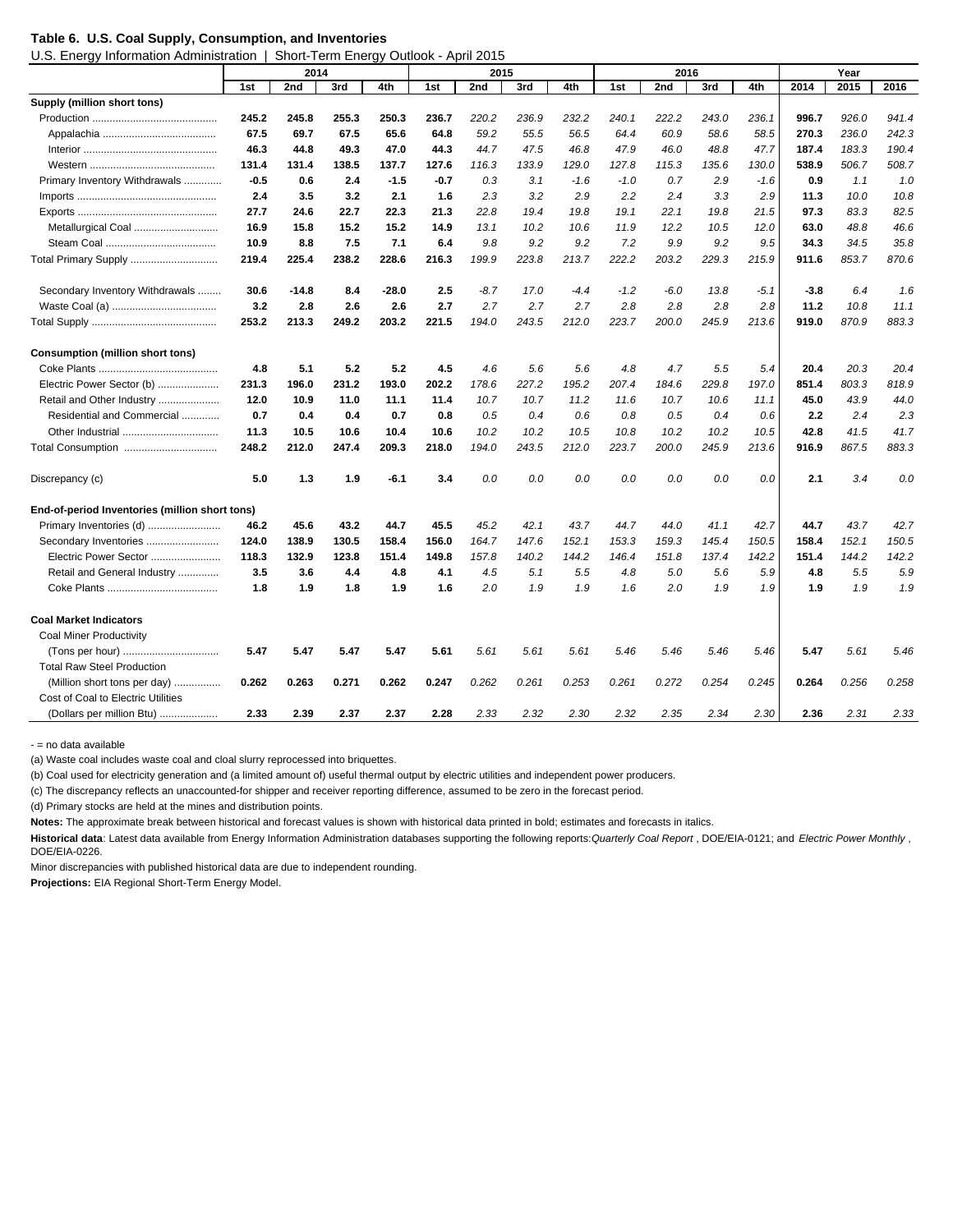**Table 6. U.S. Coal Supply, Consumption, and Inventories**

U.S. Energy Information Administration | Short-Term Energy Outlook - April 2015

| | 2014 | | | | 2015 | | | | 2016 | | | | Year | | |
|---|---|---|---|---|---|---|---|---|---|---|---|---|---|---|---|
| | 1st | 2nd | 3rd | 4th | 1st | 2nd | 3rd | 4th | 1st | 2nd | 3rd | 4th | 2014 | 2015 | 2016 |
| **Supply (million short tons)** | | | | | | | | | | | | | | | |
| Production | **245.2** | **245.8** | **255.3** | **250.3** | **236.7** | *220.2* | *236.9* | *232.2* | *240.1* | *222.2* | *243.0* | *236.1* | **996.7** | *926.0* | *941.4* |
| Appalachia | **67.5** | **69.7** | **67.5** | **65.6** | **64.8** | *59.2* | *55.5* | *56.5* | *64.4* | *60.9* | *58.6* | *58.5* | **270.3** | *236.0* | *242.3* |
| Interior | **46.3** | **44.8** | **49.3** | **47.0** | **44.3** | *44.7* | *47.5* | *46.8* | *47.9* | *46.0* | *48.8* | *47.7* | **187.4** | *183.3* | *190.4* |
| Western | **131.4** | **131.4** | **138.5** | **137.7** | **127.6** | *116.3* | *133.9* | *129.0* | *127.8* | *115.3* | *135.6* | *130.0* | **538.9** | *506.7* | *508.7* |
| Primary Inventory Withdrawals | **-0.5** | **0.6** | **2.4** | **-1.5** | **-0.7** | *0.3* | *3.1* | *-1.6* | *-1.0* | *0.7* | *2.9* | *-1.6* | **0.9** | *1.1* | *1.0* |
| Imports | **2.4** | **3.5** | **3.2** | **2.1** | **1.6** | *2.3* | *3.2* | *2.9* | *2.2* | *2.4* | *3.3* | *2.9* | **11.3** | *10.0* | *10.8* |
| Exports | **27.7** | **24.6** | **22.7** | **22.3** | **21.3** | *22.8* | *19.4* | *19.8* | *19.1* | *22.1* | *19.8* | *21.5* | **97.3** | *83.3* | *82.5* |
| Metallurgical Coal | **16.9** | **15.8** | **15.2** | **15.2** | **14.9** | *13.1* | *10.2* | *10.6* | *11.9* | *12.2* | *10.5* | *12.0* | **63.0** | *48.8* | *46.6* |
| Steam Coal | **10.9** | **8.8** | **7.5** | **7.1** | **6.4** | *9.8* | *9.2* | *9.2* | *7.2* | *9.9* | *9.2* | *9.5* | **34.3** | *34.5* | *35.8* |
| Total Primary Supply | **219.4** | **225.4** | **238.2** | **228.6** | **216.3** | *199.9* | *223.8* | *213.7* | *222.2* | *203.2* | *229.3* | *215.9* | **911.6** | *853.7* | *870.6* |
| Secondary Inventory Withdrawals | **30.6** | **-14.8** | **8.4** | **-28.0** | **2.5** | *-8.7* | *17.0* | *-4.4* | *-1.2* | *-6.0* | *13.8* | *-5.1* | **-3.8** | *6.4* | *1.6* |
| Waste Coal (a) | **3.2** | **2.8** | **2.6** | **2.6** | **2.7** | *2.7* | *2.7* | *2.7* | *2.8* | *2.8* | *2.8* | *2.8* | **11.2** | *10.8* | *11.1* |
| Total Supply | **253.2** | **213.3** | **249.2** | **203.2** | **221.5** | *194.0* | *243.5* | *212.0* | *223.7* | *200.0* | *245.9* | *213.6* | **919.0** | *870.9* | *883.3* |
| **Consumption (million short tons)** | | | | | | | | | | | | | | | |
| Coke Plants | **4.8** | **5.1** | **5.2** | **5.2** | **4.5** | *4.6* | *5.6* | *5.6* | *4.8* | *4.7* | *5.5* | *5.4* | **20.4** | *20.3* | *20.4* |
| Electric Power Sector (b) | **231.3** | **196.0** | **231.2** | **193.0** | **202.2** | *178.6* | *227.2* | *195.2* | *207.4* | *184.6* | *229.8* | *197.0* | **851.4** | *803.3* | *818.9* |
| Retail and Other Industry | **12.0** | **10.9** | **11.0** | **11.1** | **11.4** | *10.7* | *10.7* | *11.2* | *11.6* | *10.7* | *10.6* | *11.1* | **45.0** | *43.9* | *44.0* |
| Residential and Commercial | **0.7** | **0.4** | **0.4** | **0.7** | **0.8** | *0.5* | *0.4* | *0.6* | *0.8* | *0.5* | *0.4* | *0.6* | **2.2** | *2.4* | *2.3* |
| Other Industrial | **11.3** | **10.5** | **10.6** | **10.4** | **10.6** | *10.2* | *10.2* | *10.5* | *10.8* | *10.2* | *10.2* | *10.5* | **42.8** | *41.5* | *41.7* |
| Total Consumption | **248.2** | **212.0** | **247.4** | **209.3** | **218.0** | *194.0* | *243.5* | *212.0* | *223.7* | *200.0* | *245.9* | *213.6* | **916.9** | *867.5* | *883.3* |
| Discrepancy (c) | **5.0** | **1.3** | **1.9** | **-6.1** | **3.4** | *0.0* | *0.0* | *0.0* | *0.0* | *0.0* | *0.0* | *0.0* | **2.1** | *3.4* | *0.0* |
| **End-of-period Inventories (million short tons)** | | | | | | | | | | | | | | | |
| Primary Inventories (d) | **46.2** | **45.6** | **43.2** | **44.7** | **45.5** | *45.2* | *42.1* | *43.7* | *44.7* | *44.0* | *41.1* | *42.7* | **44.7** | *43.7* | *42.7* |
| Secondary Inventories | **124.0** | **138.9** | **130.5** | **158.4** | **156.0** | *164.7* | *147.6* | *152.1* | *153.3* | *159.3* | *145.4* | *150.5* | **158.4** | *152.1* | *150.5* |
| Electric Power Sector | **118.3** | **132.9** | **123.8** | **151.4** | **149.8** | *157.8* | *140.2* | *144.2* | *146.4* | *151.8* | *137.4* | *142.2* | **151.4** | *144.2* | *142.2* |
| Retail and General Industry | **3.5** | **3.6** | **4.4** | **4.8** | **4.1** | *4.5* | *5.1* | *5.5* | *4.8* | *5.0* | *5.6* | *5.9* | **4.8** | *5.5* | *5.9* |
| Coke Plants | **1.8** | **1.9** | **1.8** | **1.9** | **1.6** | *2.0* | *1.9* | *1.9* | *1.6* | *2.0* | *1.9* | *1.9* | **1.9** | *1.9* | *1.9* |
| **Coal Market Indicators** | | | | | | | | | | | | | | | |
| Coal Miner Productivity (Tons per hour) | **5.47** | **5.47** | **5.47** | **5.47** | **5.61** | *5.61* | *5.61* | *5.61* | *5.46* | *5.46* | *5.46* | *5.46* | **5.47** | *5.61* | *5.46* |
| Total Raw Steel Production (Million short tons per day) | **0.262** | **0.263** | **0.271** | **0.262** | **0.247** | *0.262* | *0.261* | *0.253* | *0.261* | *0.272* | *0.254* | *0.245* | **0.264** | *0.256* | *0.258* |
| Cost of Coal to Electric Utilities (Dollars per million Btu) | **2.33** | **2.39** | **2.37** | **2.37** | **2.28** | *2.33* | *2.32* | *2.30* | *2.32* | *2.35* | *2.34* | *2.30* | **2.36** | *2.31* | *2.33* |

- = no data available

(a) Waste coal includes waste coal and cloal slurry reprocessed into briquettes.

(b) Coal used for electricity generation and (a limited amount of) useful thermal output by electric utilities and independent power producers.

(c) The discrepancy reflects an unaccounted-for shipper and receiver reporting difference, assumed to be zero in the forecast period.

(d) Primary stocks are held at the mines and distribution points.

**Notes:** The approximate break between historical and forecast values is shown with historical data printed in bold; estimates and forecasts in italics.

**Historical data**: Latest data available from Energy Information Administration databases supporting the following reports: *Quarterly Coal Report* , DOE/EIA-0121; and *Electric Power Monthly* , DOE/EIA-0226.

Minor discrepancies with published historical data are due to independent rounding.

**Projections:** EIA Regional Short-Term Energy Model.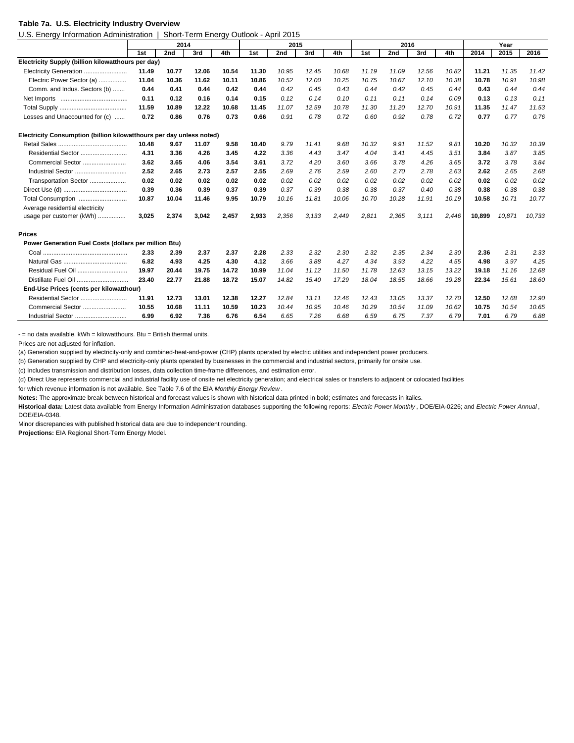**Table 7a. U.S. Electricity Industry Overview**

U.S. Energy Information Administration | Short-Term Energy Outlook - April 2015

| | 2014 | | | | 2015 | | | | 2016 | | | | Year | | |
|---|---|---|---|---|---|---|---|---|---|---|---|---|---|---|---|
| | 1st | 2nd | 3rd | 4th | 1st | 2nd | 3rd | 4th | 1st | 2nd | 3rd | 4th | 2014 | 2015 | 2016 |
| **Electricity Supply (billion kilowatthours per day)** | | | | | | | | | | | | | | | |
| Electricity Generation | **11.49** | **10.77** | **12.06** | **10.54** | **11.30** | *10.95* | *12.45* | *10.68* | *11.19* | *11.09* | *12.56* | *10.82* | **11.21** | *11.35* | *11.42* |
| Electric Power Sector (a) | **11.04** | **10.36** | **11.62** | **10.11** | **10.86** | *10.52* | *12.00* | *10.25* | *10.75* | *10.67* | *12.10* | *10.38* | **10.78** | *10.91* | *10.98* |
| Comm. and Indus. Sectors (b) | **0.44** | **0.41** | **0.44** | **0.42** | **0.44** | *0.42* | *0.45* | *0.43* | *0.44* | *0.42* | *0.45* | *0.44* | **0.43** | *0.44* | *0.44* |
| Net Imports | **0.11** | **0.12** | **0.16** | **0.14** | **0.15** | *0.12* | *0.14* | *0.10* | *0.11* | *0.11* | *0.14* | *0.09* | **0.13** | *0.13* | *0.11* |
| Total Supply | **11.59** | **10.89** | **12.22** | **10.68** | **11.45** | *11.07* | *12.59* | *10.78* | *11.30* | *11.20* | *12.70* | *10.91* | **11.35** | *11.47* | *11.53* |
| Losses and Unaccounted for (c) | **0.72** | **0.86** | **0.76** | **0.73** | **0.66** | *0.91* | *0.78* | *0.72* | *0.60* | *0.92* | *0.78* | *0.72* | **0.77** | *0.77* | *0.76* |
| **Electricity Consumption (billion kilowatthours per day unless noted)** | | | | | | | | | | | | | | | |
| Retail Sales | **10.48** | **9.67** | **11.07** | **9.58** | **10.40** | *9.79* | *11.41* | *9.68* | *10.32* | *9.91* | *11.52* | *9.81* | **10.20** | *10.32* | *10.39* |
| Residential Sector | **4.31** | **3.36** | **4.26** | **3.45** | **4.22** | *3.36* | *4.43* | *3.47* | *4.04* | *3.41* | *4.45* | *3.51* | **3.84** | *3.87* | *3.85* |
| Commercial Sector | **3.62** | **3.65** | **4.06** | **3.54** | **3.61** | *3.72* | *4.20* | *3.60* | *3.66* | *3.78* | *4.26* | *3.65* | **3.72** | *3.78* | *3.84* |
| Industrial Sector | **2.52** | **2.65** | **2.73** | **2.57** | **2.55** | *2.69* | *2.76* | *2.59* | *2.60* | *2.70* | *2.78* | *2.63* | **2.62** | *2.65* | *2.68* |
| Transportation Sector | **0.02** | **0.02** | **0.02** | **0.02** | **0.02** | *0.02* | *0.02* | *0.02* | *0.02* | *0.02* | *0.02* | *0.02* | **0.02** | *0.02* | *0.02* |
| Direct Use (d) | **0.39** | **0.36** | **0.39** | **0.37** | **0.39** | *0.37* | *0.39* | *0.38* | *0.38* | *0.37* | *0.40* | *0.38* | **0.38** | *0.38* | *0.38* |
| Total Consumption | **10.87** | **10.04** | **11.46** | **9.95** | **10.79** | *10.16* | *11.81* | *10.06* | *10.70* | *10.28* | *11.91* | *10.19* | **10.58** | *10.71* | *10.77* |
| Average residential electricity usage per customer (kWh) | **3,025** | **2,374** | **3,042** | **2,457** | **2,933** | *2,356* | *3,133* | *2,449* | *2,811* | *2,365* | *3,111* | *2,446* | **10,899** | *10,871* | *10,733* |
| **Prices** | | | | | | | | | | | | | | | |
| **Power Generation Fuel Costs (dollars per million Btu)** | | | | | | | | | | | | | | | |
| Coal | **2.33** | **2.39** | **2.37** | **2.37** | **2.28** | *2.33* | *2.32* | *2.30* | *2.32* | *2.35* | *2.34* | *2.30* | **2.36** | *2.31* | *2.33* |
| Natural Gas | **6.82** | **4.93** | **4.25** | **4.30** | **4.12** | *3.66* | *3.88* | *4.27* | *4.34* | *3.93* | *4.22* | *4.55* | **4.98** | *3.97* | *4.25* |
| Residual Fuel Oil | **19.97** | **20.44** | **19.75** | **14.72** | **10.99** | *11.04* | *11.12* | *11.50* | *11.78* | *12.63* | *13.15* | *13.22* | **19.18** | *11.16* | *12.68* |
| Distillate Fuel Oil | **23.40** | **22.77** | **21.88** | **18.72** | **15.07** | *14.82* | *15.40* | *17.29* | *18.04* | *18.55* | *18.66* | *19.28* | **22.34** | *15.61* | *18.60* |
| **End-Use Prices (cents per kilowatthour)** | | | | | | | | | | | | | | | |
| Residential Sector | **11.91** | **12.73** | **13.01** | **12.38** | **12.27** | *12.84* | *13.11* | *12.46* | *12.43* | *13.05* | *13.37* | *12.70* | **12.50** | *12.68* | *12.90* |
| Commercial Sector | **10.55** | **10.68** | **11.11** | **10.59** | **10.23** | *10.44* | *10.95* | *10.46* | *10.29* | *10.54* | *11.09* | *10.62* | **10.75** | *10.54* | *10.65* |
| Industrial Sector | **6.99** | **6.92** | **7.36** | **6.76** | **6.54** | *6.65* | *7.26* | *6.68* | *6.59* | *6.75* | *7.37* | *6.79* | **7.01** | *6.79* | *6.88* |

\- = no data available. kWh = kilowatthours. Btu = British thermal units.

Prices are not adjusted for inflation.

(a) Generation supplied by electricity-only and combined-heat-and-power (CHP) plants operated by electric utilities and independent power producers.

(b) Generation supplied by CHP and electricity-only plants operated by businesses in the commercial and industrial sectors, primarily for onsite use.

(c) Includes transmission and distribution losses, data collection time-frame differences, and estimation error.

(d) Direct Use represents commercial and industrial facility use of onsite net electricity generation; and electrical sales or transfers to adjacent or colocated facilities for which revenue information is not available. See Table 7.6 of the EIA *Monthly Energy Review* .

**Notes:** The approximate break between historical and forecast values is shown with historical data printed in bold; estimates and forecasts in italics.

**Historical data:** Latest data available from Energy Information Administration databases supporting the following reports: *Electric Power Monthly* , DOE/EIA-0226; and *Electric Power Annual* , DOE/EIA-0348.

Minor discrepancies with published historical data are due to independent rounding.

**Projections:** EIA Regional Short-Term Energy Model.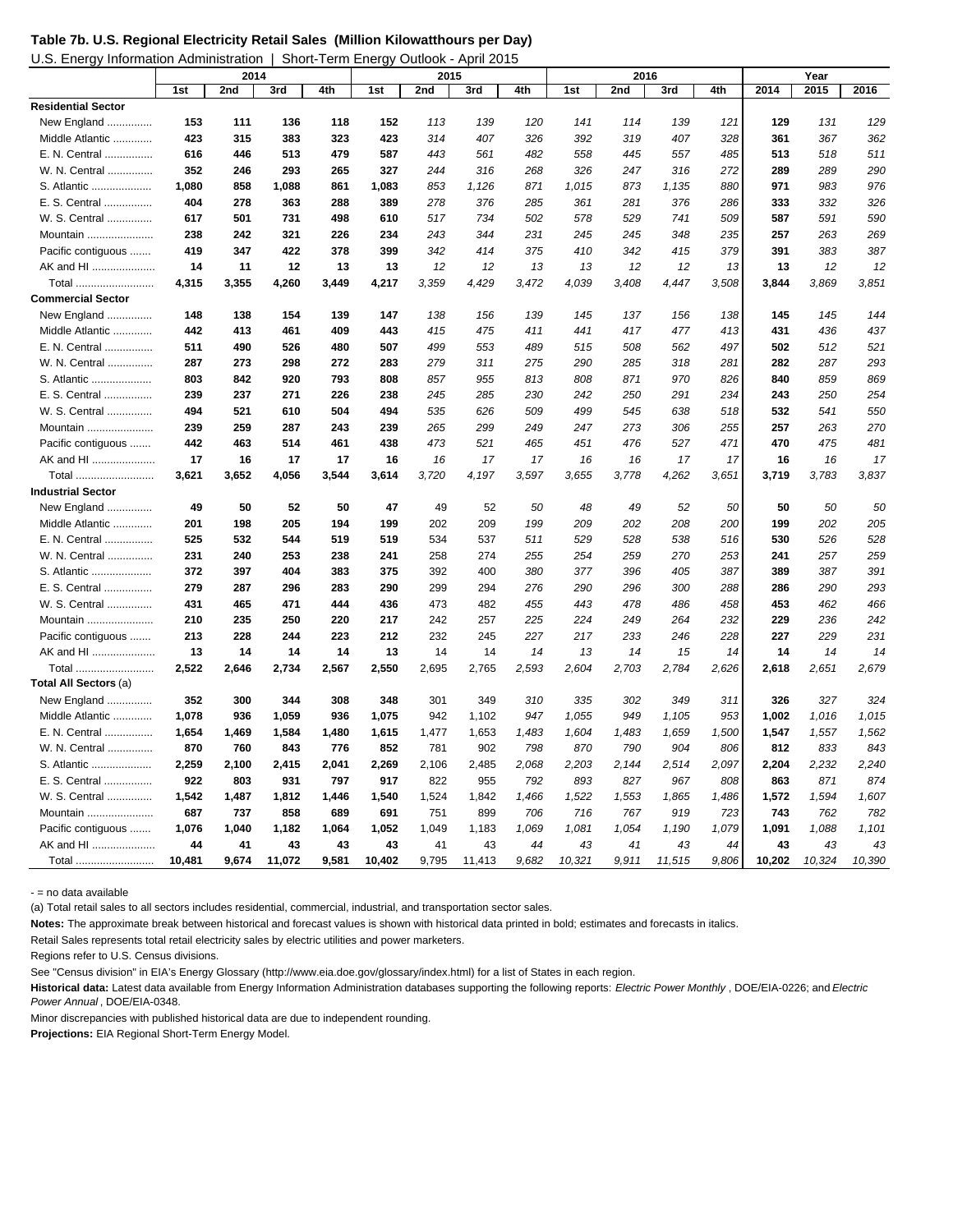**Table 7b. U.S. Regional Electricity Retail Sales (Million Kilowatthours per Day)**

U.S. Energy Information Administration | Short-Term Energy Outlook - April 2015

| | 2014 | | | | 2015 | | | | 2016 | | | | Year | | |
|---|---|---|---|---|---|---|---|---|---|---|---|---|---|---|---|
| | 1st | 2nd | 3rd | 4th | 1st | 2nd | 3rd | 4th | 1st | 2nd | 3rd | 4th | 2014 | 2015 | 2016 |
| **Residential Sector** | | | | | | | | | | | | | | | |
| New England .............. | 153 | 111 | 136 | 118 | 152 | 113 | 139 | 120 | 141 | 114 | 139 | 121 | 129 | 131 | 129 |
| Middle Atlantic ............ | 423 | 315 | 383 | 323 | 423 | 314 | 407 | 326 | 392 | 319 | 407 | 328 | 361 | 367 | 362 |
| E. N. Central ............... | 616 | 446 | 513 | 479 | 587 | 443 | 561 | 482 | 558 | 445 | 557 | 485 | 513 | 518 | 511 |
| W. N. Central .............. | 352 | 246 | 293 | 265 | 327 | 244 | 316 | 268 | 326 | 247 | 316 | 272 | 289 | 289 | 290 |
| S. Atlantic ................... | 1,080 | 858 | 1,088 | 861 | 1,083 | 853 | 1,126 | 871 | 1,015 | 873 | 1,135 | 880 | 971 | 983 | 976 |
| E. S. Central ............... | 404 | 278 | 363 | 288 | 389 | 278 | 376 | 285 | 361 | 281 | 376 | 286 | 333 | 332 | 326 |
| W. S. Central .............. | 617 | 501 | 731 | 498 | 610 | 517 | 734 | 502 | 578 | 529 | 741 | 509 | 587 | 591 | 590 |
| Mountain ..................... | 238 | 242 | 321 | 226 | 234 | 243 | 344 | 231 | 245 | 245 | 348 | 235 | 257 | 263 | 269 |
| Pacific contiguous ....... | 419 | 347 | 422 | 378 | 399 | 342 | 414 | 375 | 410 | 342 | 415 | 379 | 391 | 383 | 387 |
| AK and HI .................... | 14 | 11 | 12 | 13 | 13 | 12 | 12 | 13 | 13 | 12 | 12 | 13 | 13 | 12 | 12 |
| Total .......................... | 4,315 | 3,355 | 4,260 | 3,449 | 4,217 | 3,359 | 4,429 | 3,472 | 4,039 | 3,408 | 4,447 | 3,508 | 3,844 | 3,869 | 3,851 |
| **Commercial Sector** | | | | | | | | | | | | | | | |
| New England .............. | 148 | 138 | 154 | 139 | 147 | 138 | 156 | 139 | 145 | 137 | 156 | 138 | 145 | 145 | 144 |
| Middle Atlantic ............ | 442 | 413 | 461 | 409 | 443 | 415 | 475 | 411 | 441 | 417 | 477 | 413 | 431 | 436 | 437 |
| E. N. Central ............... | 511 | 490 | 526 | 480 | 507 | 499 | 553 | 489 | 515 | 508 | 562 | 497 | 502 | 512 | 521 |
| W. N. Central .............. | 287 | 273 | 298 | 272 | 283 | 279 | 311 | 275 | 290 | 285 | 318 | 281 | 282 | 287 | 293 |
| S. Atlantic ................... | 803 | 842 | 920 | 793 | 808 | 857 | 955 | 813 | 808 | 871 | 970 | 826 | 840 | 859 | 869 |
| E. S. Central ............... | 239 | 237 | 271 | 226 | 238 | 245 | 285 | 230 | 242 | 250 | 291 | 234 | 243 | 250 | 254 |
| W. S. Central .............. | 494 | 521 | 610 | 504 | 494 | 535 | 626 | 509 | 499 | 545 | 638 | 518 | 532 | 541 | 550 |
| Mountain ..................... | 239 | 259 | 287 | 243 | 239 | 265 | 299 | 249 | 247 | 273 | 306 | 255 | 257 | 263 | 270 |
| Pacific contiguous ....... | 442 | 463 | 514 | 461 | 438 | 473 | 521 | 465 | 451 | 476 | 527 | 471 | 470 | 475 | 481 |
| AK and HI .................... | 17 | 16 | 17 | 17 | 16 | 16 | 17 | 17 | 16 | 16 | 17 | 17 | 16 | 16 | 17 |
| Total .......................... | 3,621 | 3,652 | 4,056 | 3,544 | 3,614 | 3,720 | 4,197 | 3,597 | 3,655 | 3,778 | 4,262 | 3,651 | 3,719 | 3,783 | 3,837 |
| **Industrial Sector** | | | | | | | | | | | | | | | |
| New England .............. | 49 | 50 | 52 | 50 | 47 | 49 | 52 | 50 | 48 | 49 | 52 | 50 | 50 | 50 | 50 |
| Middle Atlantic ............ | 201 | 198 | 205 | 194 | 199 | 202 | 209 | 199 | 209 | 202 | 208 | 200 | 199 | 202 | 205 |
| E. N. Central ............... | 525 | 532 | 544 | 519 | 519 | 534 | 537 | 511 | 529 | 528 | 538 | 516 | 530 | 526 | 528 |
| W. N. Central .............. | 231 | 240 | 253 | 238 | 241 | 258 | 274 | 255 | 254 | 259 | 270 | 253 | 241 | 257 | 259 |
| S. Atlantic ................... | 372 | 397 | 404 | 383 | 375 | 392 | 400 | 380 | 377 | 396 | 405 | 387 | 389 | 387 | 391 |
| E. S. Central ............... | 279 | 287 | 296 | 283 | 290 | 299 | 294 | 276 | 290 | 296 | 300 | 288 | 286 | 290 | 293 |
| W. S. Central .............. | 431 | 465 | 471 | 444 | 436 | 473 | 482 | 455 | 443 | 478 | 486 | 458 | 453 | 462 | 466 |
| Mountain ..................... | 210 | 235 | 250 | 220 | 217 | 242 | 257 | 225 | 224 | 249 | 264 | 232 | 229 | 236 | 242 |
| Pacific contiguous ....... | 213 | 228 | 244 | 223 | 212 | 232 | 245 | 227 | 217 | 233 | 246 | 228 | 227 | 229 | 231 |
| AK and HI .................... | 13 | 14 | 14 | 14 | 13 | 14 | 14 | 14 | 13 | 14 | 15 | 14 | 14 | 14 | 14 |
| Total .......................... | 2,522 | 2,646 | 2,734 | 2,567 | 2,550 | 2,695 | 2,765 | 2,593 | 2,604 | 2,703 | 2,784 | 2,626 | 2,618 | 2,651 | 2,679 |
| **Total All Sectors** (a) | | | | | | | | | | | | | | | |
| New England .............. | 352 | 300 | 344 | 308 | 348 | 301 | 349 | 310 | 335 | 302 | 349 | 311 | 326 | 327 | 324 |
| Middle Atlantic ............ | 1,078 | 936 | 1,059 | 936 | 1,075 | 942 | 1,102 | 947 | 1,055 | 949 | 1,105 | 953 | 1,002 | 1,016 | 1,015 |
| E. N. Central ............... | 1,654 | 1,469 | 1,584 | 1,480 | 1,615 | 1,477 | 1,653 | 1,483 | 1,604 | 1,483 | 1,659 | 1,500 | 1,547 | 1,557 | 1,562 |
| W. N. Central .............. | 870 | 760 | 843 | 776 | 852 | 781 | 902 | 798 | 870 | 790 | 904 | 806 | 812 | 833 | 843 |
| S. Atlantic ................... | 2,259 | 2,100 | 2,415 | 2,041 | 2,269 | 2,106 | 2,485 | 2,068 | 2,203 | 2,144 | 2,514 | 2,097 | 2,204 | 2,232 | 2,240 |
| E. S. Central ............... | 922 | 803 | 931 | 797 | 917 | 822 | 955 | 792 | 893 | 827 | 967 | 808 | 863 | 871 | 874 |
| W. S. Central .............. | 1,542 | 1,487 | 1,812 | 1,446 | 1,540 | 1,524 | 1,842 | 1,466 | 1,522 | 1,553 | 1,865 | 1,486 | 1,572 | 1,594 | 1,607 |
| Mountain ..................... | 687 | 737 | 858 | 689 | 691 | 751 | 899 | 706 | 716 | 767 | 919 | 723 | 743 | 762 | 782 |
| Pacific contiguous ....... | 1,076 | 1,040 | 1,182 | 1,064 | 1,052 | 1,049 | 1,183 | 1,069 | 1,081 | 1,054 | 1,190 | 1,079 | 1,091 | 1,088 | 1,101 |
| AK and HI .................... | 44 | 41 | 43 | 43 | 43 | 41 | 43 | 44 | 43 | 41 | 43 | 44 | 43 | 43 | 43 |
| Total .......................... | 10,481 | 9,674 | 11,072 | 9,581 | 10,402 | 9,795 | 11,413 | 9,682 | 10,321 | 9,911 | 11,515 | 9,806 | 10,202 | 10,324 | 10,390 |

\- = no data available

(a) Total retail sales to all sectors includes residential, commercial, industrial, and transportation sector sales.

**Notes:** The approximate break between historical and forecast values is shown with historical data printed in bold; estimates and forecasts in italics.

Retail Sales represents total retail electricity sales by electric utilities and power marketers.

Regions refer to U.S. Census divisions.

See "Census division" in EIA's Energy Glossary (http://www.eia.doe.gov/glossary/index.html) for a list of States in each region.

**Historical data:** Latest data available from Energy Information Administration databases supporting the following reports: *Electric Power Monthly* , DOE/EIA-0226; and *Electric Power Annual* , DOE/EIA-0348.

Minor discrepancies with published historical data are due to independent rounding.

**Projections:** EIA Regional Short-Term Energy Model.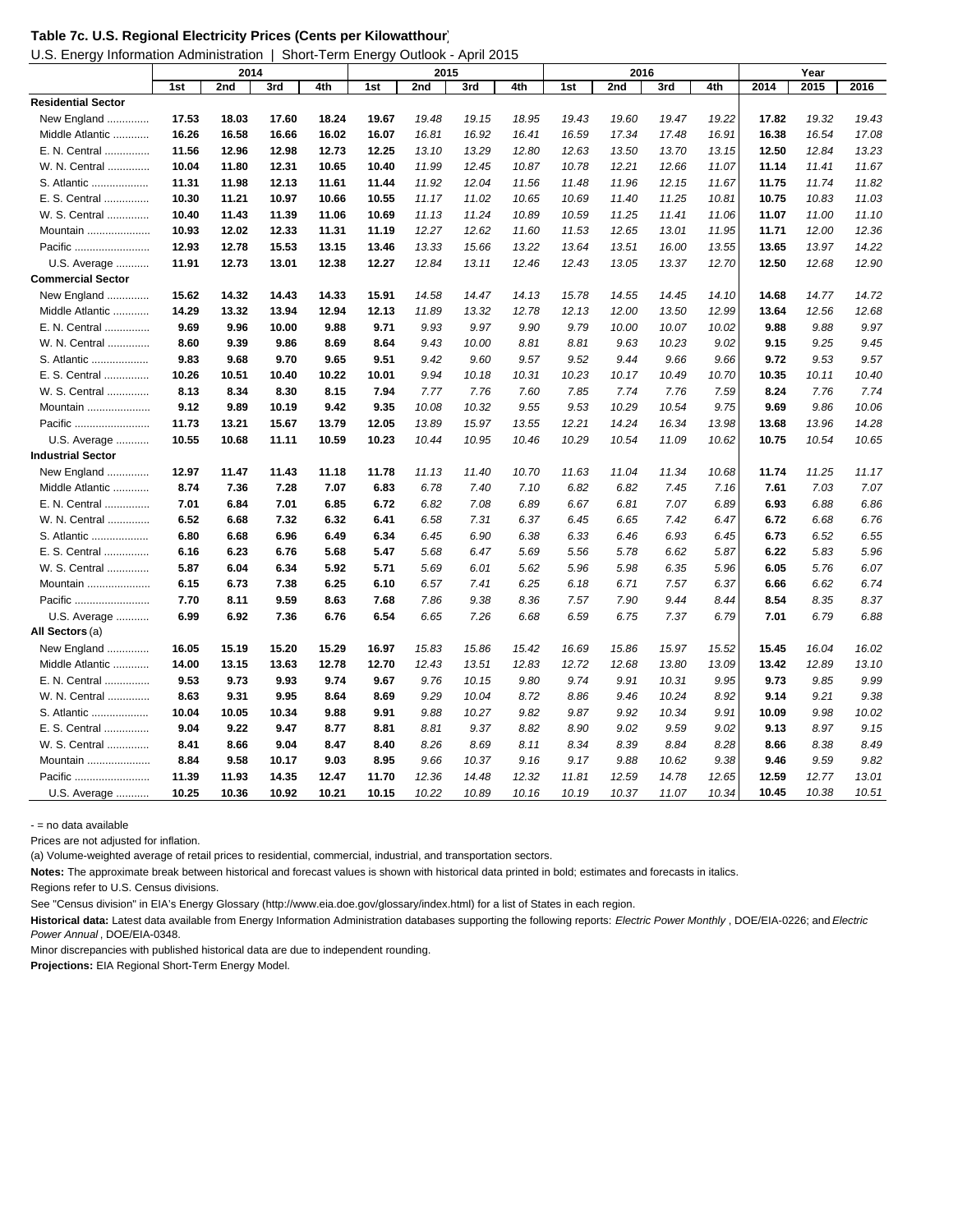**Table 7c. U.S. Regional Electricity Prices (Cents per Kilowatthour)**

U.S. Energy Information Administration | Short-Term Energy Outlook - April 2015

| | 2014 | | | | 2015 | | | | 2016 | | | | Year | | |
|---|---|---|---|---|---|---|---|---|---|---|---|---|---|---|---|
| | 1st | 2nd | 3rd | 4th | 1st | 2nd | 3rd | 4th | 1st | 2nd | 3rd | 4th | 2014 | 2015 | 2016 |
| **Residential Sector** | | | | | | | | | | | | | | | |
| New England | **17.53** | **18.03** | **17.60** | **18.24** | **19.67** | *19.48* | *19.15* | *18.95* | *19.43* | *19.60* | *19.47* | *19.22* | **17.82** | *19.32* | *19.43* |
| Middle Atlantic | **16.26** | **16.58** | **16.66** | **16.02** | **16.07** | *16.81* | *16.92* | *16.41* | *16.59* | *17.34* | *17.48* | *16.91* | **16.38** | *16.54* | *17.08* |
| E. N. Central | **11.56** | **12.96** | **12.98** | **12.73** | **12.25** | *13.10* | *13.29* | *12.80* | *12.63* | *13.50* | *13.70* | *13.15* | **12.50** | *12.84* | *13.23* |
| W. N. Central | **10.04** | **11.80** | **12.31** | **10.65** | **10.40** | *11.99* | *12.45* | *10.87* | *10.78* | *12.21* | *12.66* | *11.07* | **11.14** | *11.41* | *11.67* |
| S. Atlantic | **11.31** | **11.98** | **12.13** | **11.61** | **11.44** | *11.92* | *12.04* | *11.56* | *11.48* | *11.96* | *12.15* | *11.67* | **11.75** | *11.74* | *11.82* |
| E. S. Central | **10.30** | **11.21** | **10.97** | **10.66** | **10.55** | *11.17* | *11.02* | *10.65* | *10.69* | *11.40* | *11.25* | *10.81* | **10.75** | *10.83* | *11.03* |
| W. S. Central | **10.40** | **11.43** | **11.39** | **11.06** | **10.69** | *11.13* | *11.24* | *10.89* | *10.59* | *11.25* | *11.41* | *11.06* | **11.07** | *11.00* | *11.10* |
| Mountain | **10.93** | **12.02** | **12.33** | **11.31** | **11.19** | *12.27* | *12.62* | *11.60* | *11.53* | *12.65* | *13.01* | *11.95* | **11.71** | *12.00* | *12.36* |
| Pacific | **12.93** | **12.78** | **15.53** | **13.15** | **13.46** | *13.33* | *15.66* | *13.22* | *13.64* | *13.51* | *16.00* | *13.55* | **13.65** | *13.97* | *14.22* |
| U.S. Average | **11.91** | **12.73** | **13.01** | **12.38** | **12.27** | *12.84* | *13.11* | *12.46* | *12.43* | *13.05* | *13.37* | *12.70* | **12.50** | *12.68* | *12.90* |
| **Commercial Sector** | | | | | | | | | | | | | | | |
| New England | **15.62** | **14.32** | **14.43** | **14.33** | **15.91** | *14.58* | *14.47* | *14.13* | *15.78* | *14.55* | *14.45* | *14.10* | **14.68** | *14.77* | *14.72* |
| Middle Atlantic | **14.29** | **13.32** | **13.94** | **12.94** | **12.13** | *11.89* | *13.32* | *12.78* | *12.13* | *12.00* | *13.50* | *12.99* | **13.64** | *12.56* | *12.68* |
| E. N. Central | **9.69** | **9.96** | **10.00** | **9.88** | **9.71** | *9.93* | *9.97* | *9.90* | *9.79* | *10.00* | *10.07* | *10.02* | **9.88** | *9.88* | *9.97* |
| W. N. Central | **8.60** | **9.39** | **9.86** | **8.69** | **8.64** | *9.43* | *10.00* | *8.81* | *8.81* | *9.63* | *10.23* | *9.02* | **9.15** | *9.25* | *9.45* |
| S. Atlantic | **9.83** | **9.68** | **9.70** | **9.65** | **9.51** | *9.42* | *9.60* | *9.57* | *9.52* | *9.44* | *9.66* | *9.66* | **9.72** | *9.53* | *9.57* |
| E. S. Central | **10.26** | **10.51** | **10.40** | **10.22** | **10.01** | *9.94* | *10.18* | *10.31* | *10.23* | *10.17* | *10.49* | *10.70* | **10.35** | *10.11* | *10.40* |
| W. S. Central | **8.13** | **8.34** | **8.30** | **8.15** | **7.94** | *7.77* | *7.76* | *7.60* | *7.85* | *7.74* | *7.76* | *7.59* | **8.24** | *7.76* | *7.74* |
| Mountain | **9.12** | **9.89** | **10.19** | **9.42** | **9.35** | *10.08* | *10.32* | *9.55* | *9.53* | *10.29* | *10.54* | *9.75* | **9.69** | *9.86* | *10.06* |
| Pacific | **11.73** | **13.21** | **15.67** | **13.79** | **12.05** | *13.89* | *15.97* | *13.55* | *12.21* | *14.24* | *16.34* | *13.98* | **13.68** | *13.96* | *14.28* |
| U.S. Average | **10.55** | **10.68** | **11.11** | **10.59** | **10.23** | *10.44* | *10.95* | *10.46* | *10.29* | *10.54* | *11.09* | *10.62* | **10.75** | *10.54* | *10.65* |
| **Industrial Sector** | | | | | | | | | | | | | | | |
| New England | **12.97** | **11.47** | **11.43** | **11.18** | **11.78** | *11.13* | *11.40* | *10.70* | *11.63* | *11.04* | *11.34* | *10.68* | **11.74** | *11.25* | *11.17* |
| Middle Atlantic | **8.74** | **7.36** | **7.28** | **7.07** | **6.83** | *6.78* | *7.40* | *7.10* | *6.82* | *6.82* | *7.45* | *7.16* | **7.61** | *7.03* | *7.07* |
| E. N. Central | **7.01** | **6.84** | **7.01** | **6.85** | **6.72** | *6.82* | *7.08* | *6.89* | *6.67* | *6.81* | *7.07* | *6.89* | **6.93** | *6.88* | *6.86* |
| W. N. Central | **6.52** | **6.68** | **7.32** | **6.32** | **6.41** | *6.58* | *7.31* | *6.37* | *6.45* | *6.65* | *7.42* | *6.47* | **6.72** | *6.68* | *6.76* |
| S. Atlantic | **6.80** | **6.68** | **6.96** | **6.49** | **6.34** | *6.45* | *6.90* | *6.38* | *6.33* | *6.46* | *6.93* | *6.45* | **6.73** | *6.52* | *6.55* |
| E. S. Central | **6.16** | **6.23** | **6.76** | **5.68** | **5.47** | *5.68* | *6.47* | *5.69* | *5.56* | *5.78* | *6.62* | *5.87* | **6.22** | *5.83* | *5.96* |
| W. S. Central | **5.87** | **6.04** | **6.34** | **5.92** | **5.71** | *5.69* | *6.01* | *5.62* | *5.96* | *5.98* | *6.35* | *5.96* | **6.05** | *5.76* | *6.07* |
| Mountain | **6.15** | **6.73** | **7.38** | **6.25** | **6.10** | *6.57* | *7.41* | *6.25* | *6.18* | *6.71* | *7.57* | *6.37* | **6.66** | *6.62* | *6.74* |
| Pacific | **7.70** | **8.11** | **9.59** | **8.63** | **7.68** | *7.86* | *9.38* | *8.36* | *7.57* | *7.90* | *9.44* | *8.44* | **8.54** | *8.35* | *8.37* |
| U.S. Average | **6.99** | **6.92** | **7.36** | **6.76** | **6.54** | *6.65* | *7.26* | *6.68* | *6.59* | *6.75* | *7.37* | *6.79* | **7.01** | *6.79* | *6.88* |
| **All Sectors** (a) | | | | | | | | | | | | | | | |
| New England | **16.05** | **15.19** | **15.20** | **15.29** | **16.97** | *15.83* | *15.86* | *15.42* | *16.69* | *15.86* | *15.97* | *15.52* | **15.45** | *16.04* | *16.02* |
| Middle Atlantic | **14.00** | **13.15** | **13.63** | **12.78** | **12.70** | *12.43* | *13.51* | *12.83* | *12.72* | *12.68* | *13.80* | *13.09* | **13.42** | *12.89* | *13.10* |
| E. N. Central | **9.53** | **9.73** | **9.93** | **9.74** | **9.67** | *9.76* | *10.15* | *9.80* | *9.74* | *9.91* | *10.31* | *9.95* | **9.73** | *9.85* | *9.99* |
| W. N. Central | **8.63** | **9.31** | **9.95** | **8.64** | **8.69** | *9.29* | *10.04* | *8.72* | *8.86* | *9.46* | *10.24* | *8.92* | **9.14** | *9.21* | *9.38* |
| S. Atlantic | **10.04** | **10.05** | **10.34** | **9.88** | **9.91** | *9.88* | *10.27* | *9.82* | *9.87* | *9.92* | *10.34* | *9.91* | **10.09** | *9.98* | *10.02* |
| E. S. Central | **9.04** | **9.22** | **9.47** | **8.77** | **8.81** | *8.81* | *9.37* | *8.82* | *8.90* | *9.02* | *9.59* | *9.02* | **9.13** | *8.97* | *9.15* |
| W. S. Central | **8.41** | **8.66** | **9.04** | **8.47** | **8.40** | *8.26* | *8.69* | *8.11* | *8.34* | *8.39* | *8.84* | *8.28* | **8.66** | *8.38* | *8.49* |
| Mountain | **8.84** | **9.58** | **10.17** | **9.03** | **8.95** | *9.66* | *10.37* | *9.16* | *9.17* | *9.88* | *10.62* | *9.38* | **9.46** | *9.59* | *9.82* |
| Pacific | **11.39** | **11.93** | **14.35** | **12.47** | **11.70** | *12.36* | *14.48* | *12.32* | *11.81* | *12.59* | *14.78* | *12.65* | **12.59** | *12.77* | *13.01* |
| U.S. Average | **10.25** | **10.36** | **10.92** | **10.21** | **10.15** | *10.22* | *10.89* | *10.16* | *10.19* | *10.37* | *11.07* | *10.34* | **10.45** | *10.38* | *10.51* |

\- = no data available

Prices are not adjusted for inflation.

(a) Volume-weighted average of retail prices to residential, commercial, industrial, and transportation sectors.

**Notes:** The approximate break between historical and forecast values is shown with historical data printed in bold; estimates and forecasts in italics.

Regions refer to U.S. Census divisions.

See "Census division" in EIA's Energy Glossary (http://www.eia.doe.gov/glossary/index.html) for a list of States in each region.

**Historical data:** Latest data available from Energy Information Administration databases supporting the following reports: *Electric Power Monthly* , DOE/EIA-0226; and *Electric Power Annual* , DOE/EIA-0348.

Minor discrepancies with published historical data are due to independent rounding.

**Projections:** EIA Regional Short-Term Energy Model.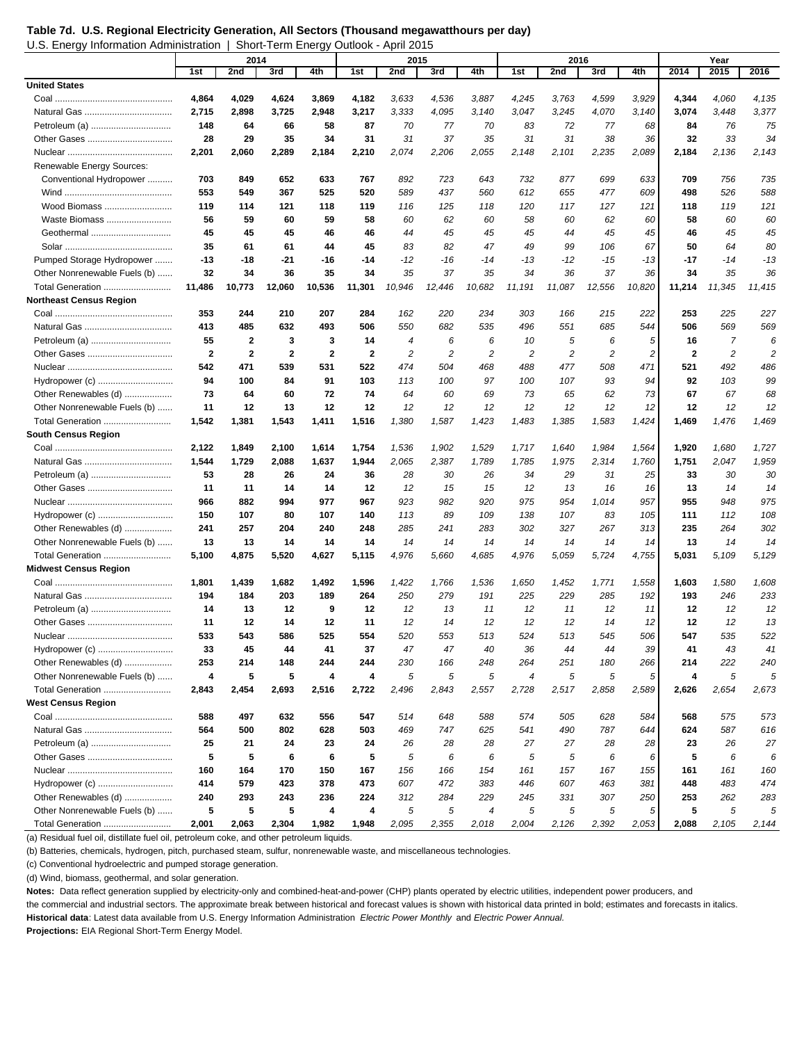**Table 7d. U.S. Regional Electricity Generation, All Sectors (Thousand megawatthours per day)**

U.S. Energy Information Administration | Short-Term Energy Outlook - April 2015

| | 2014 | | | | 2015 | | | | 2016 | | | | Year | | |
|---|---|---|---|---|---|---|---|---|---|---|---|---|---|---|---|
| | 1st | 2nd | 3rd | 4th | 1st | 2nd | 3rd | 4th | 1st | 2nd | 3rd | 4th | 2014 | 2015 | 2016 |
| **United States** | | | | | | | | | | | | | | | |
| Coal | **4,864** | **4,029** | **4,624** | **3,869** | **4,182** | *3,633* | *4,536* | *3,887* | *4,245* | *3,763* | *4,599* | *3,929* | **4,344** | *4,060* | *4,135* |
| Natural Gas | **2,715** | **2,898** | **3,725** | **2,948** | **3,217** | *3,333* | *4,095* | *3,140* | *3,047* | *3,245* | *4,070* | *3,140* | **3,074** | *3,448* | *3,377* |
| Petroleum (a) | **148** | **64** | **66** | **58** | **87** | *70* | *77* | *70* | *83* | *72* | *77* | *68* | **84** | *76* | *75* |
| Other Gases | **28** | **29** | **35** | **34** | **31** | *31* | *37* | *35* | *31* | *31* | *38* | *36* | **32** | *33* | *34* |
| Nuclear | **2,201** | **2,060** | **2,289** | **2,184** | **2,210** | *2,074* | *2,206* | *2,055* | *2,148* | *2,101* | *2,235* | *2,089* | **2,184** | *2,136* | *2,143* |
| Renewable Energy Sources: | | | | | | | | | | | | | | | |
| Conventional Hydropower | **703** | **849** | **652** | **633** | **767** | *892* | *723* | *643* | *732* | *877* | *699* | *633* | **709** | *756* | *735* |
| Wind | **553** | **549** | **367** | **525** | **520** | *589* | *437* | *560* | *612* | *655* | *477* | *609* | **498** | *526* | *588* |
| Wood Biomass | **119** | **114** | **121** | **118** | **119** | *116* | *125* | *118* | *120* | *117* | *127* | *121* | **118** | *119* | *121* |
| Waste Biomass | **56** | **59** | **60** | **59** | **58** | *60* | *62* | *60* | *58* | *60* | *62* | *60* | **58** | *60* | *60* |
| Geothermal | **45** | **45** | **45** | **46** | **46** | *44* | *45* | *45* | *45* | *44* | *45* | *45* | **46** | *45* | *45* |
| Solar | **35** | **61** | **61** | **44** | **45** | *83* | *82* | *47* | *49* | *99* | *106* | *67* | **50** | *64* | *80* |
| Pumped Storage Hydropower | **-13** | **-18** | **-21** | **-16** | **-14** | *-12* | *-16* | *-14* | *-13* | *-12* | *-15* | *-13* | **-17** | *-14* | *-13* |
| Other Nonrenewable Fuels (b) | **32** | **34** | **36** | **35** | **34** | *35* | *37* | *35* | *34* | *36* | *37* | *36* | **34** | *35* | *36* |
| Total Generation | **11,486** | **10,773** | **12,060** | **10,536** | **11,301** | *10,946* | *12,446* | *10,682* | *11,191* | *11,087* | *12,556* | *10,820* | **11,214** | *11,345* | *11,415* |
| **Northeast Census Region** | | | | | | | | | | | | | | | |
| Coal | **353** | **244** | **210** | **207** | **284** | *162* | *220* | *234* | *303* | *166* | *215* | *222* | **253** | *225* | *227* |
| Natural Gas | **413** | **485** | **632** | **493** | **506** | *550* | *682* | *535* | *496* | *551* | *685* | *544* | **506** | *569* | *569* |
| Petroleum (a) | **55** | **2** | **3** | **3** | **14** | *4* | *6* | *6* | *10* | *5* | *6* | *5* | **16** | *7* | *6* |
| Other Gases | **2** | **2** | **2** | **2** | **2** | *2* | *2* | *2* | *2* | *2* | *2* | *2* | **2** | *2* | *2* |
| Nuclear | **542** | **471** | **539** | **531** | **522** | *474* | *504* | *468* | *488* | *477* | *508* | *471* | **521** | *492* | *486* |
| Hydropower (c) | **94** | **100** | **84** | **91** | **103** | *113* | *100* | *97* | *100* | *107* | *93* | *94* | **92** | *103* | *99* |
| Other Renewables (d) | **73** | **64** | **60** | **72** | **74** | *64* | *60* | *69* | *73* | *65* | *62* | *73* | **67** | *67* | *68* |
| Other Nonrenewable Fuels (b) | **11** | **12** | **13** | **12** | **12** | *12* | *12* | *12* | *12* | *12* | *12* | *12* | **12** | *12* | *12* |
| Total Generation | **1,542** | **1,381** | **1,543** | **1,411** | **1,516** | *1,380* | *1,587* | *1,423* | *1,483* | *1,385* | *1,583* | *1,424* | **1,469** | *1,476* | *1,469* |
| **South Census Region** | | | | | | | | | | | | | | | |
| Coal | **2,122** | **1,849** | **2,100** | **1,614** | **1,754** | *1,536* | *1,902* | *1,529* | *1,717* | *1,640* | *1,984* | *1,564* | **1,920** | *1,680* | *1,727* |
| Natural Gas | **1,544** | **1,729** | **2,088** | **1,637** | **1,944** | *2,065* | *2,387* | *1,789* | *1,785* | *1,975* | *2,314* | *1,760* | **1,751** | *2,047* | *1,959* |
| Petroleum (a) | **53** | **28** | **26** | **24** | **36** | *28* | *30* | *26* | *34* | *29* | *31* | *25* | **33** | *30* | *30* |
| Other Gases | **11** | **11** | **14** | **14** | **12** | *12* | *15* | *15* | *12* | *13* | *16* | *16* | **13** | *14* | *14* |
| Nuclear | **966** | **882** | **994** | **977** | **967** | *923* | *982* | *920* | *975* | *954* | *1,014* | *957* | **955** | *948* | *975* |
| Hydropower (c) | **150** | **107** | **80** | **107** | **140** | *113* | *89* | *109* | *138* | *107* | *83* | *105* | **111** | *112* | *108* |
| Other Renewables (d) | **241** | **257** | **204** | **240** | **248** | *285* | *241* | *283* | *302* | *327* | *267* | *313* | **235** | *264* | *302* |
| Other Nonrenewable Fuels (b) | **13** | **13** | **14** | **14** | **14** | *14* | *14* | *14* | *14* | *14* | *14* | *14* | **13** | *14* | *14* |
| Total Generation | **5,100** | **4,875** | **5,520** | **4,627** | **5,115** | *4,976* | *5,660* | *4,685* | *4,976* | *5,059* | *5,724* | *4,755* | **5,031** | *5,109* | *5,129* |
| **Midwest Census Region** | | | | | | | | | | | | | | | |
| Coal | **1,801** | **1,439** | **1,682** | **1,492** | **1,596** | *1,422* | *1,766* | *1,536* | *1,650* | *1,452* | *1,771* | *1,558* | **1,603** | *1,580* | *1,608* |
| Natural Gas | **194** | **184** | **203** | **189** | **264** | *250* | *279* | *191* | *225* | *229* | *285* | *192* | **193** | *246* | *233* |
| Petroleum (a) | **14** | **13** | **12** | **9** | **12** | *12* | *13* | *11* | *12* | *11* | *12* | *11* | **12** | *12* | *12* |
| Other Gases | **11** | **12** | **14** | **12** | **11** | *12* | *14* | *12* | *12* | *12* | *14* | *12* | **12** | *12* | *13* |
| Nuclear | **533** | **543** | **586** | **525** | **554** | *520* | *553* | *513* | *524* | *513* | *545* | *506* | **547** | *535* | *522* |
| Hydropower (c) | **33** | **45** | **44** | **41** | **37** | *47* | *47* | *40* | *36* | *44* | *44* | *39* | **41** | *43* | *41* |
| Other Renewables (d) | **253** | **214** | **148** | **244** | **244** | *230* | *166* | *248* | *264* | *251* | *180* | *266* | **214** | *222* | *240* |
| Other Nonrenewable Fuels (b) | **4** | **5** | **5** | **4** | **4** | *5* | *5* | *5* | *4* | *5* | *5* | *5* | **4** | *5* | *5* |
| Total Generation | **2,843** | **2,454** | **2,693** | **2,516** | **2,722** | *2,496* | *2,843* | *2,557* | *2,728* | *2,517* | *2,858* | *2,589* | **2,626** | *2,654* | *2,673* |
| **West Census Region** | | | | | | | | | | | | | | | |
| Coal | **588** | **497** | **632** | **556** | **547** | *514* | *648* | *588* | *574* | *505* | *628* | *584* | **568** | *575* | *573* |
| Natural Gas | **564** | **500** | **802** | **628** | **503** | *469* | *747* | *625* | *541* | *490* | *787* | *644* | **624** | *587* | *616* |
| Petroleum (a) | **25** | **21** | **24** | **23** | **24** | *26* | *28* | *28* | *27* | *27* | *28* | *28* | **23** | *26* | *27* |
| Other Gases | **5** | **5** | **6** | **6** | **5** | *5* | *6* | *6* | *5* | *5* | *6* | *6* | **5** | *6* | *6* |
| Nuclear | **160** | **164** | **170** | **150** | **167** | *156* | *166* | *154* | *161* | *157* | *167* | *155* | **161** | *161* | *160* |
| Hydropower (c) | **414** | **579** | **423** | **378** | **473** | *607* | *472* | *383* | *446* | *607* | *463* | *381* | **448** | *483* | *474* |
| Other Renewables (d) | **240** | **293** | **243** | **236** | **224** | *312* | *284* | *229* | *245* | *331* | *307* | *250* | **253** | *262* | *283* |
| Other Nonrenewable Fuels (b) | **5** | **5** | **5** | **4** | **4** | *5* | *5* | *4* | *5* | *5* | *5* | *5* | **5** | *5* | *5* |
| Total Generation | **2,001** | **2,063** | **2,304** | **1,982** | **1,948** | *2,095* | *2,355* | *2,018* | *2,004* | *2,126* | *2,392* | *2,053* | **2,088** | *2,105* | *2,144* |

(a) Residual fuel oil, distillate fuel oil, petroleum coke, and other petroleum liquids.

(b) Batteries, chemicals, hydrogen, pitch, purchased steam, sulfur, nonrenewable waste, and miscellaneous technologies.

(c) Conventional hydroelectric and pumped storage generation.

(d) Wind, biomass, geothermal, and solar generation.

**Notes:** Data reflect generation supplied by electricity-only and combined-heat-and-power (CHP) plants operated by electric utilities, independent power producers, and the commercial and industrial sectors. The approximate break between historical and forecast values is shown with historical data printed in bold; estimates and forecasts in italics.

**Historical data**: Latest data available from U.S. Energy Information Administration *Electric Power Monthly* and *Electric Power Annual.*

**Projections:** EIA Regional Short-Term Energy Model.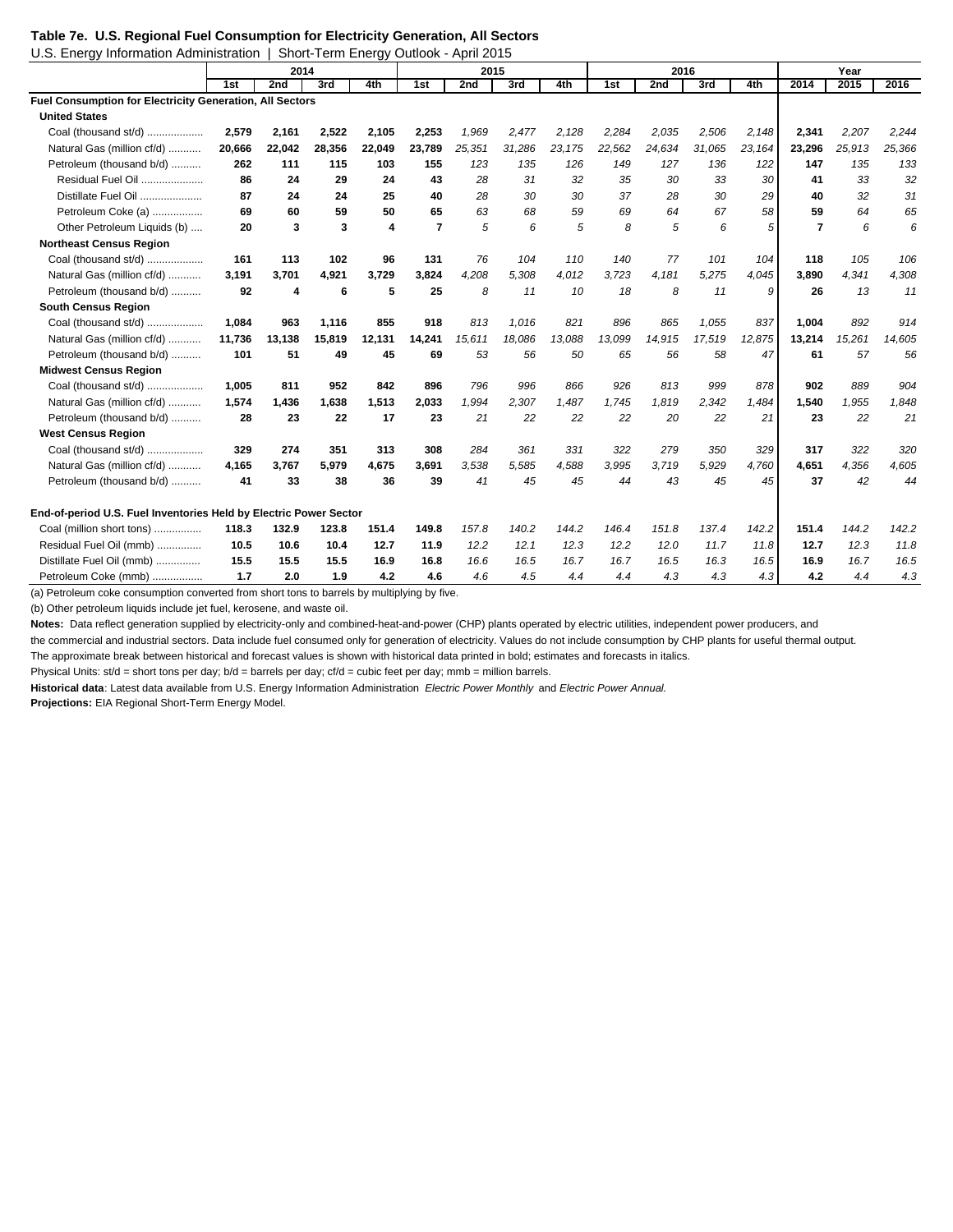**Table 7e. U.S. Regional Fuel Consumption for Electricity Generation, All Sectors**

U.S. Energy Information Administration | Short-Term Energy Outlook - April 2015

| | 2014 | | | | 2015 | | | | 2016 | | | | Year | | |
|---|---|---|---|---|---|---|---|---|---|---|---|---|---|---|---|
| | 1st | 2nd | 3rd | 4th | 1st | 2nd | 3rd | 4th | 1st | 2nd | 3rd | 4th | 2014 | 2015 | 2016 |
| **Fuel Consumption for Electricity Generation, All Sectors** | | | | | | | | | | | | | | | |
| **United States** | | | | | | | | | | | | | | | |
| Coal (thousand st/d) .................. | **2,579** | **2,161** | **2,522** | **2,105** | **2,253** | *1,969* | *2,477* | *2,128* | *2,284* | *2,035* | *2,506* | *2,148* | **2,341** | *2,207* | *2,244* |
| Natural Gas (million cf/d) .......... | **20,666** | **22,042** | **28,356** | **22,049** | **23,789** | *25,351* | *31,286* | *23,175* | *22,562* | *24,634* | *31,065* | *23,164* | **23,296** | *25,913* | *25,366* |
| Petroleum (thousand b/d) .......... | **262** | **111** | **115** | **103** | **155** | *123* | *135* | *126* | *149* | *127* | *136* | *122* | **147** | *135* | *133* |
| Residual Fuel Oil ..................... | **86** | **24** | **29** | **24** | **43** | *28* | *31* | *32* | *35* | *30* | *33* | *30* | **41** | *33* | *32* |
| Distillate Fuel Oil ..................... | **87** | **24** | **24** | **25** | **40** | *28* | *30* | *30* | *37* | *28* | *30* | *29* | **40** | *32* | *31* |
| Petroleum Coke (a) ................. | **69** | **60** | **59** | **50** | **65** | *63* | *68* | *59* | *69* | *64* | *67* | *58* | **59** | *64* | *65* |
| Other Petroleum Liquids (b) .... | **20** | **3** | **3** | **4** | **7** | *5* | *6* | *5* | *8* | *5* | *6* | *5* | **7** | *6* | *6* |
| **Northeast Census Region** | | | | | | | | | | | | | | | |
| Coal (thousand st/d) .................. | **161** | **113** | **102** | **96** | **131** | *76* | *104* | *110* | *140* | *77* | *101* | *104* | **118** | *105* | *106* |
| Natural Gas (million cf/d) .......... | **3,191** | **3,701** | **4,921** | **3,729** | **3,824** | *4,208* | *5,308* | *4,012* | *3,723* | *4,181* | *5,275* | *4,045* | **3,890** | *4,341* | *4,308* |
| Petroleum (thousand b/d) .......... | **92** | **4** | **6** | **5** | **25** | *8* | *11* | *10* | *18* | *8* | *11* | *9* | **26** | *13* | *11* |
| **South Census Region** | | | | | | | | | | | | | | | |
| Coal (thousand st/d) .................. | **1,084** | **963** | **1,116** | **855** | **918** | *813* | *1,016* | *821* | *896* | *865* | *1,055* | *837* | **1,004** | *892* | *914* |
| Natural Gas (million cf/d) .......... | **11,736** | **13,138** | **15,819** | **12,131** | **14,241** | *15,611* | *18,086* | *13,088* | *13,099* | *14,915* | *17,519* | *12,875* | **13,214** | *15,261* | *14,605* |
| Petroleum (thousand b/d) .......... | **101** | **51** | **49** | **45** | **69** | *53* | *56* | *50* | *65* | *56* | *58* | *47* | **61** | *57* | *56* |
| **Midwest Census Region** | | | | | | | | | | | | | | | |
| Coal (thousand st/d) .................. | **1,005** | **811** | **952** | **842** | **896** | *796* | *996* | *866* | *926* | *813* | *999* | *878* | **902** | *889* | *904* |
| Natural Gas (million cf/d) .......... | **1,574** | **1,436** | **1,638** | **1,513** | **2,033** | *1,994* | *2,307* | *1,487* | *1,745* | *1,819* | *2,342* | *1,484* | **1,540** | *1,955* | *1,848* |
| Petroleum (thousand b/d) .......... | **28** | **23** | **22** | **17** | **23** | *21* | *22* | *22* | *22* | *20* | *22* | *21* | **23** | *22* | *21* |
| **West Census Region** | | | | | | | | | | | | | | | |
| Coal (thousand st/d) .................. | **329** | **274** | **351** | **313** | **308** | *284* | *361* | *331* | *322* | *279* | *350* | *329* | **317** | *322* | *320* |
| Natural Gas (million cf/d) .......... | **4,165** | **3,767** | **5,979** | **4,675** | **3,691** | *3,538* | *5,585* | *4,588* | *3,995* | *3,719* | *5,929* | *4,760* | **4,651** | *4,356* | *4,605* |
| Petroleum (thousand b/d) .......... | **41** | **33** | **38** | **36** | **39** | *41* | *45* | *45* | *44* | *43* | *45* | *45* | **37** | *42* | *44* |
| **End-of-period U.S. Fuel Inventories Held by Electric Power Sector** | | | | | | | | | | | | | | | |
| Coal (million short tons) ................ | **118.3** | **132.9** | **123.8** | **151.4** | **149.8** | *157.8* | *140.2* | *144.2* | *146.4* | *151.8* | *137.4* | *142.2* | **151.4** | *144.2* | *142.2* |
| Residual Fuel Oil (mmb) ............... | **10.5** | **10.6** | **10.4** | **12.7** | **11.9** | *12.2* | *12.1* | *12.3* | *12.2* | *12.0* | *11.7* | *11.8* | **12.7** | *12.3* | *11.8* |
| Distillate Fuel Oil (mmb) ............... | **15.5** | **15.5** | **15.5** | **16.9** | **16.8** | *16.6* | *16.5* | *16.7* | *16.7* | *16.5* | *16.3* | *16.5* | **16.9** | *16.7* | *16.5* |
| Petroleum Coke (mmb) ................ | **1.7** | **2.0** | **1.9** | **4.2** | **4.6** | *4.6* | *4.5* | *4.4* | *4.4* | *4.3* | *4.3* | *4.3* | **4.2** | *4.4* | *4.3* |

(a) Petroleum coke consumption converted from short tons to barrels by multiplying by five.

(b) Other petroleum liquids include jet fuel, kerosene, and waste oil.

**Notes:** Data reflect generation supplied by electricity-only and combined-heat-and-power (CHP) plants operated by electric utilities, independent power producers, and the commercial and industrial sectors. Data include fuel consumed only for generation of electricity. Values do not include consumption by CHP plants for useful thermal output.

The approximate break between historical and forecast values is shown with historical data printed in bold; estimates and forecasts in italics.

Physical Units: st/d = short tons per day; b/d = barrels per day; cf/d = cubic feet per day; mmb = million barrels.

**Historical data**: Latest data available from U.S. Energy Information Administration *Electric Power Monthly* and *Electric Power Annual.*

**Projections:** EIA Regional Short-Term Energy Model.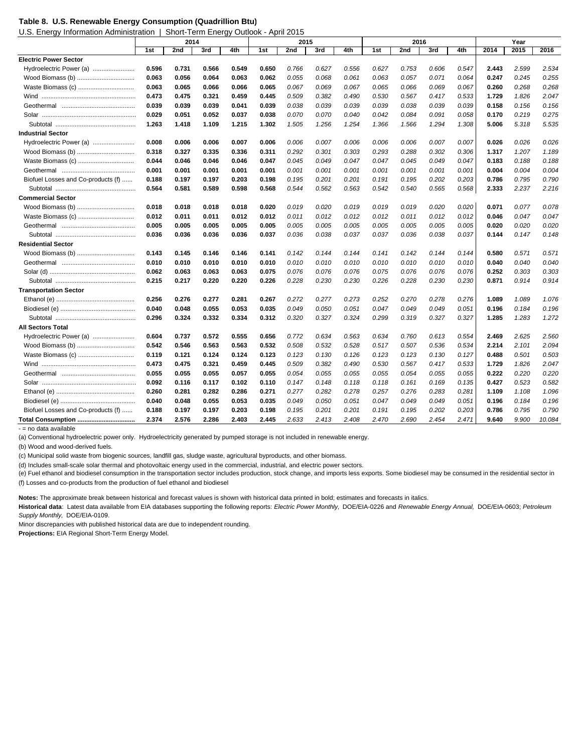**Table 8. U.S. Renewable Energy Consumption (Quadrillion Btu)**

U.S. Energy Information Administration | Short-Term Energy Outlook - April 2015

| | 2014 | | | | 2015 | | | | 2016 | | | | Year | | |
|---|---|---|---|---|---|---|---|---|---|---|---|---|---|---|---|
| | 1st | 2nd | 3rd | 4th | 1st | 2nd | 3rd | 4th | 1st | 2nd | 3rd | 4th | 2014 | 2015 | 2016 |
| **Electric Power Sector** | | | | | | | | | | | | | | | |
| Hydroelectric Power (a) | **0.596** | **0.731** | **0.566** | **0.549** | **0.650** | *0.766* | *0.627* | *0.556* | *0.627* | *0.753* | *0.606* | *0.547* | **2.443** | *2.599* | *2.534* |
| Wood Biomass (b) | **0.063** | **0.056** | **0.064** | **0.063** | **0.062** | *0.055* | *0.068* | *0.061* | *0.063* | *0.057* | *0.071* | *0.064* | **0.247** | *0.245* | *0.255* |
| Waste Biomass (c) | **0.063** | **0.065** | **0.066** | **0.066** | **0.065** | *0.067* | *0.069* | *0.067* | *0.065* | *0.066* | *0.069* | *0.067* | **0.260** | *0.268* | *0.268* |
| Wind | **0.473** | **0.475** | **0.321** | **0.459** | **0.445** | *0.509* | *0.382* | *0.490* | *0.530* | *0.567* | *0.417* | *0.533* | **1.729** | *1.826* | *2.047* |
| Geothermal | **0.039** | **0.039** | **0.039** | **0.041** | **0.039** | *0.038* | *0.039* | *0.039* | *0.039* | *0.038* | *0.039* | *0.039* | **0.158** | *0.156* | *0.156* |
| Solar | **0.029** | **0.051** | **0.052** | **0.037** | **0.038** | *0.070* | *0.070* | *0.040* | *0.042* | *0.084* | *0.091* | *0.058* | **0.170** | *0.219* | *0.275* |
| Subtotal | **1.263** | **1.418** | **1.109** | **1.215** | **1.302** | *1.505* | *1.256* | *1.254* | *1.366* | *1.566* | *1.294* | *1.308* | **5.006** | *5.318* | *5.535* |
| **Industrial Sector** | | | | | | | | | | | | | | | |
| Hydroelectric Power (a) | **0.008** | **0.006** | **0.006** | **0.007** | **0.006** | *0.006* | *0.007* | *0.006* | *0.006* | *0.006* | *0.007* | *0.007* | **0.026** | *0.026* | *0.026* |
| Wood Biomass (b) | **0.318** | **0.327** | **0.335** | **0.336** | **0.311** | *0.292* | *0.301* | *0.303* | *0.293* | *0.288* | *0.302* | *0.306* | **1.317** | *1.207* | *1.189* |
| Waste Biomass (c) | **0.044** | **0.046** | **0.046** | **0.046** | **0.047** | *0.045* | *0.049* | *0.047* | *0.047* | *0.045* | *0.049* | *0.047* | **0.183** | *0.188* | *0.188* |
| Geothermal | **0.001** | **0.001** | **0.001** | **0.001** | **0.001** | *0.001* | *0.001* | *0.001* | *0.001* | *0.001* | *0.001* | *0.001* | **0.004** | *0.004* | *0.004* |
| Biofuel Losses and Co-products (f) | **0.188** | **0.197** | **0.197** | **0.203** | **0.198** | *0.195* | *0.201* | *0.201* | *0.191* | *0.195* | *0.202* | *0.203* | **0.786** | *0.795* | *0.790* |
| Subtotal | **0.564** | **0.581** | **0.589** | **0.598** | **0.568** | *0.544* | *0.562* | *0.563* | *0.542* | *0.540* | *0.565* | *0.568* | **2.333** | *2.237* | *2.216* |
| **Commercial Sector** | | | | | | | | | | | | | | | |
| Wood Biomass (b) | **0.018** | **0.018** | **0.018** | **0.018** | **0.020** | *0.019* | *0.020* | *0.019* | *0.019* | *0.019* | *0.020* | *0.020* | **0.071** | *0.077* | *0.078* |
| Waste Biomass (c) | **0.012** | **0.011** | **0.011** | **0.012** | **0.012** | *0.011* | *0.012* | *0.012* | *0.012* | *0.011* | *0.012* | *0.012* | **0.046** | *0.047* | *0.047* |
| Geothermal | **0.005** | **0.005** | **0.005** | **0.005** | **0.005** | *0.005* | *0.005* | *0.005* | *0.005* | *0.005* | *0.005* | *0.005* | **0.020** | *0.020* | *0.020* |
| Subtotal | **0.036** | **0.036** | **0.036** | **0.036** | **0.037** | *0.036* | *0.038* | *0.037* | *0.037* | *0.036* | *0.038* | *0.037* | **0.144** | *0.147* | *0.148* |
| **Residential Sector** | | | | | | | | | | | | | | | |
| Wood Biomass (b) | **0.143** | **0.145** | **0.146** | **0.146** | **0.141** | *0.142* | *0.144* | *0.144* | *0.141* | *0.142* | *0.144* | *0.144* | **0.580** | *0.571* | *0.571* |
| Geothermal | **0.010** | **0.010** | **0.010** | **0.010** | **0.010** | *0.010* | *0.010* | *0.010* | *0.010* | *0.010* | *0.010* | *0.010* | **0.040** | *0.040* | *0.040* |
| Solar (d) | **0.062** | **0.063** | **0.063** | **0.063** | **0.075** | *0.076* | *0.076* | *0.076* | *0.075* | *0.076* | *0.076* | *0.076* | **0.252** | *0.303* | *0.303* |
| Subtotal | **0.215** | **0.217** | **0.220** | **0.220** | **0.226** | *0.228* | *0.230* | *0.230* | *0.226* | *0.228* | *0.230* | *0.230* | **0.871** | *0.914* | *0.914* |
| **Transportation Sector** | | | | | | | | | | | | | | | |
| Ethanol (e) | **0.256** | **0.276** | **0.277** | **0.281** | **0.267** | *0.272* | *0.277* | *0.273* | *0.252* | *0.270* | *0.278* | *0.276* | **1.089** | *1.089* | *1.076* |
| Biodiesel (e) | **0.040** | **0.048** | **0.055** | **0.053** | **0.035** | *0.049* | *0.050* | *0.051* | *0.047* | *0.049* | *0.049* | *0.051* | **0.196** | *0.184* | *0.196* |
| Subtotal | **0.296** | **0.324** | **0.332** | **0.334** | **0.312** | *0.320* | *0.327* | *0.324* | *0.299* | *0.319* | *0.327* | *0.327* | **1.285** | *1.283* | *1.272* |
| **All Sectors Total** | | | | | | | | | | | | | | | |
| Hydroelectric Power (a) | **0.604** | **0.737** | **0.572** | **0.555** | **0.656** | *0.772* | *0.634* | *0.563* | *0.634* | *0.760* | *0.613* | *0.554* | **2.469** | *2.625* | *2.560* |
| Wood Biomass (b) | **0.542** | **0.546** | **0.563** | **0.563** | **0.532** | *0.508* | *0.532* | *0.528* | *0.517* | *0.507* | *0.536* | *0.534* | **2.214** | *2.101* | *2.094* |
| Waste Biomass (c) | **0.119** | **0.121** | **0.124** | **0.124** | **0.123** | *0.123* | *0.130* | *0.126* | *0.123* | *0.123* | *0.130* | *0.127* | **0.488** | *0.501* | *0.503* |
| Wind | **0.473** | **0.475** | **0.321** | **0.459** | **0.445** | *0.509* | *0.382* | *0.490* | *0.530* | *0.567* | *0.417* | *0.533* | **1.729** | *1.826* | *2.047* |
| Geothermal | **0.055** | **0.055** | **0.055** | **0.057** | **0.055** | *0.054* | *0.055* | *0.055* | *0.055* | *0.054* | *0.055* | *0.055* | **0.222** | *0.220* | *0.220* |
| Solar | **0.092** | **0.116** | **0.117** | **0.102** | **0.110** | *0.147* | *0.148* | *0.118* | *0.118* | *0.161* | *0.169* | *0.135* | **0.427** | *0.523* | *0.582* |
| Ethanol (e) | **0.260** | **0.281** | **0.282** | **0.286** | **0.271** | *0.277* | *0.282* | *0.278* | *0.257* | *0.276* | *0.283* | *0.281* | **1.109** | *1.108* | *1.096* |
| Biodiesel (e) | **0.040** | **0.048** | **0.055** | **0.053** | **0.035** | *0.049* | *0.050* | *0.051* | *0.047* | *0.049* | *0.049* | *0.051* | **0.196** | *0.184* | *0.196* |
| Biofuel Losses and Co-products (f) | **0.188** | **0.197** | **0.197** | **0.203** | **0.198** | *0.195* | *0.201* | *0.201* | *0.191* | *0.195* | *0.202* | *0.203* | **0.786** | *0.795* | *0.790* |
| **Total Consumption** | **2.374** | **2.576** | **2.286** | **2.403** | **2.445** | *2.633* | *2.413* | *2.408* | *2.470* | *2.690* | *2.454* | *2.471* | **9.640** | *9.900* | *10.084* |

- = no data available

(a) Conventional hydroelectric power only. Hydroelectricity generated by pumped storage is not included in renewable energy.

(b) Wood and wood-derived fuels.

(c) Municipal solid waste from biogenic sources, landfill gas, sludge waste, agricultural byproducts, and other biomass.

(d) Includes small-scale solar thermal and photovoltaic energy used in the commercial, industrial, and electric power sectors.

(e) Fuel ethanol and biodiesel consumption in the transportation sector includes production, stock change, and imports less exports. Some biodiesel may be consumed in the residential sector in

(f) Losses and co-products from the production of fuel ethanol and biodiesel

**Notes:** The approximate break between historical and forecast values is shown with historical data printed in bold; estimates and forecasts in italics.

**Historical data**: Latest data available from EIA databases supporting the following reports: *Electric Power Monthly,* DOE/EIA-0226 and *Renewable Energy Annual,* DOE/EIA-0603; *Petroleum Supply Monthly,* DOE/EIA-0109.

Minor discrepancies with published historical data are due to independent rounding.

**Projections:** EIA Regional Short-Term Energy Model.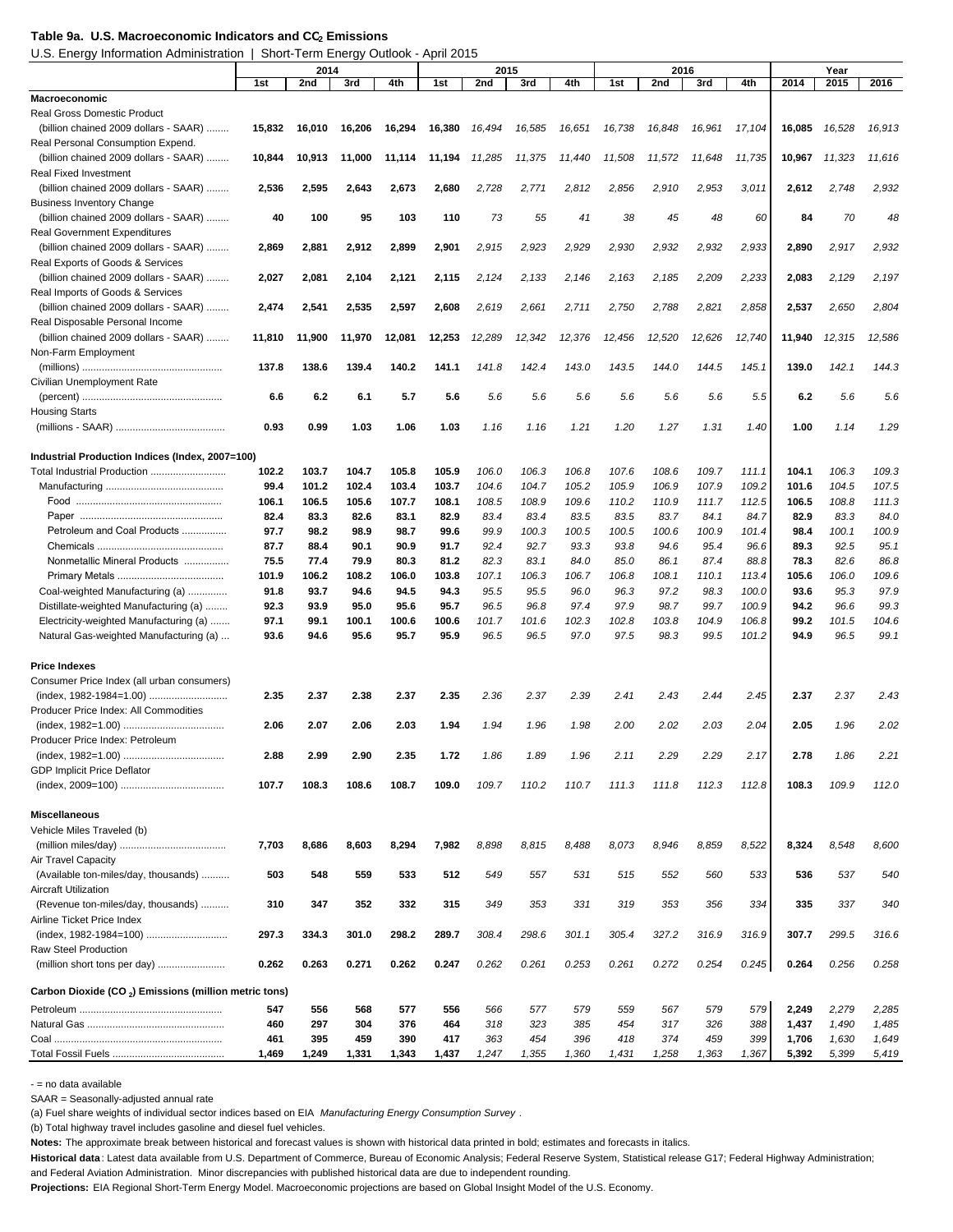**Table 9a. U.S. Macroeconomic Indicators and $CO_2$ Emissions**

U.S. Energy Information Administration | Short-Term Energy Outlook - April 2015

| | 2014 | | | | 2015 | | | | 2016 | | | | Year | | |
|---|---|---|---|---|---|---|---|---|---|---|---|---|---|---|---|
| | 1st | 2nd | 3rd | 4th | 1st | 2nd | 3rd | 4th | 1st | 2nd | 3rd | 4th | 2014 | 2015 | 2016 |
| **Macroeconomic** | | | | | | | | | | | | | | | |
| Real Gross Domestic Product | | | | | | | | | | | | | | | |
| (billion chained 2009 dollars - SAAR) ........ | **15,832** | **16,010** | **16,206** | **16,294** | **16,380** | *16,494* | *16,585* | *16,651* | *16,738* | *16,848* | *16,961* | *17,104* | **16,085** | *16,528* | *16,913* |
| Real Personal Consumption Expend. | | | | | | | | | | | | | | | |
| (billion chained 2009 dollars - SAAR) ........ | **10,844** | **10,913** | **11,000** | **11,114** | **11,194** | *11,285* | *11,375* | *11,440* | *11,508* | *11,572* | *11,648* | *11,735* | **10,967** | *11,323* | *11,616* |
| Real Fixed Investment | | | | | | | | | | | | | | | |
| (billion chained 2009 dollars - SAAR) ........ | **2,536** | **2,595** | **2,643** | **2,673** | **2,680** | *2,728* | *2,771* | *2,812* | *2,856* | *2,910* | *2,953* | *3,011* | **2,612** | *2,748* | *2,932* |
| Business Inventory Change | | | | | | | | | | | | | | | |
| (billion chained 2009 dollars - SAAR) ........ | **40** | **100** | **95** | **103** | **110** | *73* | *55* | *41* | *38* | *45* | *48* | *60* | **84** | *70* | *48* |
| Real Government Expenditures | | | | | | | | | | | | | | | |
| (billion chained 2009 dollars - SAAR) ........ | **2,869** | **2,881** | **2,912** | **2,899** | **2,901** | *2,915* | *2,923* | *2,929* | *2,930* | *2,932* | *2,932* | *2,933* | **2,890** | *2,917* | *2,932* |
| Real Exports of Goods & Services | | | | | | | | | | | | | | | |
| (billion chained 2009 dollars - SAAR) ........ | **2,027** | **2,081** | **2,104** | **2,121** | **2,115** | *2,124* | *2,133* | *2,146* | *2,163* | *2,185* | *2,209* | *2,233* | **2,083** | *2,129* | *2,197* |
| Real Imports of Goods & Services | | | | | | | | | | | | | | | |
| (billion chained 2009 dollars - SAAR) ........ | **2,474** | **2,541** | **2,535** | **2,597** | **2,608** | *2,619* | *2,661* | *2,711* | *2,750* | *2,788* | *2,821* | *2,858* | **2,537** | *2,650* | *2,804* |
| Real Disposable Personal Income | | | | | | | | | | | | | | | |
| (billion chained 2009 dollars - SAAR) ........ | **11,810** | **11,900** | **11,970** | **12,081** | **12,253** | *12,289* | *12,342* | *12,376* | *12,456* | *12,520* | *12,626* | *12,740* | **11,940** | *12,315* | *12,586* |
| Non-Farm Employment | | | | | | | | | | | | | | | |
| (millions) ................................................ | **137.8** | **138.6** | **139.4** | **140.2** | **141.1** | *141.8* | *142.4* | *143.0* | *143.5* | *144.0* | *144.5* | *145.1* | **139.0** | *142.1* | *144.3* |
| Civilian Unemployment Rate | | | | | | | | | | | | | | | |
| (percent) ................................................ | **6.6** | **6.2** | **6.1** | **5.7** | **5.6** | *5.6* | *5.6* | *5.6* | *5.6* | *5.6* | *5.6* | *5.5* | **6.2** | *5.6* | *5.6* |
| Housing Starts | | | | | | | | | | | | | | | |
| (millions - SAAR) ...................................... | **0.93** | **0.99** | **1.03** | **1.06** | **1.03** | *1.16* | *1.16* | *1.21* | *1.20* | *1.27* | *1.31* | *1.40* | **1.00** | *1.14* | *1.29* |
| **Industrial Production Indices (Index, 2007=100)** | | | | | | | | | | | | | | | |
| Total Industrial Production .......................... | **102.2** | **103.7** | **104.7** | **105.8** | **105.9** | *106.0* | *106.3* | *106.8* | *107.6* | *108.6* | *109.7* | *111.1* | **104.1** | *106.3* | *109.3* |
| Manufacturing .......................................... | **99.4** | **101.2** | **102.4** | **103.4** | **103.7** | *104.6* | *104.7* | *105.2* | *105.9* | *106.9* | *107.9* | *109.2* | **101.6** | *104.5* | *107.5* |
| Food .................................................. | **106.1** | **106.5** | **105.6** | **107.7** | **108.1** | *108.5* | *108.9* | *109.6* | *110.2* | *110.9* | *111.7* | *112.5* | **106.5** | *108.8* | *111.3* |
| Paper .................................................. | **82.4** | **83.3** | **82.6** | **83.1** | **82.9** | *83.4* | *83.4* | *83.5* | *83.5* | *83.7* | *84.1* | *84.7* | **82.9** | *83.3* | *84.0* |
| Petroleum and Coal Products ................ | **97.7** | **98.2** | **98.9** | **98.7** | **99.6** | *99.9* | *100.3* | *100.5* | *100.5* | *100.6* | *100.9* | *101.4* | **98.4** | *100.1* | *100.9* |
| Chemicals ............................................ | **87.7** | **88.4** | **90.1** | **90.9** | **91.7** | *92.4* | *92.7* | *93.3* | *93.8* | *94.6* | *95.4* | *96.6* | **89.3** | *92.5* | *95.1* |
| Nonmetallic Mineral Products ................ | **75.5** | **77.4** | **79.9** | **80.3** | **81.2** | *82.3* | *83.1* | *84.0* | *85.0* | *86.1* | *87.4* | *88.8* | **78.3** | *82.6* | *86.8* |
| Primary Metals ...................................... | **101.9** | **106.2** | **108.2** | **106.0** | **103.8** | *107.1* | *106.3* | *106.7* | *106.8* | *108.1* | *110.1* | *113.4* | **105.6** | *106.0* | *109.6* |
| Coal-weighted Manufacturing (a) ............. | **91.8** | **93.7** | **94.6** | **94.5** | **94.3** | *95.5* | *95.5* | *96.0* | *96.3* | *97.2* | *98.3* | *100.0* | **93.6** | *95.3* | *97.9* |
| Distillate-weighted Manufacturing (a) ........ | **92.3** | **93.9** | **95.0** | **95.6** | **95.7** | *96.5* | *96.8* | *97.4* | *97.9* | *98.7* | *99.7* | *100.9* | **94.2** | *96.6* | *99.3* |
| Electricity-weighted Manufacturing (a) ....... | **97.1** | **99.1** | **100.1** | **100.6** | **100.6** | *101.7* | *101.6* | *102.3* | *102.8* | *103.8* | *104.9* | *106.8* | **99.2** | *101.5* | *104.6* |
| Natural Gas-weighted Manufacturing (a) ... | **93.6** | **94.6** | **95.6** | **95.7** | **95.9** | *96.5* | *96.5* | *97.0* | *97.5* | *98.3* | *99.5* | *101.2* | **94.9** | *96.5* | *99.1* |
| **Price Indexes** | | | | | | | | | | | | | | | |
| Consumer Price Index (all urban consumers) | | | | | | | | | | | | | | | |
| (index, 1982-1984=1.00) ............................ | **2.35** | **2.37** | **2.38** | **2.37** | **2.35** | *2.36* | *2.37* | *2.39* | *2.41* | *2.43* | *2.44* | *2.45* | **2.37** | *2.37* | *2.43* |
| Producer Price Index: All Commodities | | | | | | | | | | | | | | | |
| (index, 1982=1.00) .................................... | **2.06** | **2.07** | **2.06** | **2.03** | **1.94** | *1.94* | *1.96* | *1.98* | *2.00* | *2.02* | *2.03* | *2.04* | **2.05** | *1.96* | *2.02* |
| Producer Price Index: Petroleum | | | | | | | | | | | | | | | |
| (index, 1982=1.00) .................................... | **2.88** | **2.99** | **2.90** | **2.35** | **1.72** | *1.86* | *1.89* | *1.96* | *2.11* | *2.29* | *2.29* | *2.17* | **2.78** | *1.86* | *2.21* |
| GDP Implicit Price Deflator | | | | | | | | | | | | | | | |
| (index, 2009=100) ..................................... | **107.7** | **108.3** | **108.6** | **108.7** | **109.0** | *109.7* | *110.2* | *110.7* | *111.3* | *111.8* | *112.3* | *112.8* | **108.3** | *109.9* | *112.0* |
| **Miscellaneous** | | | | | | | | | | | | | | | |
| Vehicle Miles Traveled (b) | | | | | | | | | | | | | | | |
| (million miles/day) ...................................... | **7,703** | **8,686** | **8,603** | **8,294** | **7,982** | *8,898* | *8,815* | *8,488* | *8,073* | *8,946* | *8,859* | *8,522* | **8,324** | *8,548* | *8,600* |
| Air Travel Capacity | | | | | | | | | | | | | | | |
| (Available ton-miles/day, thousands) .......... | **503** | **548** | **559** | **533** | **512** | *549* | *557* | *531* | *515* | *552* | *560* | *533* | **536** | *537* | *540* |
| Aircraft Utilization | | | | | | | | | | | | | | | |
| (Revenue ton-miles/day, thousands) .......... | **310** | **347** | **352** | **332** | **315** | *349* | *353* | *331* | *319* | *353* | *356* | *334* | **335** | *337* | *340* |
| Airline Ticket Price Index | | | | | | | | | | | | | | | |
| (index, 1982-1984=100) ............................ | **297.3** | **334.3** | **301.0** | **298.2** | **289.7** | *308.4* | *298.6* | *301.1* | *305.4* | *327.2* | *316.9* | *316.9* | **307.7** | *299.5* | *316.6* |
| Raw Steel Production | | | | | | | | | | | | | | | |
| (million short tons per day) ........................ | **0.262** | **0.263** | **0.271** | **0.262** | **0.247** | *0.262* | *0.261* | *0.253* | *0.261* | *0.272* | *0.254* | *0.245* | **0.264** | *0.256* | *0.258* |
| **Carbon Dioxide ($CO_2$) Emissions (million metric tons)** | | | | | | | | | | | | | | | |
| Petroleum .................................................. | **547** | **556** | **568** | **577** | **556** | *566* | *577* | *579* | *559* | *567* | *579* | *579* | **2,249** | *2,279* | *2,285* |
| Natural Gas ................................................ | **460** | **297** | **304** | **376** | **464** | *318* | *323* | *385* | *454* | *317* | *326* | *388* | **1,437** | *1,490* | *1,485* |
| Coal ............................................................ | **461** | **395** | **459** | **390** | **417** | *363* | *454* | *396* | *418* | *374* | *459* | *399* | **1,706** | *1,630* | *1,649* |
| Total Fossil Fuels ........................................ | **1,469** | **1,249** | **1,331** | **1,343** | **1,437** | *1,247* | *1,355* | *1,360* | *1,431* | *1,258* | *1,363* | *1,367* | **5,392** | *5,399* | *5,419* |

- = no data available

SAAR = Seasonally-adjusted annual rate

(a) Fuel share weights of individual sector indices based on EIA *Manufacturing Energy Consumption Survey* .

(b) Total highway travel includes gasoline and diesel fuel vehicles.

**Notes:** The approximate break between historical and forecast values is shown with historical data printed in bold; estimates and forecasts in italics.

**Historical data**: Latest data available from U.S. Department of Commerce, Bureau of Economic Analysis; Federal Reserve System, Statistical release G17; Federal Highway Administration; and Federal Aviation Administration. Minor discrepancies with published historical data are due to independent rounding.

**Projections:** EIA Regional Short-Term Energy Model. Macroeconomic projections are based on Global Insight Model of the U.S. Economy.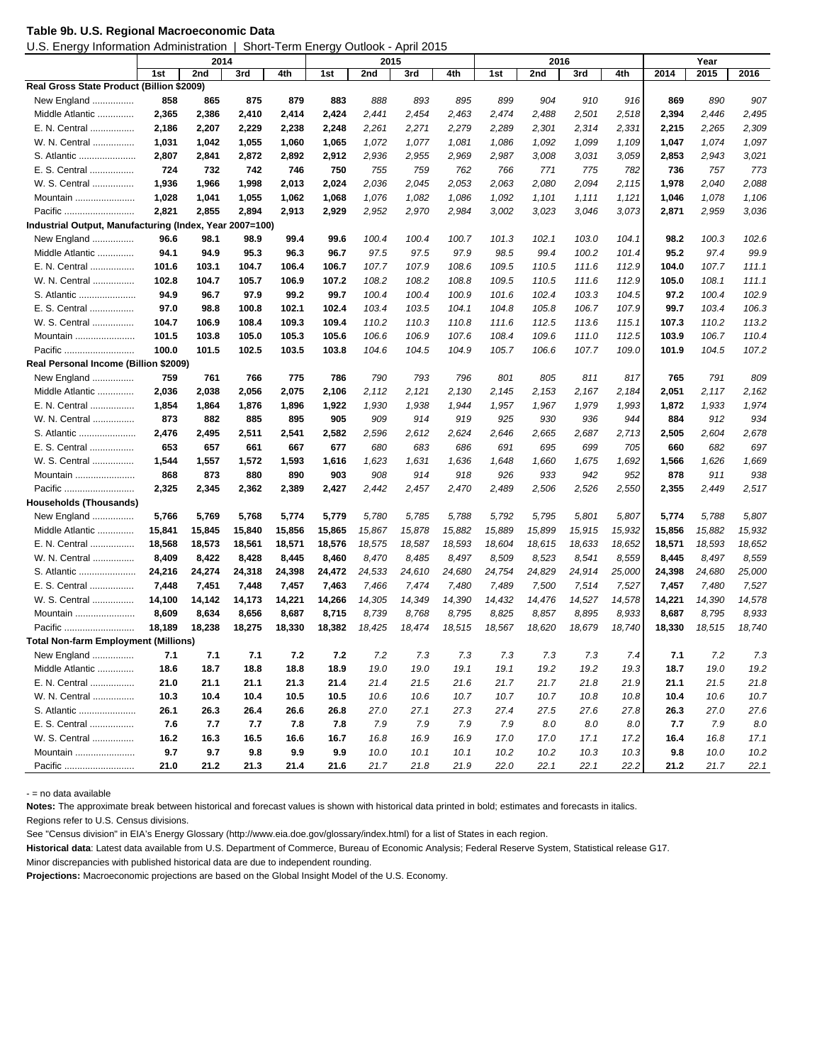**Table 9b. U.S. Regional Macroeconomic Data**

U.S. Energy Information Administration | Short-Term Energy Outlook - April 2015

| | 2014 | | | | 2015 | | | | 2016 | | | | Year | | |
|---|---|---|---|---|---|---|---|---|---|---|---|---|---|---|---|
| | 1st | 2nd | 3rd | 4th | 1st | 2nd | 3rd | 4th | 1st | 2nd | 3rd | 4th | 2014 | 2015 | 2016 |
| **Real Gross State Product (Billion $2009)** | | | | | | | | | | | | | | | |
| New England ................ | **858** | **865** | **875** | **879** | **883** | *888* | *893* | *895* | *899* | *904* | *910* | *916* | **869** | *890* | *907* |
| Middle Atlantic ............. | **2,365** | **2,386** | **2,410** | **2,414** | **2,424** | *2,441* | *2,454* | *2,463* | *2,474* | *2,488* | *2,501* | *2,518* | **2,394** | *2,446* | *2,495* |
| E. N. Central ................. | **2,186** | **2,207** | **2,229** | **2,238** | **2,248** | *2,261* | *2,271* | *2,279* | *2,289* | *2,301* | *2,314* | *2,331* | **2,215** | *2,265* | *2,309* |
| W. N. Central ................ | **1,031** | **1,042** | **1,055** | **1,060** | **1,065** | *1,072* | *1,077* | *1,081* | *1,086* | *1,092* | *1,099* | *1,109* | **1,047** | *1,074* | *1,097* |
| S. Atlantic ..................... | **2,807** | **2,841** | **2,872** | **2,892** | **2,912** | *2,936* | *2,955* | *2,969* | *2,987* | *3,008* | *3,031* | *3,059* | **2,853** | *2,943* | *3,021* |
| E. S. Central ................. | **724** | **732** | **742** | **746** | **750** | *755* | *759* | *762* | *766* | *771* | *775* | *782* | **736** | *757* | *773* |
| W. S. Central ................ | **1,936** | **1,966** | **1,998** | **2,013** | **2,024** | *2,036* | *2,045* | *2,053* | *2,063* | *2,080* | *2,094* | *2,115* | **1,978** | *2,040* | *2,088* |
| Mountain ....................... | **1,028** | **1,041** | **1,055** | **1,062** | **1,068** | *1,076* | *1,082* | *1,086* | *1,092* | *1,101* | *1,111* | *1,121* | **1,046** | *1,078* | *1,106* |
| Pacific .......................... | **2,821** | **2,855** | **2,894** | **2,913** | **2,929** | *2,952* | *2,970* | *2,984* | *3,002* | *3,023* | *3,046* | *3,073* | **2,871** | *2,959* | *3,036* |
| **Industrial Output, Manufacturing (Index, Year 2007=100)** | | | | | | | | | | | | | | | |
| New England ................ | **96.6** | **98.1** | **98.9** | **99.4** | **99.6** | *100.4* | *100.4* | *100.7* | *101.3* | *102.1* | *103.0* | *104.1* | **98.2** | *100.3* | *102.6* |
| Middle Atlantic ............. | **94.1** | **94.9** | **95.3** | **96.3** | **96.7** | *97.5* | *97.5* | *97.9* | *98.5* | *99.4* | *100.2* | *101.4* | **95.2** | *97.4* | *99.9* |
| E. N. Central ................. | **101.6** | **103.1** | **104.7** | **106.4** | **106.7** | *107.7* | *107.9* | *108.6* | *109.5* | *110.5* | *111.6* | *112.9* | **104.0** | *107.7* | *111.1* |
| W. N. Central ................ | **102.8** | **104.7** | **105.7** | **106.9** | **107.2** | *108.2* | *108.2* | *108.8* | *109.5* | *110.5* | *111.6* | *112.9* | **105.0** | *108.1* | *111.1* |
| S. Atlantic ..................... | **94.9** | **96.7** | **97.9** | **99.2** | **99.7** | *100.4* | *100.4* | *100.9* | *101.6* | *102.4* | *103.3* | *104.5* | **97.2** | *100.4* | *102.9* |
| E. S. Central ................. | **97.0** | **98.8** | **100.8** | **102.1** | **102.4** | *103.4* | *103.5* | *104.1* | *104.8* | *105.8* | *106.7* | *107.9* | **99.7** | *103.4* | *106.3* |
| W. S. Central ................ | **104.7** | **106.9** | **108.4** | **109.3** | **109.4** | *110.2* | *110.3* | *110.8* | *111.6* | *112.5* | *113.6* | *115.1* | **107.3** | *110.2* | *113.2* |
| Mountain ....................... | **101.5** | **103.8** | **105.0** | **105.3** | **105.6** | *106.6* | *106.9* | *107.6* | *108.4* | *109.6* | *111.0* | *112.5* | **103.9** | *106.7* | *110.4* |
| Pacific .......................... | **100.0** | **101.5** | **102.5** | **103.5** | **103.8** | *104.6* | *104.5* | *104.9* | *105.7* | *106.6* | *107.7* | *109.0* | **101.9** | *104.5* | *107.2* |
| **Real Personal Income (Billion $2009)** | | | | | | | | | | | | | | | |
| New England ................ | **759** | **761** | **766** | **775** | **786** | *790* | *793* | *796* | *801* | *805* | *811* | *817* | **765** | *791* | *809* |
| Middle Atlantic ............. | **2,036** | **2,038** | **2,056** | **2,075** | **2,106** | *2,112* | *2,121* | *2,130* | *2,145* | *2,153* | *2,167* | *2,184* | **2,051** | *2,117* | *2,162* |
| E. N. Central ................. | **1,854** | **1,864** | **1,876** | **1,896** | **1,922** | *1,930* | *1,938* | *1,944* | *1,957* | *1,967* | *1,979* | *1,993* | **1,872** | *1,933* | *1,974* |
| W. N. Central ................ | **873** | **882** | **885** | **895** | **905** | *909* | *914* | *919* | *925* | *930* | *936* | *944* | **884** | *912* | *934* |
| S. Atlantic ..................... | **2,476** | **2,495** | **2,511** | **2,541** | **2,582** | *2,596* | *2,612* | *2,624* | *2,646* | *2,665* | *2,687* | *2,713* | **2,505** | *2,604* | *2,678* |
| E. S. Central ................. | **653** | **657** | **661** | **667** | **677** | *680* | *683* | *686* | *691* | *695* | *699* | *705* | **660** | *682* | *697* |
| W. S. Central ................ | **1,544** | **1,557** | **1,572** | **1,593** | **1,616** | *1,623* | *1,631* | *1,636* | *1,648* | *1,660* | *1,675* | *1,692* | **1,566** | *1,626* | *1,669* |
| Mountain ....................... | **868** | **873** | **880** | **890** | **903** | *908* | *914* | *918* | *926* | *933* | *942* | *952* | **878** | *911* | *938* |
| Pacific .......................... | **2,325** | **2,345** | **2,362** | **2,389** | **2,427** | *2,442* | *2,457* | *2,470* | *2,489* | *2,506* | *2,526* | *2,550* | **2,355** | *2,449* | *2,517* |
| **Households (Thousands)** | | | | | | | | | | | | | | | |
| New England ................ | **5,766** | **5,769** | **5,768** | **5,774** | **5,779** | *5,780* | *5,785* | *5,788* | *5,792* | *5,795* | *5,801* | *5,807* | **5,774** | *5,788* | *5,807* |
| Middle Atlantic ............. | **15,841** | **15,845** | **15,840** | **15,856** | **15,865** | *15,867* | *15,878* | *15,882* | *15,889* | *15,899* | *15,915* | *15,932* | **15,856** | *15,882* | *15,932* |
| E. N. Central ................. | **18,568** | **18,573** | **18,561** | **18,571** | **18,576** | *18,575* | *18,587* | *18,593* | *18,604* | *18,615* | *18,633* | *18,652* | **18,571** | *18,593* | *18,652* |
| W. N. Central ................ | **8,409** | **8,422** | **8,428** | **8,445** | **8,460** | *8,470* | *8,485* | *8,497* | *8,509* | *8,523* | *8,541* | *8,559* | **8,445** | *8,497* | *8,559* |
| S. Atlantic ..................... | **24,216** | **24,274** | **24,318** | **24,398** | **24,472** | *24,533* | *24,610* | *24,680* | *24,754* | *24,829* | *24,914* | *25,000* | **24,398** | *24,680* | *25,000* |
| E. S. Central ................. | **7,448** | **7,451** | **7,448** | **7,457** | **7,463** | *7,466* | *7,474* | *7,480* | *7,489* | *7,500* | *7,514* | *7,527* | **7,457** | *7,480* | *7,527* |
| W. S. Central ................ | **14,100** | **14,142** | **14,173** | **14,221** | **14,266** | *14,305* | *14,349* | *14,390* | *14,432* | *14,476* | *14,527* | *14,578* | **14,221** | *14,390* | *14,578* |
| Mountain ....................... | **8,609** | **8,634** | **8,656** | **8,687** | **8,715** | *8,739* | *8,768* | *8,795* | *8,825* | *8,857* | *8,895* | *8,933* | **8,687** | *8,795* | *8,933* |
| Pacific .......................... | **18,189** | **18,238** | **18,275** | **18,330** | **18,382** | *18,425* | *18,474* | *18,515* | *18,567* | *18,620* | *18,679* | *18,740* | **18,330** | *18,515* | *18,740* |
| **Total Non-farm Employment (Millions)** | | | | | | | | | | | | | | | |
| New England ................ | **7.1** | **7.1** | **7.1** | **7.2** | **7.2** | *7.2* | *7.3* | *7.3* | *7.3* | *7.3* | *7.3* | *7.4* | **7.1** | *7.2* | *7.3* |
| Middle Atlantic ............. | **18.6** | **18.7** | **18.8** | **18.8** | **18.9** | *19.0* | *19.0* | *19.1* | *19.1* | *19.2* | *19.2* | *19.3* | **18.7** | *19.0* | *19.2* |
| E. N. Central ................. | **21.0** | **21.1** | **21.1** | **21.3** | **21.4** | *21.4* | *21.5* | *21.6* | *21.7* | *21.7* | *21.8* | *21.9* | **21.1** | *21.5* | *21.8* |
| W. N. Central ................ | **10.3** | **10.4** | **10.4** | **10.5** | **10.5** | *10.6* | *10.6* | *10.7* | *10.7* | *10.7* | *10.8* | *10.8* | **10.4** | *10.6* | *10.7* |
| S. Atlantic ..................... | **26.1** | **26.3** | **26.4** | **26.6** | **26.8** | *27.0* | *27.1* | *27.3* | *27.4* | *27.5* | *27.6* | *27.8* | **26.3** | *27.0* | *27.6* |
| E. S. Central ................. | **7.6** | **7.7** | **7.7** | **7.8** | **7.8** | *7.9* | *7.9* | *7.9* | *7.9* | *8.0* | *8.0* | *8.0* | **7.7** | *7.9* | *8.0* |
| W. S. Central ................ | **16.2** | **16.3** | **16.5** | **16.6** | **16.7** | *16.8* | *16.9* | *16.9* | *17.0* | *17.0* | *17.1* | *17.2* | **16.4** | *16.8* | *17.1* |
| Mountain ....................... | **9.7** | **9.7** | **9.8** | **9.9** | **9.9** | *10.0* | *10.1* | *10.1* | *10.2* | *10.2* | *10.3* | *10.3* | **9.8** | *10.0* | *10.2* |
| Pacific .......................... | **21.0** | **21.2** | **21.3** | **21.4** | **21.6** | *21.7* | *21.8* | *21.9* | *22.0* | *22.1* | *22.1* | *22.2* | **21.2** | *21.7* | *22.1* |

- = no data available

**Notes:** The approximate break between historical and forecast values is shown with historical data printed in bold; estimates and forecasts in italics.

Regions refer to U.S. Census divisions.

See "Census division" in EIA's Energy Glossary (http://www.eia.doe.gov/glossary/index.html) for a list of States in each region.

**Historical data**: Latest data available from U.S. Department of Commerce, Bureau of Economic Analysis; Federal Reserve System, Statistical release G17.

Minor discrepancies with published historical data are due to independent rounding.

**Projections:** Macroeconomic projections are based on the Global Insight Model of the U.S. Economy.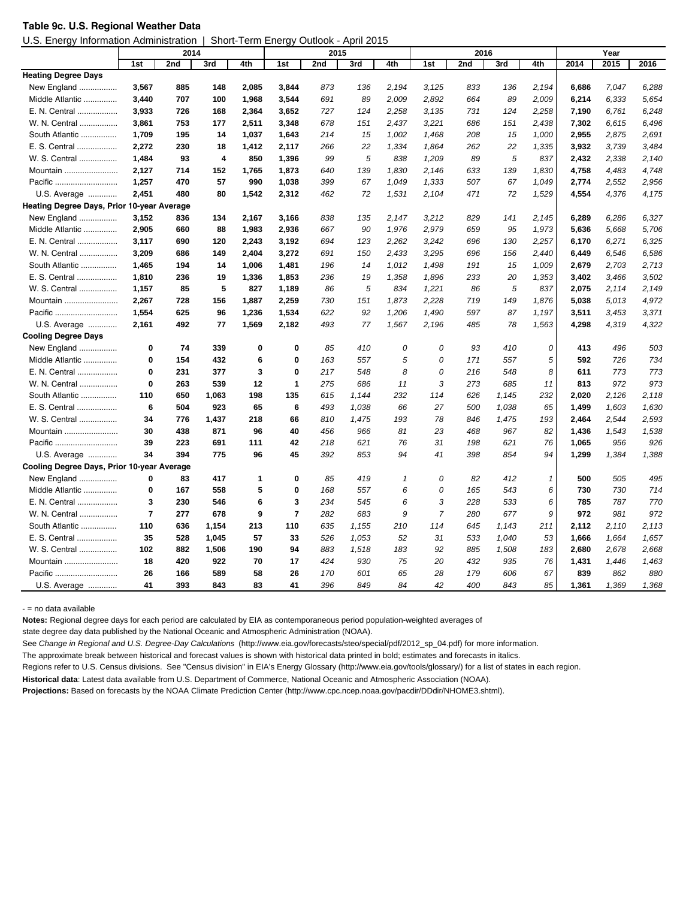**Table 9c. U.S. Regional Weather Data**

U.S. Energy Information Administration | Short-Term Energy Outlook - April 2015

| | 2014 | | | | 2015 | | | | 2016 | | | | Year | | |
|---|---|---|---|---|---|---|---|---|---|---|---|---|---|---|---|
| | 1st | 2nd | 3rd | 4th | 1st | 2nd | 3rd | 4th | 1st | 2nd | 3rd | 4th | 2014 | 2015 | 2016 |
| **Heating Degree Days** | | | | | | | | | | | | | | | |
| New England ................ | **3,567** | **885** | **148** | **2,085** | **3,844** | *873* | *136* | *2,194* | *3,125* | *833* | *136* | *2,194* | **6,686** | *7,047* | *6,288* |
| Middle Atlantic .............. | **3,440** | **707** | **100** | **1,968** | **3,544** | *691* | *89* | *2,009* | *2,892* | *664* | *89* | *2,009* | **6,214** | *6,333* | *5,654* |
| E. N. Central .................. | **3,933** | **726** | **168** | **2,364** | **3,652** | *727* | *124* | *2,258* | *3,135* | *731* | *124* | *2,258* | **7,190** | *6,761* | *6,248* |
| W. N. Central ................ | **3,861** | **753** | **177** | **2,511** | **3,348** | *678* | *151* | *2,437* | *3,221* | *686* | *151* | *2,438* | **7,302** | *6,615* | *6,496* |
| South Atlantic ................ | **1,709** | **195** | **14** | **1,037** | **1,643** | *214* | *15* | *1,002* | *1,468* | *208* | *15* | *1,000* | **2,955** | *2,875* | *2,691* |
| E. S. Central .................. | **2,272** | **230** | **18** | **1,412** | **2,117** | *266* | *22* | *1,334* | *1,864* | *262* | *22* | *1,335* | **3,932** | *3,739* | *3,484* |
| W. S. Central ................ | **1,484** | **93** | **4** | **850** | **1,396** | *99* | *5* | *838* | *1,209* | *89* | *5* | *837* | **2,432** | *2,338* | *2,140* |
| Mountain ........................ | **2,127** | **714** | **152** | **1,765** | **1,873** | *640* | *139* | *1,830* | *2,146* | *633* | *139* | *1,830* | **4,758** | *4,483* | *4,748* |
| Pacific ........................... | **1,257** | **470** | **57** | **990** | **1,038** | *399* | *67* | *1,049* | *1,333* | *507* | *67* | *1,049* | **2,774** | *2,552* | *2,956* |
| U.S. Average ............ | **2,451** | **480** | **80** | **1,542** | **2,312** | *462* | *72* | *1,531* | *2,104* | *471* | *72* | *1,529* | **4,554** | *4,376* | *4,175* |
| **Heating Degree Days, Prior 10-year Average** | | | | | | | | | | | | | | | |
| New England ................ | **3,152** | **836** | **134** | **2,167** | **3,166** | *838* | *135* | *2,147* | *3,212* | *829* | *141* | *2,145* | **6,289** | *6,286* | *6,327* |
| Middle Atlantic .............. | **2,905** | **660** | **88** | **1,983** | **2,936** | *667* | *90* | *1,976* | *2,979* | *659* | *95* | *1,973* | **5,636** | *5,668* | *5,706* |
| E. N. Central .................. | **3,117** | **690** | **120** | **2,243** | **3,192** | *694* | *123* | *2,262* | *3,242* | *696* | *130* | *2,257* | **6,170** | *6,271* | *6,325* |
| W. N. Central ................ | **3,209** | **686** | **149** | **2,404** | **3,272** | *691* | *150* | *2,433* | *3,295* | *696* | *156* | *2,440* | **6,449** | *6,546* | *6,586* |
| South Atlantic ................ | **1,465** | **194** | **14** | **1,006** | **1,481** | *196* | *14* | *1,012* | *1,498* | *191* | *15* | *1,009* | **2,679** | *2,703* | *2,713* |
| E. S. Central .................. | **1,810** | **236** | **19** | **1,336** | **1,853** | *236* | *19* | *1,358* | *1,896* | *233* | *20* | *1,353* | **3,402** | *3,466* | *3,502* |
| W. S. Central ................ | **1,157** | **85** | **5** | **827** | **1,189** | *86* | *5* | *834* | *1,221* | *86* | *5* | *837* | **2,075** | *2,114* | *2,149* |
| Mountain ........................ | **2,267** | **728** | **156** | **1,887** | **2,259** | *730* | *151* | *1,873* | *2,228* | *719* | *149* | *1,876* | **5,038** | *5,013* | *4,972* |
| Pacific ........................... | **1,554** | **625** | **96** | **1,236** | **1,534** | *622* | *92* | *1,206* | *1,490* | *597* | *87* | *1,197* | **3,511** | *3,453* | *3,371* |
| U.S. Average ............ | **2,161** | **492** | **77** | **1,569** | **2,182** | *493* | *77* | *1,567* | *2,196* | *485* | *78* | *1,563* | **4,298** | *4,319* | *4,322* |
| **Cooling Degree Days** | | | | | | | | | | | | | | | |
| New England ................ | **0** | **74** | **339** | **0** | **0** | *85* | *410* | *0* | *0* | *93* | *410* | *0* | **413** | *496* | *503* |
| Middle Atlantic .............. | **0** | **154** | **432** | **6** | **0** | *163* | *557* | *5* | *0* | *171* | *557* | *5* | **592** | *726* | *734* |
| E. N. Central .................. | **0** | **231** | **377** | **3** | **0** | *217* | *548* | *8* | *0* | *216* | *548* | *8* | **611** | *773* | *773* |
| W. N. Central ................ | **0** | **263** | **539** | **12** | **1** | *275* | *686* | *11* | *3* | *273* | *685* | *11* | **813** | *972* | *973* |
| South Atlantic ................ | **110** | **650** | **1,063** | **198** | **135** | *615* | *1,144* | *232* | *114* | *626* | *1,145* | *232* | **2,020** | *2,126* | *2,118* |
| E. S. Central .................. | **6** | **504** | **923** | **65** | **6** | *493* | *1,038* | *66* | *27* | *500* | *1,038* | *65* | **1,499** | *1,603* | *1,630* |
| W. S. Central ................ | **34** | **776** | **1,437** | **218** | **66** | *810* | *1,475* | *193* | *78* | *846* | *1,475* | *193* | **2,464** | *2,544* | *2,593* |
| Mountain ........................ | **30** | **438** | **871** | **96** | **40** | *456* | *966* | *81* | *23* | *468* | *967* | *82* | **1,436** | *1,543* | *1,538* |
| Pacific ........................... | **39** | **223** | **691** | **111** | **42** | *218* | *621* | *76* | *31* | *198* | *621* | *76* | **1,065** | *956* | *926* |
| U.S. Average ............ | **34** | **394** | **775** | **96** | **45** | *392* | *853* | *94* | *41* | *398* | *854* | *94* | **1,299** | *1,384* | *1,388* |
| **Cooling Degree Days, Prior 10-year Average** | | | | | | | | | | | | | | | |
| New England ................ | **0** | **83** | **417** | **1** | **0** | *85* | *419* | *1* | *0* | *82* | *412* | *1* | **500** | *505* | *495* |
| Middle Atlantic .............. | **0** | **167** | **558** | **5** | **0** | *168* | *557* | *6* | *0* | *165* | *543* | *6* | **730** | *730* | *714* |
| E. N. Central .................. | **3** | **230** | **546** | **6** | **3** | *234* | *545* | *6* | *3* | *228* | *533* | *6* | **785** | *787* | *770* |
| W. N. Central ................ | **7** | **277** | **678** | **9** | **7** | *282* | *683* | *9* | *7* | *280* | *677* | *9* | **972** | *981* | *972* |
| South Atlantic ................ | **110** | **636** | **1,154** | **213** | **110** | *635* | *1,155* | *210* | *114* | *645* | *1,143* | *211* | **2,112** | *2,110* | *2,113* |
| E. S. Central .................. | **35** | **528** | **1,045** | **57** | **33** | *526* | *1,053* | *52* | *31* | *533* | *1,040* | *53* | **1,666** | *1,664* | *1,657* |
| W. S. Central ................ | **102** | **882** | **1,506** | **190** | **94** | *883* | *1,518* | *183* | *92* | *885* | *1,508* | *183* | **2,680** | *2,678* | *2,668* |
| Mountain ........................ | **18** | **420** | **922** | **70** | **17** | *424* | *930* | *75* | *20* | *432* | *935* | *76* | **1,431** | *1,446* | *1,463* |
| Pacific ........................... | **26** | **166** | **589** | **58** | **26** | *170* | *601* | *65* | *28* | *179* | *606* | *67* | **839** | *862* | *880* |
| U.S. Average ............ | **41** | **393** | **843** | **83** | **41** | *396* | *849* | *84* | *42* | *400* | *843* | *85* | **1,361** | *1,369* | *1,368* |

\- = no data available

**Notes:** Regional degree days for each period are calculated by EIA as contemporaneous period population-weighted averages of state degree day data published by the National Oceanic and Atmospheric Administration (NOAA).

See *Change in Regional and U.S. Degree-Day Calculations* (http://www.eia.gov/forecasts/steo/special/pdf/2012_sp_04.pdf) for more information.

The approximate break between historical and forecast values is shown with historical data printed in bold; estimates and forecasts in italics.

Regions refer to U.S. Census divisions. See "Census division" in EIA's Energy Glossary (http://www.eia.gov/tools/glossary/) for a list of states in each region.

**Historical data**: Latest data available from U.S. Department of Commerce, National Oceanic and Atmospheric Association (NOAA).

**Projections:** Based on forecasts by the NOAA Climate Prediction Center (http://www.cpc.ncep.noaa.gov/pacdir/DDdir/NHOME3.shtml).